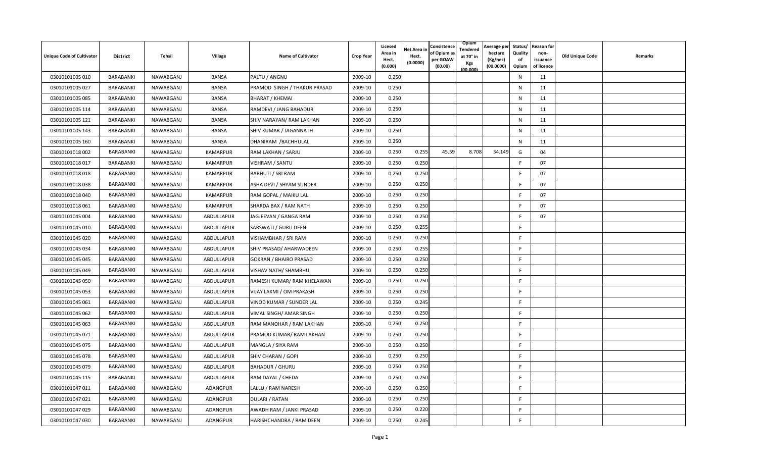| Unique Code of Cultivator | District | Tehsil | Village | Name of Cultivator | Crop Year | Licesed Area in Hect. (0.000) | Net Area in Hect. (0.0000) | Consistence of Opium as per GOAW (00.00) | Opium Tendered at 70° in Kgs (00.000) | Average per hectare (Kg/hec) (00.0000) | Status/ Quality of Opium | Reason for non-issuance of licence | Old Unique Code | Remarks |
|---|---|---|---|---|---|---|---|---|---|---|---|---|---|---|
| 03010101005 010 | BARABANKI | NAWABGANJ | BANSA | PALTU / ANGNU | 2009-10 | 0.250 | | | | | N | 11 | | |
| 03010101005 027 | BARABANKI | NAWABGANJ | BANSA | PRAMOD SINGH / THAKUR PRASAD | 2009-10 | 0.250 | | | | | N | 11 | | |
| 03010101005 085 | BARABANKI | NAWABGANJ | BANSA | BHARAT / KHEMAI | 2009-10 | 0.250 | | | | | N | 11 | | |
| 03010101005 114 | BARABANKI | NAWABGANJ | BANSA | RAMDEVI / JANG BAHADUR | 2009-10 | 0.250 | | | | | N | 11 | | |
| 03010101005 121 | BARABANKI | NAWABGANJ | BANSA | SHIV NARAYAN/ RAM LAKHAN | 2009-10 | 0.250 | | | | | N | 11 | | |
| 03010101005 143 | BARABANKI | NAWABGANJ | BANSA | SHIV KUMAR / JAGANNATH | 2009-10 | 0.250 | | | | | N | 11 | | |
| 03010101005 160 | BARABANKI | NAWABGANJ | BANSA | DHANIRAM /BACHHULAL | 2009-10 | 0.250 | | | | | N | 11 | | |
| 03010101018 002 | BARABANKI | NAWABGANJ | KAMARPUR | RAM LAKHAN / SARJU | 2009-10 | 0.250 | 0.255 | 45.59 | 8.708 | 34.149 | G | 04 | | |
| 03010101018 017 | BARABANKI | NAWABGANJ | KAMARPUR | VISHRAM / SANTU | 2009-10 | 0.250 | 0.250 | | | | F | 07 | | |
| 03010101018 018 | BARABANKI | NAWABGANJ | KAMARPUR | BABHUTI / SRI RAM | 2009-10 | 0.250 | 0.250 | | | | F | 07 | | |
| 03010101018 038 | BARABANKI | NAWABGANJ | KAMARPUR | ASHA DEVI / SHYAM SUNDER | 2009-10 | 0.250 | 0.250 | | | | F | 07 | | |
| 03010101018 040 | BARABANKI | NAWABGANJ | KAMARPUR | RAM GOPAL / MAIKU LAL | 2009-10 | 0.250 | 0.250 | | | | F | 07 | | |
| 03010101018 061 | BARABANKI | NAWABGANJ | KAMARPUR | SHARDA BAX / RAM NATH | 2009-10 | 0.250 | 0.250 | | | | F | 07 | | |
| 03010101045 004 | BARABANKI | NAWABGANJ | ABDULLAPUR | JAGJEEVAN / GANGA RAM | 2009-10 | 0.250 | 0.250 | | | | F | 07 | | |
| 03010101045 010 | BARABANKI | NAWABGANJ | ABDULLAPUR | SARSWATI / GURU DEEN | 2009-10 | 0.250 | 0.255 | | | | F | | | |
| 03010101045 020 | BARABANKI | NAWABGANJ | ABDULLAPUR | VISHAMBHAR / SRI RAM | 2009-10 | 0.250 | 0.250 | | | | F | | | |
| 03010101045 034 | BARABANKI | NAWABGANJ | ABDULLAPUR | SHIV PRASAD/ AHARWADEEN | 2009-10 | 0.250 | 0.255 | | | | F | | | |
| 03010101045 045 | BARABANKI | NAWABGANJ | ABDULLAPUR | GOKRAN / BHAIRO PRASAD | 2009-10 | 0.250 | 0.250 | | | | F | | | |
| 03010101045 049 | BARABANKI | NAWABGANJ | ABDULLAPUR | VISHAV NATH/ SHAMBHU | 2009-10 | 0.250 | 0.250 | | | | F | | | |
| 03010101045 050 | BARABANKI | NAWABGANJ | ABDULLAPUR | RAMESH KUMAR/ RAM KHELAWAN | 2009-10 | 0.250 | 0.250 | | | | F | | | |
| 03010101045 053 | BARABANKI | NAWABGANJ | ABDULLAPUR | VIJAY LAXMI / OM PRAKASH | 2009-10 | 0.250 | 0.250 | | | | F | | | |
| 03010101045 061 | BARABANKI | NAWABGANJ | ABDULLAPUR | VINOD KUMAR / SUNDER LAL | 2009-10 | 0.250 | 0.245 | | | | F | | | |
| 03010101045 062 | BARABANKI | NAWABGANJ | ABDULLAPUR | VIMAL SINGH/ AMAR SINGH | 2009-10 | 0.250 | 0.250 | | | | F | | | |
| 03010101045 063 | BARABANKI | NAWABGANJ | ABDULLAPUR | RAM MANOHAR / RAM LAKHAN | 2009-10 | 0.250 | 0.250 | | | | F | | | |
| 03010101045 071 | BARABANKI | NAWABGANJ | ABDULLAPUR | PRAMOD KUMAR/ RAM LAKHAN | 2009-10 | 0.250 | 0.250 | | | | F | | | |
| 03010101045 075 | BARABANKI | NAWABGANJ | ABDULLAPUR | MANGLA / SIYA RAM | 2009-10 | 0.250 | 0.250 | | | | F | | | |
| 03010101045 078 | BARABANKI | NAWABGANJ | ABDULLAPUR | SHIV CHARAN / GOPI | 2009-10 | 0.250 | 0.250 | | | | F | | | |
| 03010101045 079 | BARABANKI | NAWABGANJ | ABDULLAPUR | BAHADUR / GHURU | 2009-10 | 0.250 | 0.250 | | | | F | | | |
| 03010101045 115 | BARABANKI | NAWABGANJ | ABDULLAPUR | RAM DAYAL / CHEDA | 2009-10 | 0.250 | 0.250 | | | | F | | | |
| 03010101047 011 | BARABANKI | NAWABGANJ | ADANGPUR | LALLU / RAM NARESH | 2009-10 | 0.250 | 0.250 | | | | F | | | |
| 03010101047 021 | BARABANKI | NAWABGANJ | ADANGPUR | DULARI / RATAN | 2009-10 | 0.250 | 0.250 | | | | F | | | |
| 03010101047 029 | BARABANKI | NAWABGANJ | ADANGPUR | AWADH RAM / JANKI PRASAD | 2009-10 | 0.250 | 0.220 | | | | F | | | |
| 03010101047 030 | BARABANKI | NAWABGANJ | ADANGPUR | HARISHCHANDRA / RAM DEEN | 2009-10 | 0.250 | 0.245 | | | | F | | | |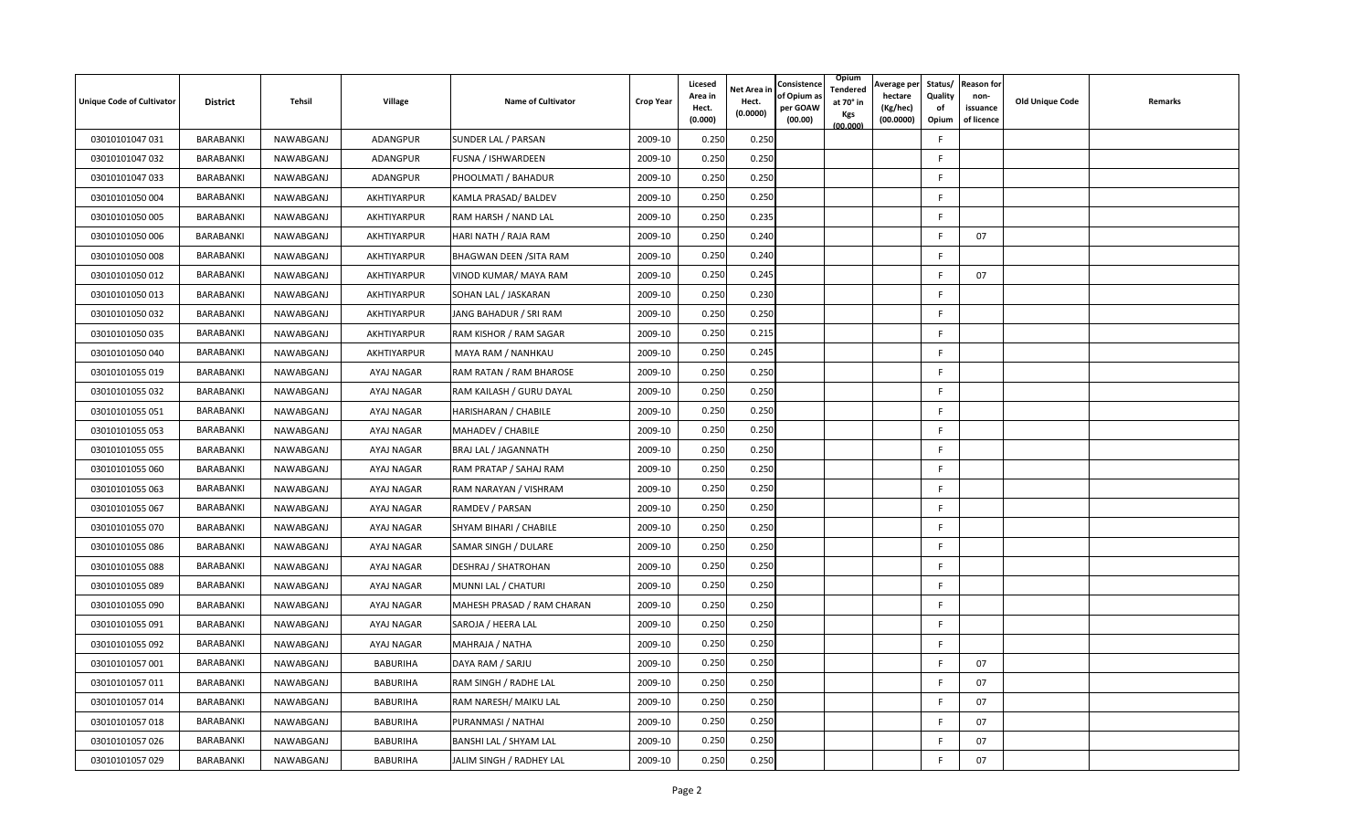| Unique Code of Cultivator | District | Tehsil | Village | Name of Cultivator | Crop Year | Licesed Area in Hect. (0.000) | Net Area in Hect. (0.0000) | Consistence of Opium as per GOAW (00.00) | Opium Tendered at 70° in Kgs (00.000) | Average per hectare (Kg/hec) (00.0000) | Status/ Quality of Opium | Reason for non-issuance of licence | Old Unique Code | Remarks |
|---|---|---|---|---|---|---|---|---|---|---|---|---|---|---|
| 03010101047 031 | BARABANKI | NAWABGANJ | ADANGPUR | SUNDER LAL / PARSAN | 2009-10 | 0.250 | 0.250 | | | | F | | | |
| 03010101047 032 | BARABANKI | NAWABGANJ | ADANGPUR | FUSNA / ISHWARDEEN | 2009-10 | 0.250 | 0.250 | | | | F | | | |
| 03010101047 033 | BARABANKI | NAWABGANJ | ADANGPUR | PHOOLMATI / BAHADUR | 2009-10 | 0.250 | 0.250 | | | | F | | | |
| 03010101050 004 | BARABANKI | NAWABGANJ | AKHTIYARPUR | KAMLA PRASAD/ BALDEV | 2009-10 | 0.250 | 0.250 | | | | F | | | |
| 03010101050 005 | BARABANKI | NAWABGANJ | AKHTIYARPUR | RAM HARSH / NAND LAL | 2009-10 | 0.250 | 0.235 | | | | F | | | |
| 03010101050 006 | BARABANKI | NAWABGANJ | AKHTIYARPUR | HARI NATH / RAJA RAM | 2009-10 | 0.250 | 0.240 | | | | F | 07 | | |
| 03010101050 008 | BARABANKI | NAWABGANJ | AKHTIYARPUR | BHAGWAN DEEN /SITA RAM | 2009-10 | 0.250 | 0.240 | | | | F | | | |
| 03010101050 012 | BARABANKI | NAWABGANJ | AKHTIYARPUR | VINOD KUMAR/ MAYA RAM | 2009-10 | 0.250 | 0.245 | | | | F | 07 | | |
| 03010101050 013 | BARABANKI | NAWABGANJ | AKHTIYARPUR | SOHAN LAL / JASKARAN | 2009-10 | 0.250 | 0.230 | | | | F | | | |
| 03010101050 032 | BARABANKI | NAWABGANJ | AKHTIYARPUR | JANG BAHADUR / SRI RAM | 2009-10 | 0.250 | 0.250 | | | | F | | | |
| 03010101050 035 | BARABANKI | NAWABGANJ | AKHTIYARPUR | RAM KISHOR / RAM SAGAR | 2009-10 | 0.250 | 0.215 | | | | F | | | |
| 03010101050 040 | BARABANKI | NAWABGANJ | AKHTIYARPUR | MAYA RAM / NANHKAU | 2009-10 | 0.250 | 0.245 | | | | F | | | |
| 03010101055 019 | BARABANKI | NAWABGANJ | AYAJ NAGAR | RAM RATAN / RAM BHAROSE | 2009-10 | 0.250 | 0.250 | | | | F | | | |
| 03010101055 032 | BARABANKI | NAWABGANJ | AYAJ NAGAR | RAM KAILASH / GURU DAYAL | 2009-10 | 0.250 | 0.250 | | | | F | | | |
| 03010101055 051 | BARABANKI | NAWABGANJ | AYAJ NAGAR | HARISHARAN / CHABILE | 2009-10 | 0.250 | 0.250 | | | | F | | | |
| 03010101055 053 | BARABANKI | NAWABGANJ | AYAJ NAGAR | MAHADEV / CHABILE | 2009-10 | 0.250 | 0.250 | | | | F | | | |
| 03010101055 055 | BARABANKI | NAWABGANJ | AYAJ NAGAR | BRAJ LAL / JAGANNATH | 2009-10 | 0.250 | 0.250 | | | | F | | | |
| 03010101055 060 | BARABANKI | NAWABGANJ | AYAJ NAGAR | RAM PRATAP / SAHAJ RAM | 2009-10 | 0.250 | 0.250 | | | | F | | | |
| 03010101055 063 | BARABANKI | NAWABGANJ | AYAJ NAGAR | RAM NARAYAN / VISHRAM | 2009-10 | 0.250 | 0.250 | | | | F | | | |
| 03010101055 067 | BARABANKI | NAWABGANJ | AYAJ NAGAR | RAMDEV / PARSAN | 2009-10 | 0.250 | 0.250 | | | | F | | | |
| 03010101055 070 | BARABANKI | NAWABGANJ | AYAJ NAGAR | SHYAM BIHARI / CHABILE | 2009-10 | 0.250 | 0.250 | | | | F | | | |
| 03010101055 086 | BARABANKI | NAWABGANJ | AYAJ NAGAR | SAMAR SINGH / DULARE | 2009-10 | 0.250 | 0.250 | | | | F | | | |
| 03010101055 088 | BARABANKI | NAWABGANJ | AYAJ NAGAR | DESHRAJ / SHATROHAN | 2009-10 | 0.250 | 0.250 | | | | F | | | |
| 03010101055 089 | BARABANKI | NAWABGANJ | AYAJ NAGAR | MUNNI LAL / CHATURI | 2009-10 | 0.250 | 0.250 | | | | F | | | |
| 03010101055 090 | BARABANKI | NAWABGANJ | AYAJ NAGAR | MAHESH PRASAD / RAM CHARAN | 2009-10 | 0.250 | 0.250 | | | | F | | | |
| 03010101055 091 | BARABANKI | NAWABGANJ | AYAJ NAGAR | SAROJA / HEERA LAL | 2009-10 | 0.250 | 0.250 | | | | F | | | |
| 03010101055 092 | BARABANKI | NAWABGANJ | AYAJ NAGAR | MAHRAJA / NATHA | 2009-10 | 0.250 | 0.250 | | | | F | | | |
| 03010101057 001 | BARABANKI | NAWABGANJ | BABURIHA | DAYA RAM / SARJU | 2009-10 | 0.250 | 0.250 | | | | F | 07 | | |
| 03010101057 011 | BARABANKI | NAWABGANJ | BABURIHA | RAM SINGH / RADHE LAL | 2009-10 | 0.250 | 0.250 | | | | F | 07 | | |
| 03010101057 014 | BARABANKI | NAWABGANJ | BABURIHA | RAM NARESH/ MAIKU LAL | 2009-10 | 0.250 | 0.250 | | | | F | 07 | | |
| 03010101057 018 | BARABANKI | NAWABGANJ | BABURIHA | PURANMASI / NATHAI | 2009-10 | 0.250 | 0.250 | | | | F | 07 | | |
| 03010101057 026 | BARABANKI | NAWABGANJ | BABURIHA | BANSHI LAL / SHYAM LAL | 2009-10 | 0.250 | 0.250 | | | | F | 07 | | |
| 03010101057 029 | BARABANKI | NAWABGANJ | BABURIHA | JALIM SINGH / RADHEY LAL | 2009-10 | 0.250 | 0.250 | | | | F | 07 | | |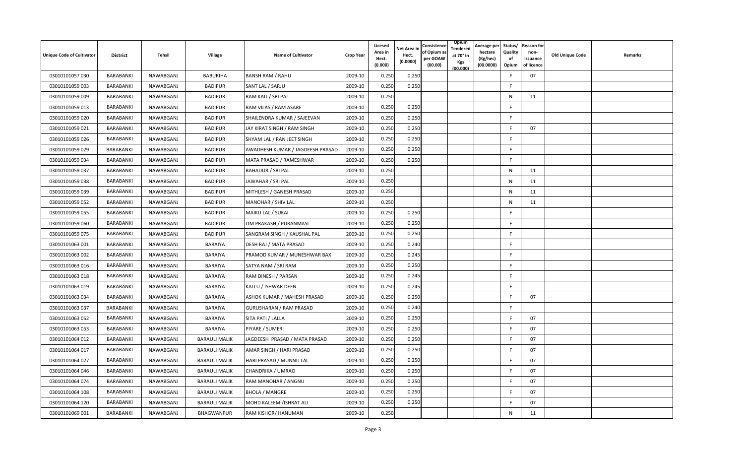| Unique Code of Cultivator | District | Tehsil | Village | Name of Cultivator | Crop Year | Licesed Area in Hect. (0.000) | Net Area in Hect. (0.0000) | Consistence of Opium as per GOAW (00.00) | Opium Tendered at 70° in Kgs (00.000) | Average per hectare (Kg/hec) (00.0000) | Status/ Quality of Opium | Reason for non-issuance of licence | Old Unique Code | Remarks |
|---|---|---|---|---|---|---|---|---|---|---|---|---|---|---|
| 03010101057 030 | BARABANKI | NAWABGANJ | BABURIHA | BANSH RAM / RAHU | 2009-10 | 0.250 | 0.250 | | | | F | 07 | | |
| 03010101059 003 | BARABANKI | NAWABGANJ | BADIPUR | SANT LAL / SARJU | 2009-10 | 0.250 | 0.250 | | | | F | | | |
| 03010101059 009 | BARABANKI | NAWABGANJ | BADIPUR | RAM KALI / SRI PAL | 2009-10 | 0.250 | | | | | N | 11 | | |
| 03010101059 013 | BARABANKI | NAWABGANJ | BADIPUR | RAM VILAS / RAM ASARE | 2009-10 | 0.250 | 0.250 | | | | F | | | |
| 03010101059 020 | BARABANKI | NAWABGANJ | BADIPUR | SHAILENDRA KUMAR / SAJEEVAN | 2009-10 | 0.250 | 0.250 | | | | F | | | |
| 03010101059 021 | BARABANKI | NAWABGANJ | BADIPUR | JAY KIRAT SINGH / RAM SINGH | 2009-10 | 0.250 | 0.250 | | | | F | 07 | | |
| 03010101059 026 | BARABANKI | NAWABGANJ | BADIPUR | SHYAM LAL / RAN JEET SINGH | 2009-10 | 0.250 | 0.250 | | | | F | | | |
| 03010101059 029 | BARABANKI | NAWABGANJ | BADIPUR | AWADHESH KUMAR / JAGDEESH PRASAD | 2009-10 | 0.250 | 0.250 | | | | F | | | |
| 03010101059 034 | BARABANKI | NAWABGANJ | BADIPUR | MATA PRASAD / RAMESHWAR | 2009-10 | 0.250 | 0.250 | | | | F | | | |
| 03010101059 037 | BARABANKI | NAWABGANJ | BADIPUR | BAHADUR / SRI PAL | 2009-10 | 0.250 | | | | | N | 11 | | |
| 03010101059 038 | BARABANKI | NAWABGANJ | BADIPUR | JAWAHAR / SRI PAL | 2009-10 | 0.250 | | | | | N | 11 | | |
| 03010101059 039 | BARABANKI | NAWABGANJ | BADIPUR | MITHLESH / GANESH PRASAD | 2009-10 | 0.250 | | | | | N | 11 | | |
| 03010101059 052 | BARABANKI | NAWABGANJ | BADIPUR | MANOHAR / SHIV LAL | 2009-10 | 0.250 | | | | | N | 11 | | |
| 03010101059 055 | BARABANKI | NAWABGANJ | BADIPUR | MAIKU LAL / SUKAI | 2009-10 | 0.250 | 0.250 | | | | F | | | |
| 03010101059 060 | BARABANKI | NAWABGANJ | BADIPUR | OM PRAKASH / PURANMASI | 2009-10 | 0.250 | 0.250 | | | | F | | | |
| 03010101059 075 | BARABANKI | NAWABGANJ | BADIPUR | SANGRAM SINGH / KAUSHAL PAL | 2009-10 | 0.250 | 0.250 | | | | F | | | |
| 03010101063 001 | BARABANKI | NAWABGANJ | BARAIYA | DESH RAJ / MATA PRASAD | 2009-10 | 0.250 | 0.240 | | | | F | | | |
| 03010101063 002 | BARABANKI | NAWABGANJ | BARAIYA | PRAMOD KUMAR / MUNESHWAR BAX | 2009-10 | 0.250 | 0.245 | | | | F | | | |
| 03010101063 016 | BARABANKI | NAWABGANJ | BARAIYA | SATYA NAM / SRI RAM | 2009-10 | 0.250 | 0.250 | | | | F | | | |
| 03010101063 018 | BARABANKI | NAWABGANJ | BARAIYA | RAM DINESH / PARSAN | 2009-10 | 0.250 | 0.245 | | | | F | | | |
| 03010101063 019 | BARABANKI | NAWABGANJ | BARAIYA | KALLU / ISHWAR DEEN | 2009-10 | 0.250 | 0.245 | | | | F | | | |
| 03010101063 034 | BARABANKI | NAWABGANJ | BARAIYA | ASHOK KUMAR / MAHESH PRASAD | 2009-10 | 0.250 | 0.250 | | | | F | 07 | | |
| 03010101063 037 | BARABANKI | NAWABGANJ | BARAIYA | GURUSHARAN / RAM PRASAD | 2009-10 | 0.250 | 0.240 | | | | F | | | |
| 03010101063 052 | BARABANKI | NAWABGANJ | BARAIYA | SITA PATI / LALLA | 2009-10 | 0.250 | 0.250 | | | | F | 07 | | |
| 03010101063 053 | BARABANKI | NAWABGANJ | BARAIYA | PIYARE / SUMERI | 2009-10 | 0.250 | 0.250 | | | | F | 07 | | |
| 03010101064 012 | BARABANKI | NAWABGANJ | BARAULI MALIK | JAGDEESH PRASAD / MATA PRASAD | 2009-10 | 0.250 | 0.250 | | | | F | 07 | | |
| 03010101064 017 | BARABANKI | NAWABGANJ | BARAULI MALIK | AMAR SINGH / HARI PRASAD | 2009-10 | 0.250 | 0.250 | | | | F | 07 | | |
| 03010101064 027 | BARABANKI | NAWABGANJ | BARAULI MALIK | HARI PRASAD / MUNNU LAL | 2009-10 | 0.250 | 0.250 | | | | F | 07 | | |
| 03010101064 046 | BARABANKI | NAWABGANJ | BARAULI MALIK | CHANDRIKA / UMRAO | 2009-10 | 0.250 | 0.250 | | | | F | 07 | | |
| 03010101064 074 | BARABANKI | NAWABGANJ | BARAULI MALIK | RAM MANOHAR / ANGNU | 2009-10 | 0.250 | 0.250 | | | | F | 07 | | |
| 03010101064 108 | BARABANKI | NAWABGANJ | BARAULI MALIK | BHOLA / MANGRE | 2009-10 | 0.250 | 0.250 | | | | F | 07 | | |
| 03010101064 120 | BARABANKI | NAWABGANJ | BARAULI MALIK | MOHD KALEEM /ISHRAT ALI | 2009-10 | 0.250 | 0.250 | | | | F | 07 | | |
| 03010101069 001 | BARABANKI | NAWABGANJ | BHAGWANPUR | RAM KISHOR/ HANUMAN | 2009-10 | 0.250 | | | | | N | 11 | | |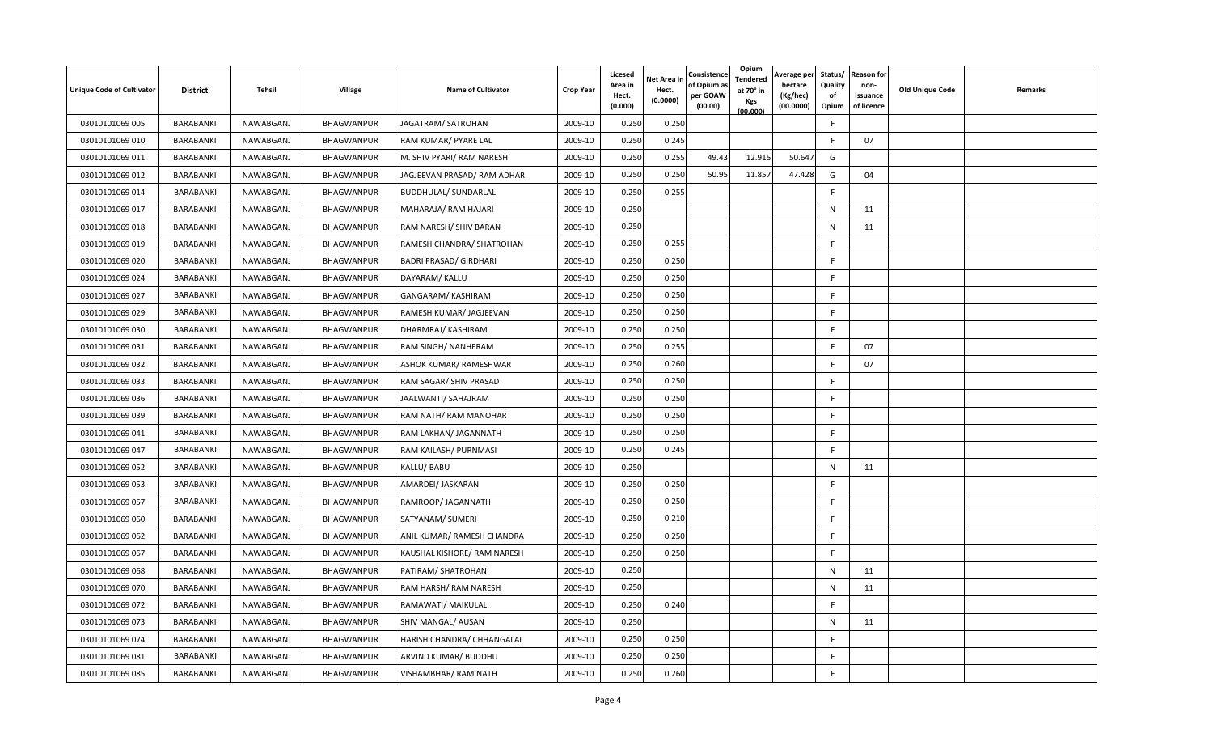| Unique Code of Cultivator | District | Tehsil | Village | Name of Cultivator | Crop Year | Licesed Area in Hect. (0.000) | Net Area in Hect. (0.0000) | Consistence of Opium as per GOAW (00.00) | Opium Tendered at 70° in Kgs (00.000) | Average per hectare (Kg/hec) (00.0000) | Status/ Quality of Opium | Reason for non-issuance of licence | Old Unique Code | Remarks |
|---|---|---|---|---|---|---|---|---|---|---|---|---|---|---|
| 03010101069 005 | BARABANKI | NAWABGANJ | BHAGWANPUR | JAGATRAM/ SATROHAN | 2009-10 | 0.250 | 0.250 | | | | F | | | |
| 03010101069 010 | BARABANKI | NAWABGANJ | BHAGWANPUR | RAM KUMAR/ PYARE LAL | 2009-10 | 0.250 | 0.245 | | | | F | 07 | | |
| 03010101069 011 | BARABANKI | NAWABGANJ | BHAGWANPUR | M. SHIV PYARI/ RAM NARESH | 2009-10 | 0.250 | 0.255 | 49.43 | 12.915 | 50.647 | G | | | |
| 03010101069 012 | BARABANKI | NAWABGANJ | BHAGWANPUR | JAGJEEVAN PRASAD/ RAM ADHAR | 2009-10 | 0.250 | 0.250 | 50.95 | 11.857 | 47.428 | G | 04 | | |
| 03010101069 014 | BARABANKI | NAWABGANJ | BHAGWANPUR | BUDDHULAL/ SUNDARLAL | 2009-10 | 0.250 | 0.255 | | | | F | | | |
| 03010101069 017 | BARABANKI | NAWABGANJ | BHAGWANPUR | MAHARAJA/ RAM HAJARI | 2009-10 | 0.250 | | | | | N | 11 | | |
| 03010101069 018 | BARABANKI | NAWABGANJ | BHAGWANPUR | RAM NARESH/ SHIV BARAN | 2009-10 | 0.250 | | | | | N | 11 | | |
| 03010101069 019 | BARABANKI | NAWABGANJ | BHAGWANPUR | RAMESH CHANDRA/ SHATROHAN | 2009-10 | 0.250 | 0.255 | | | | F | | | |
| 03010101069 020 | BARABANKI | NAWABGANJ | BHAGWANPUR | BADRI PRASAD/ GIRDHARI | 2009-10 | 0.250 | 0.250 | | | | F | | | |
| 03010101069 024 | BARABANKI | NAWABGANJ | BHAGWANPUR | DAYARAM/ KALLU | 2009-10 | 0.250 | 0.250 | | | | F | | | |
| 03010101069 027 | BARABANKI | NAWABGANJ | BHAGWANPUR | GANGARAM/ KASHIRAM | 2009-10 | 0.250 | 0.250 | | | | F | | | |
| 03010101069 029 | BARABANKI | NAWABGANJ | BHAGWANPUR | RAMESH KUMAR/ JAGJEEVAN | 2009-10 | 0.250 | 0.250 | | | | F | | | |
| 03010101069 030 | BARABANKI | NAWABGANJ | BHAGWANPUR | DHARMRAJ/ KASHIRAM | 2009-10 | 0.250 | 0.250 | | | | F | | | |
| 03010101069 031 | BARABANKI | NAWABGANJ | BHAGWANPUR | RAM SINGH/ NANHERAM | 2009-10 | 0.250 | 0.255 | | | | F | 07 | | |
| 03010101069 032 | BARABANKI | NAWABGANJ | BHAGWANPUR | ASHOK KUMAR/ RAMESHWAR | 2009-10 | 0.250 | 0.260 | | | | F | 07 | | |
| 03010101069 033 | BARABANKI | NAWABGANJ | BHAGWANPUR | RAM SAGAR/ SHIV PRASAD | 2009-10 | 0.250 | 0.250 | | | | F | | | |
| 03010101069 036 | BARABANKI | NAWABGANJ | BHAGWANPUR | JAALWANTI/ SAHAJRAM | 2009-10 | 0.250 | 0.250 | | | | F | | | |
| 03010101069 039 | BARABANKI | NAWABGANJ | BHAGWANPUR | RAM NATH/ RAM MANOHAR | 2009-10 | 0.250 | 0.250 | | | | F | | | |
| 03010101069 041 | BARABANKI | NAWABGANJ | BHAGWANPUR | RAM LAKHAN/ JAGANNATH | 2009-10 | 0.250 | 0.250 | | | | F | | | |
| 03010101069 047 | BARABANKI | NAWABGANJ | BHAGWANPUR | RAM KAILASH/ PURNMASI | 2009-10 | 0.250 | 0.245 | | | | F | | | |
| 03010101069 052 | BARABANKI | NAWABGANJ | BHAGWANPUR | KALLU/ BABU | 2009-10 | 0.250 | | | | | N | 11 | | |
| 03010101069 053 | BARABANKI | NAWABGANJ | BHAGWANPUR | AMARDEI/ JASKARAN | 2009-10 | 0.250 | 0.250 | | | | F | | | |
| 03010101069 057 | BARABANKI | NAWABGANJ | BHAGWANPUR | RAMROOP/ JAGANNATH | 2009-10 | 0.250 | 0.250 | | | | F | | | |
| 03010101069 060 | BARABANKI | NAWABGANJ | BHAGWANPUR | SATYANAM/ SUMERI | 2009-10 | 0.250 | 0.210 | | | | F | | | |
| 03010101069 062 | BARABANKI | NAWABGANJ | BHAGWANPUR | ANIL KUMAR/ RAMESH CHANDRA | 2009-10 | 0.250 | 0.250 | | | | F | | | |
| 03010101069 067 | BARABANKI | NAWABGANJ | BHAGWANPUR | KAUSHAL KISHORE/ RAM NARESH | 2009-10 | 0.250 | 0.250 | | | | F | | | |
| 03010101069 068 | BARABANKI | NAWABGANJ | BHAGWANPUR | PATIRAM/ SHATROHAN | 2009-10 | 0.250 | | | | | N | 11 | | |
| 03010101069 070 | BARABANKI | NAWABGANJ | BHAGWANPUR | RAM HARSH/ RAM NARESH | 2009-10 | 0.250 | | | | | N | 11 | | |
| 03010101069 072 | BARABANKI | NAWABGANJ | BHAGWANPUR | RAMAWATI/ MAIKULAL | 2009-10 | 0.250 | 0.240 | | | | F | | | |
| 03010101069 073 | BARABANKI | NAWABGANJ | BHAGWANPUR | SHIV MANGAL/ AUSAN | 2009-10 | 0.250 | | | | | N | 11 | | |
| 03010101069 074 | BARABANKI | NAWABGANJ | BHAGWANPUR | HARISH CHANDRA/ CHHANGALAL | 2009-10 | 0.250 | 0.250 | | | | F | | | |
| 03010101069 081 | BARABANKI | NAWABGANJ | BHAGWANPUR | ARVIND KUMAR/ BUDDHU | 2009-10 | 0.250 | 0.250 | | | | F | | | |
| 03010101069 085 | BARABANKI | NAWABGANJ | BHAGWANPUR | VISHAMBHAR/ RAM NATH | 2009-10 | 0.250 | 0.260 | | | | F | | | |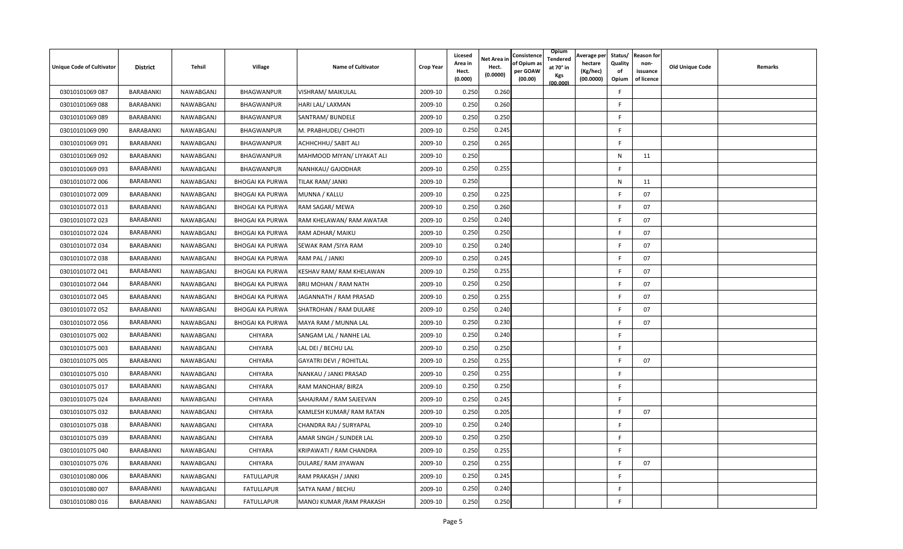| Unique Code of Cultivator | District | Tehsil | Village | Name of Cultivator | Crop Year | Licesed Area in Hect. (0.000) | Net Area in Hect. (0.0000) | Consistence of Opium as per GOAW (00.00) | Opium Tendered at 70° in Kgs (00.000) | Average per hectare (Kg/hec) (00.0000) | Status/ Quality of Opium | Reason for non-issuance of licence | Old Unique Code | Remarks |
|---|---|---|---|---|---|---|---|---|---|---|---|---|---|---|
| 03010101069 087 | BARABANKI | NAWABGANJ | BHAGWANPUR | VISHRAM/ MAIKULAL | 2009-10 | 0.250 | 0.260 | | | | F | | | |
| 03010101069 088 | BARABANKI | NAWABGANJ | BHAGWANPUR | HARI LAL/ LAXMAN | 2009-10 | 0.250 | 0.260 | | | | F | | | |
| 03010101069 089 | BARABANKI | NAWABGANJ | BHAGWANPUR | SANTRAM/ BUNDELE | 2009-10 | 0.250 | 0.250 | | | | F | | | |
| 03010101069 090 | BARABANKI | NAWABGANJ | BHAGWANPUR | M. PRABHUDEI/ CHHOTI | 2009-10 | 0.250 | 0.245 | | | | F | | | |
| 03010101069 091 | BARABANKI | NAWABGANJ | BHAGWANPUR | ACHHCHHU/ SABIT ALI | 2009-10 | 0.250 | 0.265 | | | | F | | | |
| 03010101069 092 | BARABANKI | NAWABGANJ | BHAGWANPUR | MAHMOOD MIYAN/ LIYAKAT ALI | 2009-10 | 0.250 | | | | | N | 11 | | |
| 03010101069 093 | BARABANKI | NAWABGANJ | BHAGWANPUR | NANHKAU/ GAJODHAR | 2009-10 | 0.250 | 0.255 | | | | F | | | |
| 03010101072 006 | BARABANKI | NAWABGANJ | BHOGAI KA PURWA | TILAK RAM/ JANKI | 2009-10 | 0.250 | | | | | N | 11 | | |
| 03010101072 009 | BARABANKI | NAWABGANJ | BHOGAI KA PURWA | MUNNA / KALLU | 2009-10 | 0.250 | 0.225 | | | | F | 07 | | |
| 03010101072 013 | BARABANKI | NAWABGANJ | BHOGAI KA PURWA | RAM SAGAR/ MEWA | 2009-10 | 0.250 | 0.260 | | | | F | 07 | | |
| 03010101072 023 | BARABANKI | NAWABGANJ | BHOGAI KA PURWA | RAM KHELAWAN/ RAM AWATAR | 2009-10 | 0.250 | 0.240 | | | | F | 07 | | |
| 03010101072 024 | BARABANKI | NAWABGANJ | BHOGAI KA PURWA | RAM ADHAR/ MAIKU | 2009-10 | 0.250 | 0.250 | | | | F | 07 | | |
| 03010101072 034 | BARABANKI | NAWABGANJ | BHOGAI KA PURWA | SEWAK RAM /SIYA RAM | 2009-10 | 0.250 | 0.240 | | | | F | 07 | | |
| 03010101072 038 | BARABANKI | NAWABGANJ | BHOGAI KA PURWA | RAM PAL / JANKI | 2009-10 | 0.250 | 0.245 | | | | F | 07 | | |
| 03010101072 041 | BARABANKI | NAWABGANJ | BHOGAI KA PURWA | KESHAV RAM/ RAM KHELAWAN | 2009-10 | 0.250 | 0.255 | | | | F | 07 | | |
| 03010101072 044 | BARABANKI | NAWABGANJ | BHOGAI KA PURWA | BRIJ MOHAN / RAM NATH | 2009-10 | 0.250 | 0.250 | | | | F | 07 | | |
| 03010101072 045 | BARABANKI | NAWABGANJ | BHOGAI KA PURWA | JAGANNATH / RAM PRASAD | 2009-10 | 0.250 | 0.255 | | | | F | 07 | | |
| 03010101072 052 | BARABANKI | NAWABGANJ | BHOGAI KA PURWA | SHATROHAN / RAM DULARE | 2009-10 | 0.250 | 0.240 | | | | F | 07 | | |
| 03010101072 056 | BARABANKI | NAWABGANJ | BHOGAI KA PURWA | MAYA RAM / MUNNA LAL | 2009-10 | 0.250 | 0.230 | | | | F | 07 | | |
| 03010101075 002 | BARABANKI | NAWABGANJ | CHIYARA | SANGAM LAL / NANHE LAL | 2009-10 | 0.250 | 0.240 | | | | F | | | |
| 03010101075 003 | BARABANKI | NAWABGANJ | CHIYARA | LAL DEI / BECHU LAL | 2009-10 | 0.250 | 0.250 | | | | F | | | |
| 03010101075 005 | BARABANKI | NAWABGANJ | CHIYARA | GAYATRI DEVI / ROHITLAL | 2009-10 | 0.250 | 0.255 | | | | F | 07 | | |
| 03010101075 010 | BARABANKI | NAWABGANJ | CHIYARA | NANKAU / JANKI PRASAD | 2009-10 | 0.250 | 0.255 | | | | F | | | |
| 03010101075 017 | BARABANKI | NAWABGANJ | CHIYARA | RAM MANOHAR/ BIRZA | 2009-10 | 0.250 | 0.250 | | | | F | | | |
| 03010101075 024 | BARABANKI | NAWABGANJ | CHIYARA | SAHAJRAM / RAM SAJEEVAN | 2009-10 | 0.250 | 0.245 | | | | F | | | |
| 03010101075 032 | BARABANKI | NAWABGANJ | CHIYARA | KAMLESH KUMAR/ RAM RATAN | 2009-10 | 0.250 | 0.205 | | | | F | 07 | | |
| 03010101075 038 | BARABANKI | NAWABGANJ | CHIYARA | CHANDRA RAJ / SURYAPAL | 2009-10 | 0.250 | 0.240 | | | | F | | | |
| 03010101075 039 | BARABANKI | NAWABGANJ | CHIYARA | AMAR SINGH / SUNDER LAL | 2009-10 | 0.250 | 0.250 | | | | F | | | |
| 03010101075 040 | BARABANKI | NAWABGANJ | CHIYARA | KRIPAWATI / RAM CHANDRA | 2009-10 | 0.250 | 0.255 | | | | F | | | |
| 03010101075 076 | BARABANKI | NAWABGANJ | CHIYARA | DULARE/ RAM JIYAWAN | 2009-10 | 0.250 | 0.255 | | | | F | 07 | | |
| 03010101080 006 | BARABANKI | NAWABGANJ | FATULLAPUR | RAM PRAKASH / JANKI | 2009-10 | 0.250 | 0.245 | | | | F | | | |
| 03010101080 007 | BARABANKI | NAWABGANJ | FATULLAPUR | SATYA NAM / BECHU | 2009-10 | 0.250 | 0.240 | | | | F | | | |
| 03010101080 016 | BARABANKI | NAWABGANJ | FATULLAPUR | MANOJ KUMAR /RAM PRAKASH | 2009-10 | 0.250 | 0.250 | | | | F | | | |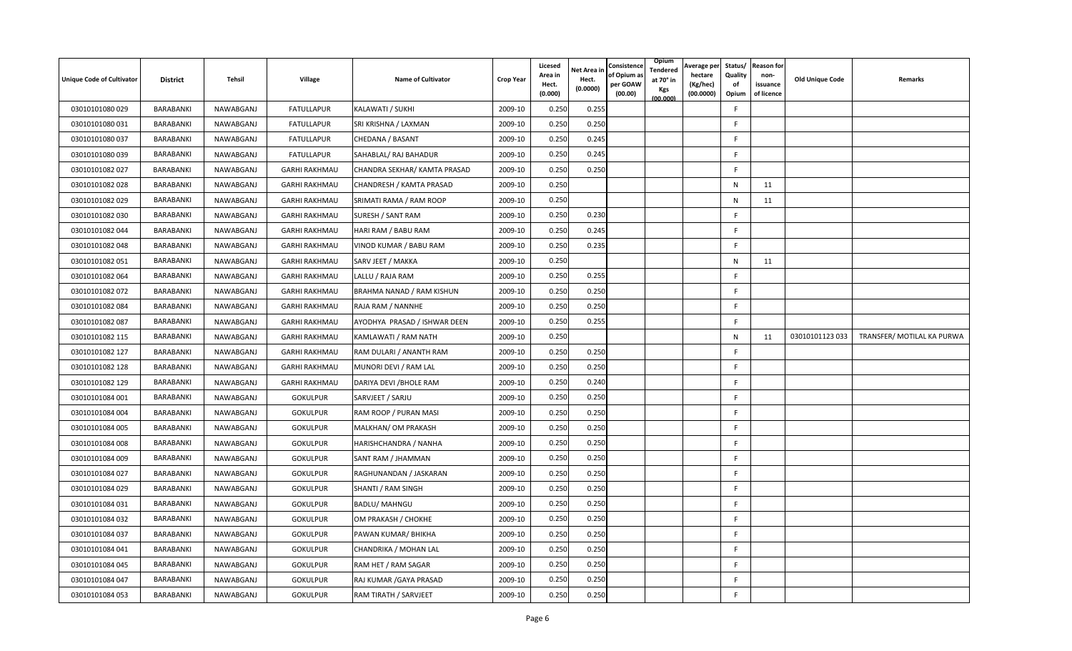| Unique Code of Cultivator | District | Tehsil | Village | Name of Cultivator | Crop Year | Licesed Area in Hect. (0.000) | Net Area in Hect. (0.0000) | Consistence of Opium as per GOAW (00.00) | Opium Tendered at 70° in Kgs (00.000) | Average per hectare (Kg/hec) (00.0000) | Status/ Quality of Opium | Reason for non-issuance of licence | Old Unique Code | Remarks |
|---|---|---|---|---|---|---|---|---|---|---|---|---|---|---|
| 03010101080 029 | BARABANKI | NAWABGANJ | FATULLAPUR | KALAWATI / SUKHI | 2009-10 | 0.250 | 0.255 | | | | F | | | |
| 03010101080 031 | BARABANKI | NAWABGANJ | FATULLAPUR | SRI KRISHNA / LAXMAN | 2009-10 | 0.250 | 0.250 | | | | F | | | |
| 03010101080 037 | BARABANKI | NAWABGANJ | FATULLAPUR | CHEDANA / BASANT | 2009-10 | 0.250 | 0.245 | | | | F | | | |
| 03010101080 039 | BARABANKI | NAWABGANJ | FATULLAPUR | SAHABLAL/ RAJ BAHADUR | 2009-10 | 0.250 | 0.245 | | | | F | | | |
| 03010101082 027 | BARABANKI | NAWABGANJ | GARHI RAKHMAU | CHANDRA SEKHAR/ KAMTA PRASAD | 2009-10 | 0.250 | 0.250 | | | | F | | | |
| 03010101082 028 | BARABANKI | NAWABGANJ | GARHI RAKHMAU | CHANDRESH / KAMTA PRASAD | 2009-10 | 0.250 | | | | | N | 11 | | |
| 03010101082 029 | BARABANKI | NAWABGANJ | GARHI RAKHMAU | SRIMATI RAMA / RAM ROOP | 2009-10 | 0.250 | | | | | N | 11 | | |
| 03010101082 030 | BARABANKI | NAWABGANJ | GARHI RAKHMAU | SURESH / SANT RAM | 2009-10 | 0.250 | 0.230 | | | | F | | | |
| 03010101082 044 | BARABANKI | NAWABGANJ | GARHI RAKHMAU | HARI RAM / BABU RAM | 2009-10 | 0.250 | 0.245 | | | | F | | | |
| 03010101082 048 | BARABANKI | NAWABGANJ | GARHI RAKHMAU | VINOD KUMAR / BABU RAM | 2009-10 | 0.250 | 0.235 | | | | F | | | |
| 03010101082 051 | BARABANKI | NAWABGANJ | GARHI RAKHMAU | SARV JEET / MAKKA | 2009-10 | 0.250 | | | | | N | 11 | | |
| 03010101082 064 | BARABANKI | NAWABGANJ | GARHI RAKHMAU | LALLU / RAJA RAM | 2009-10 | 0.250 | 0.255 | | | | F | | | |
| 03010101082 072 | BARABANKI | NAWABGANJ | GARHI RAKHMAU | BRAHMA NANAD / RAM KISHUN | 2009-10 | 0.250 | 0.250 | | | | F | | | |
| 03010101082 084 | BARABANKI | NAWABGANJ | GARHI RAKHMAU | RAJA RAM / NANNHE | 2009-10 | 0.250 | 0.250 | | | | F | | | |
| 03010101082 087 | BARABANKI | NAWABGANJ | GARHI RAKHMAU | AYODHYA PRASAD / ISHWAR DEEN | 2009-10 | 0.250 | 0.255 | | | | F | | | |
| 03010101082 115 | BARABANKI | NAWABGANJ | GARHI RAKHMAU | KAMLAWATI / RAM NATH | 2009-10 | 0.250 | | | | | N | 11 | 03010101123 033 | TRANSFER/ MOTILAL KA PURWA |
| 03010101082 127 | BARABANKI | NAWABGANJ | GARHI RAKHMAU | RAM DULARI / ANANTH RAM | 2009-10 | 0.250 | 0.250 | | | | F | | | |
| 03010101082 128 | BARABANKI | NAWABGANJ | GARHI RAKHMAU | MUNORI DEVI / RAM LAL | 2009-10 | 0.250 | 0.250 | | | | F | | | |
| 03010101082 129 | BARABANKI | NAWABGANJ | GARHI RAKHMAU | DARIYA DEVI /BHOLE RAM | 2009-10 | 0.250 | 0.240 | | | | F | | | |
| 03010101084 001 | BARABANKI | NAWABGANJ | GOKULPUR | SARVJEET / SARJU | 2009-10 | 0.250 | 0.250 | | | | F | | | |
| 03010101084 004 | BARABANKI | NAWABGANJ | GOKULPUR | RAM ROOP / PURAN MASI | 2009-10 | 0.250 | 0.250 | | | | F | | | |
| 03010101084 005 | BARABANKI | NAWABGANJ | GOKULPUR | MALKHAN/ OM PRAKASH | 2009-10 | 0.250 | 0.250 | | | | F | | | |
| 03010101084 008 | BARABANKI | NAWABGANJ | GOKULPUR | HARISHCHANDRA / NANHA | 2009-10 | 0.250 | 0.250 | | | | F | | | |
| 03010101084 009 | BARABANKI | NAWABGANJ | GOKULPUR | SANT RAM / JHAMMAN | 2009-10 | 0.250 | 0.250 | | | | F | | | |
| 03010101084 027 | BARABANKI | NAWABGANJ | GOKULPUR | RAGHUNANDAN / JASKARAN | 2009-10 | 0.250 | 0.250 | | | | F | | | |
| 03010101084 029 | BARABANKI | NAWABGANJ | GOKULPUR | SHANTI / RAM SINGH | 2009-10 | 0.250 | 0.250 | | | | F | | | |
| 03010101084 031 | BARABANKI | NAWABGANJ | GOKULPUR | BADLU/ MAHNGU | 2009-10 | 0.250 | 0.250 | | | | F | | | |
| 03010101084 032 | BARABANKI | NAWABGANJ | GOKULPUR | OM PRAKASH / CHOKHE | 2009-10 | 0.250 | 0.250 | | | | F | | | |
| 03010101084 037 | BARABANKI | NAWABGANJ | GOKULPUR | PAWAN KUMAR/ BHIKHA | 2009-10 | 0.250 | 0.250 | | | | F | | | |
| 03010101084 041 | BARABANKI | NAWABGANJ | GOKULPUR | CHANDRIKA / MOHAN LAL | 2009-10 | 0.250 | 0.250 | | | | F | | | |
| 03010101084 045 | BARABANKI | NAWABGANJ | GOKULPUR | RAM HET / RAM SAGAR | 2009-10 | 0.250 | 0.250 | | | | F | | | |
| 03010101084 047 | BARABANKI | NAWABGANJ | GOKULPUR | RAJ KUMAR /GAYA PRASAD | 2009-10 | 0.250 | 0.250 | | | | F | | | |
| 03010101084 053 | BARABANKI | NAWABGANJ | GOKULPUR | RAM TIRATH / SARVJEET | 2009-10 | 0.250 | 0.250 | | | | F | | | |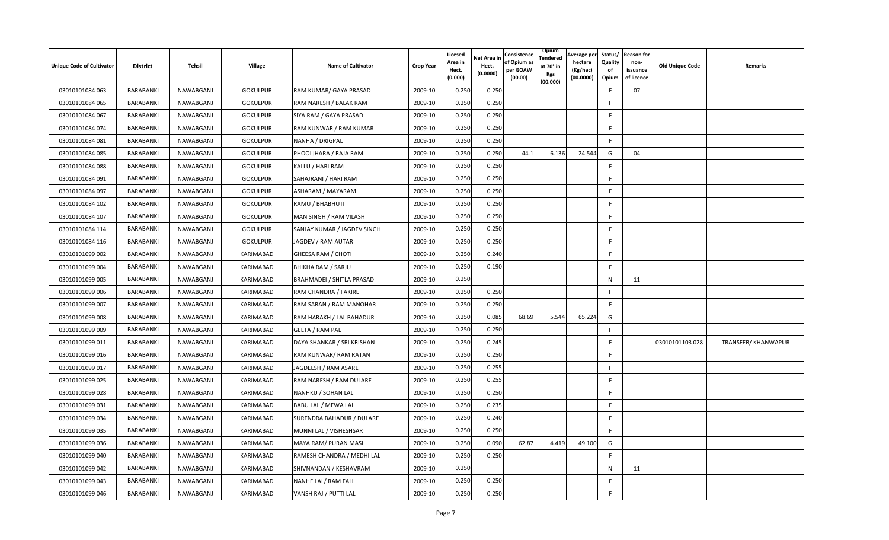| Unique Code of Cultivator | District | Tehsil | Village | Name of Cultivator | Crop Year | Licesed Area in Hect. (0.000) | Net Area in Hect. (0.0000) | Consistence of Opium as per GOAW (00.00) | Opium Tendered at 70° in Kgs (00.000) | Average per hectare (Kg/hec) (00.0000) | Status/ Quality of Opium | Reason for non-issuance of licence | Old Unique Code | Remarks |
|---|---|---|---|---|---|---|---|---|---|---|---|---|---|---|
| 03010101084 063 | BARABANKI | NAWABGANJ | GOKULPUR | RAM KUMAR/ GAYA PRASAD | 2009-10 | 0.250 | 0.250 | | | | F | 07 | | |
| 03010101084 065 | BARABANKI | NAWABGANJ | GOKULPUR | RAM NARESH / BALAK RAM | 2009-10 | 0.250 | 0.250 | | | | F | | | |
| 03010101084 067 | BARABANKI | NAWABGANJ | GOKULPUR | SIYA RAM / GAYA PRASAD | 2009-10 | 0.250 | 0.250 | | | | F | | | |
| 03010101084 074 | BARABANKI | NAWABGANJ | GOKULPUR | RAM KUNWAR / RAM KUMAR | 2009-10 | 0.250 | 0.250 | | | | F | | | |
| 03010101084 081 | BARABANKI | NAWABGANJ | GOKULPUR | NANHA / DRIGPAL | 2009-10 | 0.250 | 0.250 | | | | F | | | |
| 03010101084 085 | BARABANKI | NAWABGANJ | GOKULPUR | PHOOLJHARA / RAJA RAM | 2009-10 | 0.250 | 0.250 | 44.1 | 6.136 | 24.544 | G | 04 | | |
| 03010101084 088 | BARABANKI | NAWABGANJ | GOKULPUR | KALLU / HARI RAM | 2009-10 | 0.250 | 0.250 | | | | F | | | |
| 03010101084 091 | BARABANKI | NAWABGANJ | GOKULPUR | SAHAJRANI / HARI RAM | 2009-10 | 0.250 | 0.250 | | | | F | | | |
| 03010101084 097 | BARABANKI | NAWABGANJ | GOKULPUR | ASHARAM / MAYARAM | 2009-10 | 0.250 | 0.250 | | | | F | | | |
| 03010101084 102 | BARABANKI | NAWABGANJ | GOKULPUR | RAMU / BHABHUTI | 2009-10 | 0.250 | 0.250 | | | | F | | | |
| 03010101084 107 | BARABANKI | NAWABGANJ | GOKULPUR | MAN SINGH / RAM VILASH | 2009-10 | 0.250 | 0.250 | | | | F | | | |
| 03010101084 114 | BARABANKI | NAWABGANJ | GOKULPUR | SANJAY KUMAR / JAGDEV SINGH | 2009-10 | 0.250 | 0.250 | | | | F | | | |
| 03010101084 116 | BARABANKI | NAWABGANJ | GOKULPUR | JAGDEV / RAM AUTAR | 2009-10 | 0.250 | 0.250 | | | | F | | | |
| 03010101099 002 | BARABANKI | NAWABGANJ | KARIMABAD | GHEESA RAM / CHOTI | 2009-10 | 0.250 | 0.240 | | | | F | | | |
| 03010101099 004 | BARABANKI | NAWABGANJ | KARIMABAD | BHIKHA RAM / SARJU | 2009-10 | 0.250 | 0.190 | | | | F | | | |
| 03010101099 005 | BARABANKI | NAWABGANJ | KARIMABAD | BRAHMADEI / SHITLA PRASAD | 2009-10 | 0.250 | | | | | N | 11 | | |
| 03010101099 006 | BARABANKI | NAWABGANJ | KARIMABAD | RAM CHANDRA / FAKIRE | 2009-10 | 0.250 | 0.250 | | | | F | | | |
| 03010101099 007 | BARABANKI | NAWABGANJ | KARIMABAD | RAM SARAN / RAM MANOHAR | 2009-10 | 0.250 | 0.250 | | | | F | | | |
| 03010101099 008 | BARABANKI | NAWABGANJ | KARIMABAD | RAM HARAKH / LAL BAHADUR | 2009-10 | 0.250 | 0.085 | 68.69 | 5.544 | 65.224 | G | | | |
| 03010101099 009 | BARABANKI | NAWABGANJ | KARIMABAD | GEETA / RAM PAL | 2009-10 | 0.250 | 0.250 | | | | F | | | |
| 03010101099 011 | BARABANKI | NAWABGANJ | KARIMABAD | DAYA SHANKAR / SRI KRISHAN | 2009-10 | 0.250 | 0.245 | | | | F | | 03010101103 028 | TRANSFER/ KHANWAPUR |
| 03010101099 016 | BARABANKI | NAWABGANJ | KARIMABAD | RAM KUNWAR/ RAM RATAN | 2009-10 | 0.250 | 0.250 | | | | F | | | |
| 03010101099 017 | BARABANKI | NAWABGANJ | KARIMABAD | JAGDEESH / RAM ASARE | 2009-10 | 0.250 | 0.255 | | | | F | | | |
| 03010101099 025 | BARABANKI | NAWABGANJ | KARIMABAD | RAM NARESH / RAM DULARE | 2009-10 | 0.250 | 0.255 | | | | F | | | |
| 03010101099 028 | BARABANKI | NAWABGANJ | KARIMABAD | NANHKU / SOHAN LAL | 2009-10 | 0.250 | 0.250 | | | | F | | | |
| 03010101099 031 | BARABANKI | NAWABGANJ | KARIMABAD | BABU LAL / MEWA LAL | 2009-10 | 0.250 | 0.235 | | | | F | | | |
| 03010101099 034 | BARABANKI | NAWABGANJ | KARIMABAD | SURENDRA BAHADUR / DULARE | 2009-10 | 0.250 | 0.240 | | | | F | | | |
| 03010101099 035 | BARABANKI | NAWABGANJ | KARIMABAD | MUNNI LAL / VISHESHSAR | 2009-10 | 0.250 | 0.250 | | | | F | | | |
| 03010101099 036 | BARABANKI | NAWABGANJ | KARIMABAD | MAYA RAM/ PURAN MASI | 2009-10 | 0.250 | 0.090 | 62.87 | 4.419 | 49.100 | G | | | |
| 03010101099 040 | BARABANKI | NAWABGANJ | KARIMABAD | RAMESH CHANDRA / MEDHI LAL | 2009-10 | 0.250 | 0.250 | | | | F | | | |
| 03010101099 042 | BARABANKI | NAWABGANJ | KARIMABAD | SHIVNANDAN / KESHAVRAM | 2009-10 | 0.250 | | | | | N | 11 | | |
| 03010101099 043 | BARABANKI | NAWABGANJ | KARIMABAD | NANHE LAL/ RAM FALI | 2009-10 | 0.250 | 0.250 | | | | F | | | |
| 03010101099 046 | BARABANKI | NAWABGANJ | KARIMABAD | VANSH RAJ / PUTTI LAL | 2009-10 | 0.250 | 0.250 | | | | F | | | |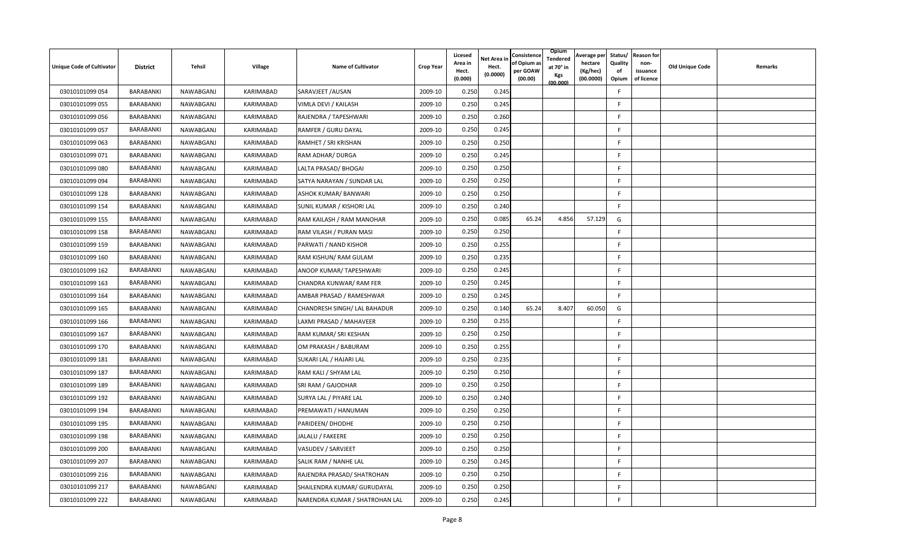| Unique Code of Cultivator | District | Tehsil | Village | Name of Cultivator | Crop Year | Licesed Area in Hect. (0.000) | Net Area in Hect. (0.0000) | Consistence of Opium as per GOAW (00.00) | Opium Tendered at 70° in Kgs (00.000) | Average per hectare (Kg/hec) (00.0000) | Status/ Quality of Opium | Reason for non-issuance of licence | Old Unique Code | Remarks |
|---|---|---|---|---|---|---|---|---|---|---|---|---|---|---|
| 03010101099 054 | BARABANKI | NAWABGANJ | KARIMABAD | SARAVJEET /AUSAN | 2009-10 | 0.250 | 0.245 | | | | F | | | |
| 03010101099 055 | BARABANKI | NAWABGANJ | KARIMABAD | VIMLA DEVI / KAILASH | 2009-10 | 0.250 | 0.245 | | | | F | | | |
| 03010101099 056 | BARABANKI | NAWABGANJ | KARIMABAD | RAJENDRA / TAPESHWARI | 2009-10 | 0.250 | 0.260 | | | | F | | | |
| 03010101099 057 | BARABANKI | NAWABGANJ | KARIMABAD | RAMFER / GURU DAYAL | 2009-10 | 0.250 | 0.245 | | | | F | | | |
| 03010101099 063 | BARABANKI | NAWABGANJ | KARIMABAD | RAMHET / SRI KRISHAN | 2009-10 | 0.250 | 0.250 | | | | F | | | |
| 03010101099 071 | BARABANKI | NAWABGANJ | KARIMABAD | RAM ADHAR/ DURGA | 2009-10 | 0.250 | 0.245 | | | | F | | | |
| 03010101099 080 | BARABANKI | NAWABGANJ | KARIMABAD | LALTA PRASAD/ BHOGAI | 2009-10 | 0.250 | 0.250 | | | | F | | | |
| 03010101099 094 | BARABANKI | NAWABGANJ | KARIMABAD | SATYA NARAYAN / SUNDAR LAL | 2009-10 | 0.250 | 0.250 | | | | F | | | |
| 03010101099 128 | BARABANKI | NAWABGANJ | KARIMABAD | ASHOK KUMAR/ BANWARI | 2009-10 | 0.250 | 0.250 | | | | F | | | |
| 03010101099 154 | BARABANKI | NAWABGANJ | KARIMABAD | SUNIL KUMAR / KISHORI LAL | 2009-10 | 0.250 | 0.240 | | | | F | | | |
| 03010101099 155 | BARABANKI | NAWABGANJ | KARIMABAD | RAM KAILASH / RAM MANOHAR | 2009-10 | 0.250 | 0.085 | 65.24 | 4.856 | 57.129 | G | | | |
| 03010101099 158 | BARABANKI | NAWABGANJ | KARIMABAD | RAM VILASH / PURAN MASI | 2009-10 | 0.250 | 0.250 | | | | F | | | |
| 03010101099 159 | BARABANKI | NAWABGANJ | KARIMABAD | PARWATI / NAND KISHOR | 2009-10 | 0.250 | 0.255 | | | | F | | | |
| 03010101099 160 | BARABANKI | NAWABGANJ | KARIMABAD | RAM KISHUN/ RAM GULAM | 2009-10 | 0.250 | 0.235 | | | | F | | | |
| 03010101099 162 | BARABANKI | NAWABGANJ | KARIMABAD | ANOOP KUMAR/ TAPESHWARI | 2009-10 | 0.250 | 0.245 | | | | F | | | |
| 03010101099 163 | BARABANKI | NAWABGANJ | KARIMABAD | CHANDRA KUNWAR/ RAM FER | 2009-10 | 0.250 | 0.245 | | | | F | | | |
| 03010101099 164 | BARABANKI | NAWABGANJ | KARIMABAD | AMBAR PRASAD / RAMESHWAR | 2009-10 | 0.250 | 0.245 | | | | F | | | |
| 03010101099 165 | BARABANKI | NAWABGANJ | KARIMABAD | CHANDRESH SINGH/ LAL BAHADUR | 2009-10 | 0.250 | 0.140 | 65.24 | 8.407 | 60.050 | G | | | |
| 03010101099 166 | BARABANKI | NAWABGANJ | KARIMABAD | LAXMI PRASAD / MAHAVEER | 2009-10 | 0.250 | 0.255 | | | | F | | | |
| 03010101099 167 | BARABANKI | NAWABGANJ | KARIMABAD | RAM KUMAR/ SRI KESHAN | 2009-10 | 0.250 | 0.250 | | | | F | | | |
| 03010101099 170 | BARABANKI | NAWABGANJ | KARIMABAD | OM PRAKASH / BABURAM | 2009-10 | 0.250 | 0.255 | | | | F | | | |
| 03010101099 181 | BARABANKI | NAWABGANJ | KARIMABAD | SUKARI LAL / HAJARI LAL | 2009-10 | 0.250 | 0.235 | | | | F | | | |
| 03010101099 187 | BARABANKI | NAWABGANJ | KARIMABAD | RAM KALI / SHYAM LAL | 2009-10 | 0.250 | 0.250 | | | | F | | | |
| 03010101099 189 | BARABANKI | NAWABGANJ | KARIMABAD | SRI RAM / GAJODHAR | 2009-10 | 0.250 | 0.250 | | | | F | | | |
| 03010101099 192 | BARABANKI | NAWABGANJ | KARIMABAD | SURYA LAL / PIYARE LAL | 2009-10 | 0.250 | 0.240 | | | | F | | | |
| 03010101099 194 | BARABANKI | NAWABGANJ | KARIMABAD | PREMAWATI / HANUMAN | 2009-10 | 0.250 | 0.250 | | | | F | | | |
| 03010101099 195 | BARABANKI | NAWABGANJ | KARIMABAD | PARIDEEN/ DHODHE | 2009-10 | 0.250 | 0.250 | | | | F | | | |
| 03010101099 198 | BARABANKI | NAWABGANJ | KARIMABAD | JALALU / FAKEERE | 2009-10 | 0.250 | 0.250 | | | | F | | | |
| 03010101099 200 | BARABANKI | NAWABGANJ | KARIMABAD | VASUDEV / SARVJEET | 2009-10 | 0.250 | 0.250 | | | | F | | | |
| 03010101099 207 | BARABANKI | NAWABGANJ | KARIMABAD | SALIK RAM / NANHE LAL | 2009-10 | 0.250 | 0.245 | | | | F | | | |
| 03010101099 216 | BARABANKI | NAWABGANJ | KARIMABAD | RAJENDRA PRASAD/ SHATROHAN | 2009-10 | 0.250 | 0.250 | | | | F | | | |
| 03010101099 217 | BARABANKI | NAWABGANJ | KARIMABAD | SHAILENDRA KUMAR/ GURUDAYAL | 2009-10 | 0.250 | 0.250 | | | | F | | | |
| 03010101099 222 | BARABANKI | NAWABGANJ | KARIMABAD | NARENDRA KUMAR / SHATROHAN LAL | 2009-10 | 0.250 | 0.245 | | | | F | | | |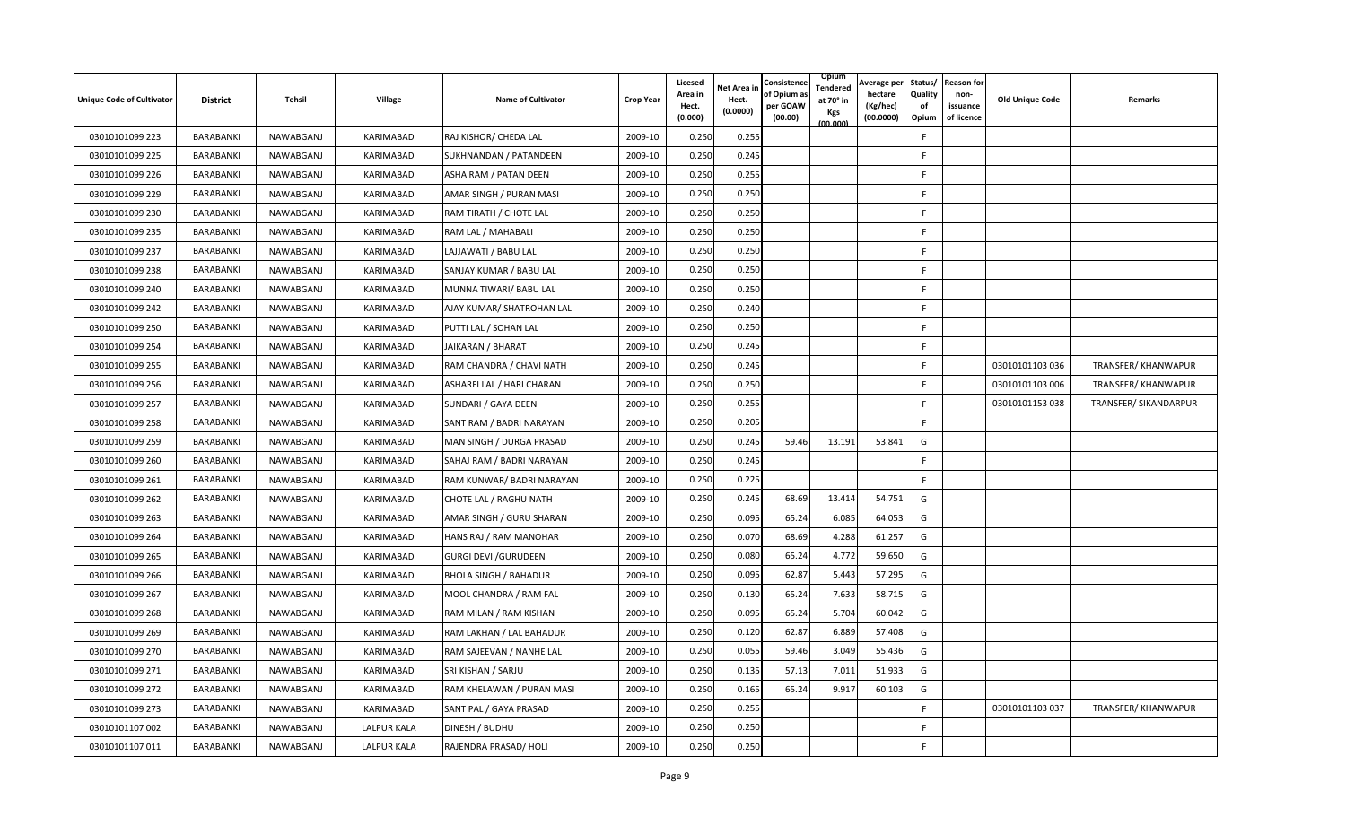| Unique Code of Cultivator | District | Tehsil | Village | Name of Cultivator | Crop Year | Licesed Area in Hect. (0.000) | Net Area in Hect. (0.0000) | Consistence of Opium as per GOAW (00.00) | Opium Tendered at 70° in Kgs (00.000) | Average per hectare (Kg/hec) (00.0000) | Status/ Quality of Opium | Reason for non-issuance of licence | Old Unique Code | Remarks |
|---|---|---|---|---|---|---|---|---|---|---|---|---|---|---|
| 03010101099 223 | BARABANKI | NAWABGANJ | KARIMABAD | RAJ KISHOR/ CHEDA LAL | 2009-10 | 0.250 | 0.255 | | | | F | | | |
| 03010101099 225 | BARABANKI | NAWABGANJ | KARIMABAD | SUKHNANDAN / PATANDEEN | 2009-10 | 0.250 | 0.245 | | | | F | | | |
| 03010101099 226 | BARABANKI | NAWABGANJ | KARIMABAD | ASHA RAM / PATAN DEEN | 2009-10 | 0.250 | 0.255 | | | | F | | | |
| 03010101099 229 | BARABANKI | NAWABGANJ | KARIMABAD | AMAR SINGH / PURAN MASI | 2009-10 | 0.250 | 0.250 | | | | F | | | |
| 03010101099 230 | BARABANKI | NAWABGANJ | KARIMABAD | RAM TIRATH / CHOTE LAL | 2009-10 | 0.250 | 0.250 | | | | F | | | |
| 03010101099 235 | BARABANKI | NAWABGANJ | KARIMABAD | RAM LAL / MAHABALI | 2009-10 | 0.250 | 0.250 | | | | F | | | |
| 03010101099 237 | BARABANKI | NAWABGANJ | KARIMABAD | LAJJAWATI / BABU LAL | 2009-10 | 0.250 | 0.250 | | | | F | | | |
| 03010101099 238 | BARABANKI | NAWABGANJ | KARIMABAD | SANJAY KUMAR / BABU LAL | 2009-10 | 0.250 | 0.250 | | | | F | | | |
| 03010101099 240 | BARABANKI | NAWABGANJ | KARIMABAD | MUNNA TIWARI/ BABU LAL | 2009-10 | 0.250 | 0.250 | | | | F | | | |
| 03010101099 242 | BARABANKI | NAWABGANJ | KARIMABAD | AJAY KUMAR/ SHATROHAN LAL | 2009-10 | 0.250 | 0.240 | | | | F | | | |
| 03010101099 250 | BARABANKI | NAWABGANJ | KARIMABAD | PUTTI LAL / SOHAN LAL | 2009-10 | 0.250 | 0.250 | | | | F | | | |
| 03010101099 254 | BARABANKI | NAWABGANJ | KARIMABAD | JAIKARAN / BHARAT | 2009-10 | 0.250 | 0.245 | | | | F | | | |
| 03010101099 255 | BARABANKI | NAWABGANJ | KARIMABAD | RAM CHANDRA / CHAVI NATH | 2009-10 | 0.250 | 0.245 | | | | F | | 03010101103 036 | TRANSFER/ KHANWAPUR |
| 03010101099 256 | BARABANKI | NAWABGANJ | KARIMABAD | ASHARFI LAL / HARI CHARAN | 2009-10 | 0.250 | 0.250 | | | | F | | 03010101103 006 | TRANSFER/ KHANWAPUR |
| 03010101099 257 | BARABANKI | NAWABGANJ | KARIMABAD | SUNDARI / GAYA DEEN | 2009-10 | 0.250 | 0.255 | | | | F | | 03010101153 038 | TRANSFER/ SIKANDARPUR |
| 03010101099 258 | BARABANKI | NAWABGANJ | KARIMABAD | SANT RAM / BADRI NARAYAN | 2009-10 | 0.250 | 0.205 | | | | F | | | |
| 03010101099 259 | BARABANKI | NAWABGANJ | KARIMABAD | MAN SINGH / DURGA PRASAD | 2009-10 | 0.250 | 0.245 | 59.46 | 13.191 | 53.841 | G | | | |
| 03010101099 260 | BARABANKI | NAWABGANJ | KARIMABAD | SAHAJ RAM / BADRI NARAYAN | 2009-10 | 0.250 | 0.245 | | | | F | | | |
| 03010101099 261 | BARABANKI | NAWABGANJ | KARIMABAD | RAM KUNWAR/ BADRI NARAYAN | 2009-10 | 0.250 | 0.225 | | | | F | | | |
| 03010101099 262 | BARABANKI | NAWABGANJ | KARIMABAD | CHOTE LAL / RAGHU NATH | 2009-10 | 0.250 | 0.245 | 68.69 | 13.414 | 54.751 | G | | | |
| 03010101099 263 | BARABANKI | NAWABGANJ | KARIMABAD | AMAR SINGH / GURU SHARAN | 2009-10 | 0.250 | 0.095 | 65.24 | 6.085 | 64.053 | G | | | |
| 03010101099 264 | BARABANKI | NAWABGANJ | KARIMABAD | HANS RAJ / RAM MANOHAR | 2009-10 | 0.250 | 0.070 | 68.69 | 4.288 | 61.257 | G | | | |
| 03010101099 265 | BARABANKI | NAWABGANJ | KARIMABAD | GURGI DEVI /GURUDEEN | 2009-10 | 0.250 | 0.080 | 65.24 | 4.772 | 59.650 | G | | | |
| 03010101099 266 | BARABANKI | NAWABGANJ | KARIMABAD | BHOLA SINGH / BAHADUR | 2009-10 | 0.250 | 0.095 | 62.87 | 5.443 | 57.295 | G | | | |
| 03010101099 267 | BARABANKI | NAWABGANJ | KARIMABAD | MOOL CHANDRA / RAM FAL | 2009-10 | 0.250 | 0.130 | 65.24 | 7.633 | 58.715 | G | | | |
| 03010101099 268 | BARABANKI | NAWABGANJ | KARIMABAD | RAM MILAN / RAM KISHAN | 2009-10 | 0.250 | 0.095 | 65.24 | 5.704 | 60.042 | G | | | |
| 03010101099 269 | BARABANKI | NAWABGANJ | KARIMABAD | RAM LAKHAN / LAL BAHADUR | 2009-10 | 0.250 | 0.120 | 62.87 | 6.889 | 57.408 | G | | | |
| 03010101099 270 | BARABANKI | NAWABGANJ | KARIMABAD | RAM SAJEEVAN / NANHE LAL | 2009-10 | 0.250 | 0.055 | 59.46 | 3.049 | 55.436 | G | | | |
| 03010101099 271 | BARABANKI | NAWABGANJ | KARIMABAD | SRI KISHAN / SARJU | 2009-10 | 0.250 | 0.135 | 57.13 | 7.011 | 51.933 | G | | | |
| 03010101099 272 | BARABANKI | NAWABGANJ | KARIMABAD | RAM KHELAWAN / PURAN MASI | 2009-10 | 0.250 | 0.165 | 65.24 | 9.917 | 60.103 | G | | | |
| 03010101099 273 | BARABANKI | NAWABGANJ | KARIMABAD | SANT PAL / GAYA PRASAD | 2009-10 | 0.250 | 0.255 | | | | F | | 03010101103 037 | TRANSFER/ KHANWAPUR |
| 03010101107 002 | BARABANKI | NAWABGANJ | LALPUR KALA | DINESH / BUDHU | 2009-10 | 0.250 | 0.250 | | | | F | | | |
| 03010101107 011 | BARABANKI | NAWABGANJ | LALPUR KALA | RAJENDRA PRASAD/ HOLI | 2009-10 | 0.250 | 0.250 | | | | F | | | |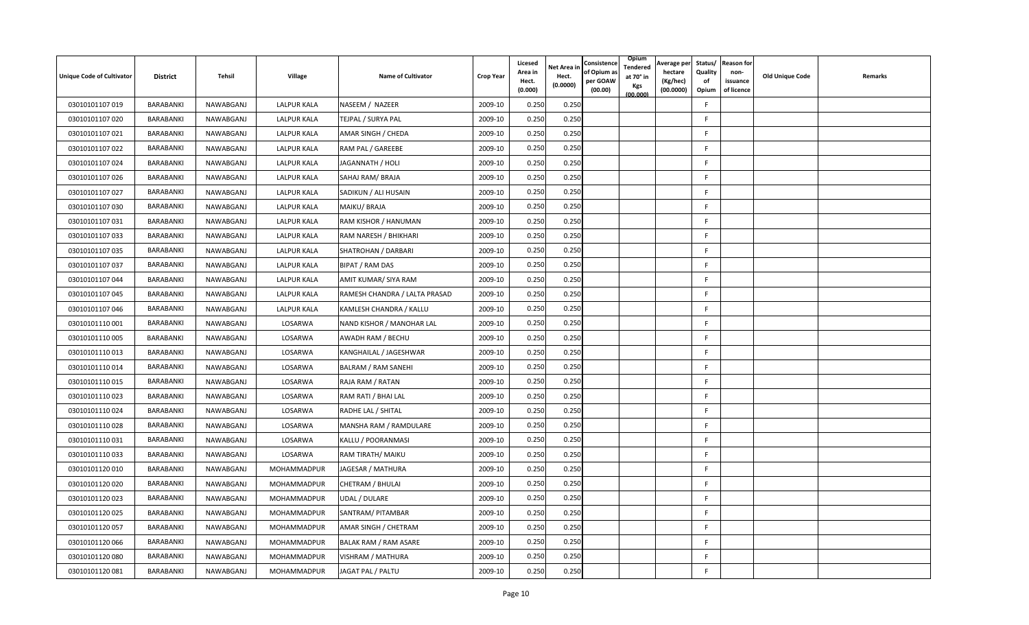| Unique Code of Cultivator | District | Tehsil | Village | Name of Cultivator | Crop Year | Licesed Area in Hect. (0.000) | Net Area in Hect. (0.0000) | Consistence of Opium as per GOAW (00.00) | Opium Tendered at 70° in Kgs (00.000) | Average per hectare (Kg/hec) (00.0000) | Status/ Quality of Opium | Reason for non-issuance of licence | Old Unique Code | Remarks |
|---|---|---|---|---|---|---|---|---|---|---|---|---|---|---|
| 03010101107 019 | BARABANKI | NAWABGANJ | LALPUR KALA | NASEEM / NAZEER | 2009-10 | 0.250 | 0.250 | | | | F | | | |
| 03010101107 020 | BARABANKI | NAWABGANJ | LALPUR KALA | TEJPAL / SURYA PAL | 2009-10 | 0.250 | 0.250 | | | | F | | | |
| 03010101107 021 | BARABANKI | NAWABGANJ | LALPUR KALA | AMAR SINGH / CHEDA | 2009-10 | 0.250 | 0.250 | | | | F | | | |
| 03010101107 022 | BARABANKI | NAWABGANJ | LALPUR KALA | RAM PAL / GAREEBE | 2009-10 | 0.250 | 0.250 | | | | F | | | |
| 03010101107 024 | BARABANKI | NAWABGANJ | LALPUR KALA | JAGANNATH / HOLI | 2009-10 | 0.250 | 0.250 | | | | F | | | |
| 03010101107 026 | BARABANKI | NAWABGANJ | LALPUR KALA | SAHAJ RAM/ BRAJA | 2009-10 | 0.250 | 0.250 | | | | F | | | |
| 03010101107 027 | BARABANKI | NAWABGANJ | LALPUR KALA | SADIKUN / ALI HUSAIN | 2009-10 | 0.250 | 0.250 | | | | F | | | |
| 03010101107 030 | BARABANKI | NAWABGANJ | LALPUR KALA | MAIKU/ BRAJA | 2009-10 | 0.250 | 0.250 | | | | F | | | |
| 03010101107 031 | BARABANKI | NAWABGANJ | LALPUR KALA | RAM KISHOR / HANUMAN | 2009-10 | 0.250 | 0.250 | | | | F | | | |
| 03010101107 033 | BARABANKI | NAWABGANJ | LALPUR KALA | RAM NARESH / BHIKHARI | 2009-10 | 0.250 | 0.250 | | | | F | | | |
| 03010101107 035 | BARABANKI | NAWABGANJ | LALPUR KALA | SHATROHAN / DARBARI | 2009-10 | 0.250 | 0.250 | | | | F | | | |
| 03010101107 037 | BARABANKI | NAWABGANJ | LALPUR KALA | BIPAT / RAM DAS | 2009-10 | 0.250 | 0.250 | | | | F | | | |
| 03010101107 044 | BARABANKI | NAWABGANJ | LALPUR KALA | AMIT KUMAR/ SIYA RAM | 2009-10 | 0.250 | 0.250 | | | | F | | | |
| 03010101107 045 | BARABANKI | NAWABGANJ | LALPUR KALA | RAMESH CHANDRA / LALTA PRASAD | 2009-10 | 0.250 | 0.250 | | | | F | | | |
| 03010101107 046 | BARABANKI | NAWABGANJ | LALPUR KALA | KAMLESH CHANDRA / KALLU | 2009-10 | 0.250 | 0.250 | | | | F | | | |
| 03010101110 001 | BARABANKI | NAWABGANJ | LOSARWA | NAND KISHOR / MANOHAR LAL | 2009-10 | 0.250 | 0.250 | | | | F | | | |
| 03010101110 005 | BARABANKI | NAWABGANJ | LOSARWA | AWADH RAM / BECHU | 2009-10 | 0.250 | 0.250 | | | | F | | | |
| 03010101110 013 | BARABANKI | NAWABGANJ | LOSARWA | KANGHAILAL / JAGESHWAR | 2009-10 | 0.250 | 0.250 | | | | F | | | |
| 03010101110 014 | BARABANKI | NAWABGANJ | LOSARWA | BALRAM / RAM SANEHI | 2009-10 | 0.250 | 0.250 | | | | F | | | |
| 03010101110 015 | BARABANKI | NAWABGANJ | LOSARWA | RAJA RAM / RATAN | 2009-10 | 0.250 | 0.250 | | | | F | | | |
| 03010101110 023 | BARABANKI | NAWABGANJ | LOSARWA | RAM RATI / BHAI LAL | 2009-10 | 0.250 | 0.250 | | | | F | | | |
| 03010101110 024 | BARABANKI | NAWABGANJ | LOSARWA | RADHE LAL / SHITAL | 2009-10 | 0.250 | 0.250 | | | | F | | | |
| 03010101110 028 | BARABANKI | NAWABGANJ | LOSARWA | MANSHA RAM / RAMDULARE | 2009-10 | 0.250 | 0.250 | | | | F | | | |
| 03010101110 031 | BARABANKI | NAWABGANJ | LOSARWA | KALLU / POORANMASI | 2009-10 | 0.250 | 0.250 | | | | F | | | |
| 03010101110 033 | BARABANKI | NAWABGANJ | LOSARWA | RAM TIRATH/ MAIKU | 2009-10 | 0.250 | 0.250 | | | | F | | | |
| 03010101120 010 | BARABANKI | NAWABGANJ | MOHAMMADPUR | JAGESAR / MATHURA | 2009-10 | 0.250 | 0.250 | | | | F | | | |
| 03010101120 020 | BARABANKI | NAWABGANJ | MOHAMMADPUR | CHETRAM / BHULAI | 2009-10 | 0.250 | 0.250 | | | | F | | | |
| 03010101120 023 | BARABANKI | NAWABGANJ | MOHAMMADPUR | UDAL / DULARE | 2009-10 | 0.250 | 0.250 | | | | F | | | |
| 03010101120 025 | BARABANKI | NAWABGANJ | MOHAMMADPUR | SANTRAM/ PITAMBAR | 2009-10 | 0.250 | 0.250 | | | | F | | | |
| 03010101120 057 | BARABANKI | NAWABGANJ | MOHAMMADPUR | AMAR SINGH / CHETRAM | 2009-10 | 0.250 | 0.250 | | | | F | | | |
| 03010101120 066 | BARABANKI | NAWABGANJ | MOHAMMADPUR | BALAK RAM / RAM ASARE | 2009-10 | 0.250 | 0.250 | | | | F | | | |
| 03010101120 080 | BARABANKI | NAWABGANJ | MOHAMMADPUR | VISHRAM / MATHURA | 2009-10 | 0.250 | 0.250 | | | | F | | | |
| 03010101120 081 | BARABANKI | NAWABGANJ | MOHAMMADPUR | JAGAT PAL / PALTU | 2009-10 | 0.250 | 0.250 | | | | F | | | |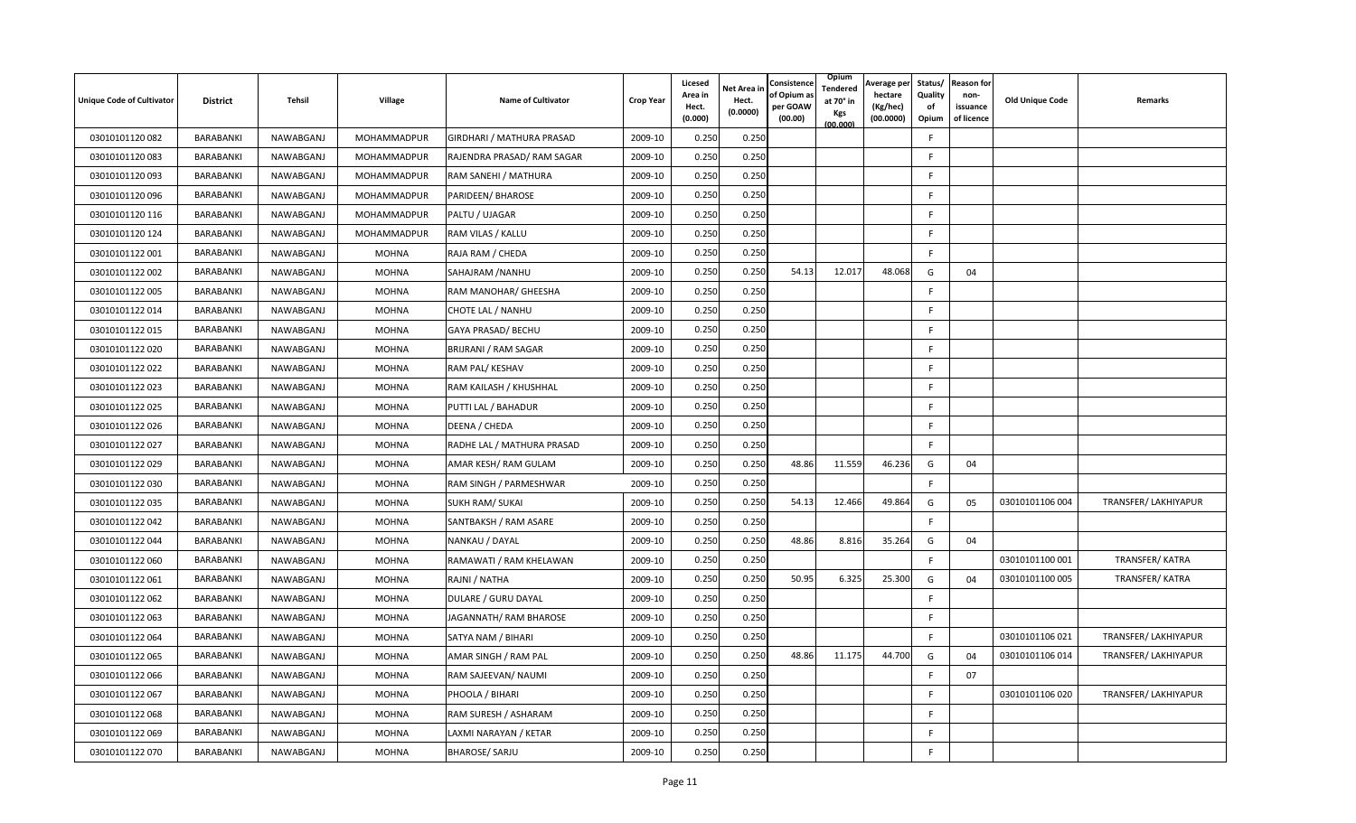| Unique Code of Cultivator | District | Tehsil | Village | Name of Cultivator | Crop Year | Licesed Area in Hect. (0.000) | Net Area in Hect. (0.0000) | Consistence of Opium as per GOAW (00.00) | Opium Tendered at 70° in Kgs (00.000) | Average per hectare (Kg/hec) (00.0000) | Status/ Quality of Opium | Reason for non-issuance of licence | Old Unique Code | Remarks |
|---|---|---|---|---|---|---|---|---|---|---|---|---|---|---|
| 03010101120 082 | BARABANKI | NAWABGANJ | MOHAMMADPUR | GIRDHARI / MATHURA PRASAD | 2009-10 | 0.250 | 0.250 | | | | F | | | |
| 03010101120 083 | BARABANKI | NAWABGANJ | MOHAMMADPUR | RAJENDRA PRASAD/ RAM SAGAR | 2009-10 | 0.250 | 0.250 | | | | F | | | |
| 03010101120 093 | BARABANKI | NAWABGANJ | MOHAMMADPUR | RAM SANEHI / MATHURA | 2009-10 | 0.250 | 0.250 | | | | F | | | |
| 03010101120 096 | BARABANKI | NAWABGANJ | MOHAMMADPUR | PARIDEEN/ BHAROSE | 2009-10 | 0.250 | 0.250 | | | | F | | | |
| 03010101120 116 | BARABANKI | NAWABGANJ | MOHAMMADPUR | PALTU / UJAGAR | 2009-10 | 0.250 | 0.250 | | | | F | | | |
| 03010101120 124 | BARABANKI | NAWABGANJ | MOHAMMADPUR | RAM VILAS / KALLU | 2009-10 | 0.250 | 0.250 | | | | F | | | |
| 03010101122 001 | BARABANKI | NAWABGANJ | MOHNA | RAJA RAM / CHEDA | 2009-10 | 0.250 | 0.250 | | | | F | | | |
| 03010101122 002 | BARABANKI | NAWABGANJ | MOHNA | SAHAJRAM /NANHU | 2009-10 | 0.250 | 0.250 | 54.13 | 12.017 | 48.068 | G | 04 | | |
| 03010101122 005 | BARABANKI | NAWABGANJ | MOHNA | RAM MANOHAR/ GHEESHA | 2009-10 | 0.250 | 0.250 | | | | F | | | |
| 03010101122 014 | BARABANKI | NAWABGANJ | MOHNA | CHOTE LAL / NANHU | 2009-10 | 0.250 | 0.250 | | | | F | | | |
| 03010101122 015 | BARABANKI | NAWABGANJ | MOHNA | GAYA PRASAD/ BECHU | 2009-10 | 0.250 | 0.250 | | | | F | | | |
| 03010101122 020 | BARABANKI | NAWABGANJ | MOHNA | BRIJRANI / RAM SAGAR | 2009-10 | 0.250 | 0.250 | | | | F | | | |
| 03010101122 022 | BARABANKI | NAWABGANJ | MOHNA | RAM PAL/ KESHAV | 2009-10 | 0.250 | 0.250 | | | | F | | | |
| 03010101122 023 | BARABANKI | NAWABGANJ | MOHNA | RAM KAILASH / KHUSHHAL | 2009-10 | 0.250 | 0.250 | | | | F | | | |
| 03010101122 025 | BARABANKI | NAWABGANJ | MOHNA | PUTTI LAL / BAHADUR | 2009-10 | 0.250 | 0.250 | | | | F | | | |
| 03010101122 026 | BARABANKI | NAWABGANJ | MOHNA | DEENA / CHEDA | 2009-10 | 0.250 | 0.250 | | | | F | | | |
| 03010101122 027 | BARABANKI | NAWABGANJ | MOHNA | RADHE LAL / MATHURA PRASAD | 2009-10 | 0.250 | 0.250 | | | | F | | | |
| 03010101122 029 | BARABANKI | NAWABGANJ | MOHNA | AMAR KESH/ RAM GULAM | 2009-10 | 0.250 | 0.250 | 48.86 | 11.559 | 46.236 | G | 04 | | |
| 03010101122 030 | BARABANKI | NAWABGANJ | MOHNA | RAM SINGH / PARMESHWAR | 2009-10 | 0.250 | 0.250 | | | | F | | | |
| 03010101122 035 | BARABANKI | NAWABGANJ | MOHNA | SUKH RAM/ SUKAI | 2009-10 | 0.250 | 0.250 | 54.13 | 12.466 | 49.864 | G | 05 | 03010101106 004 | TRANSFER/ LAKHIYAPUR |
| 03010101122 042 | BARABANKI | NAWABGANJ | MOHNA | SANTBAKSH / RAM ASARE | 2009-10 | 0.250 | 0.250 | | | | F | | | |
| 03010101122 044 | BARABANKI | NAWABGANJ | MOHNA | NANKAU / DAYAL | 2009-10 | 0.250 | 0.250 | 48.86 | 8.816 | 35.264 | G | 04 | | |
| 03010101122 060 | BARABANKI | NAWABGANJ | MOHNA | RAMAWATI / RAM KHELAWAN | 2009-10 | 0.250 | 0.250 | | | | F | | 03010101100 001 | TRANSFER/ KATRA |
| 03010101122 061 | BARABANKI | NAWABGANJ | MOHNA | RAJNI / NATHA | 2009-10 | 0.250 | 0.250 | 50.95 | 6.325 | 25.300 | G | 04 | 03010101100 005 | TRANSFER/ KATRA |
| 03010101122 062 | BARABANKI | NAWABGANJ | MOHNA | DULARE / GURU DAYAL | 2009-10 | 0.250 | 0.250 | | | | F | | | |
| 03010101122 063 | BARABANKI | NAWABGANJ | MOHNA | JAGANNATH/ RAM BHAROSE | 2009-10 | 0.250 | 0.250 | | | | F | | | |
| 03010101122 064 | BARABANKI | NAWABGANJ | MOHNA | SATYA NAM / BIHARI | 2009-10 | 0.250 | 0.250 | | | | F | | 03010101106 021 | TRANSFER/ LAKHIYAPUR |
| 03010101122 065 | BARABANKI | NAWABGANJ | MOHNA | AMAR SINGH / RAM PAL | 2009-10 | 0.250 | 0.250 | 48.86 | 11.175 | 44.700 | G | 04 | 03010101106 014 | TRANSFER/ LAKHIYAPUR |
| 03010101122 066 | BARABANKI | NAWABGANJ | MOHNA | RAM SAJEEVAN/ NAUMI | 2009-10 | 0.250 | 0.250 | | | | F | 07 | | |
| 03010101122 067 | BARABANKI | NAWABGANJ | MOHNA | PHOOLA / BIHARI | 2009-10 | 0.250 | 0.250 | | | | F | | 03010101106 020 | TRANSFER/ LAKHIYAPUR |
| 03010101122 068 | BARABANKI | NAWABGANJ | MOHNA | RAM SURESH / ASHARAM | 2009-10 | 0.250 | 0.250 | | | | F | | | |
| 03010101122 069 | BARABANKI | NAWABGANJ | MOHNA | LAXMI NARAYAN / KETAR | 2009-10 | 0.250 | 0.250 | | | | F | | | |
| 03010101122 070 | BARABANKI | NAWABGANJ | MOHNA | BHAROSE/ SARJU | 2009-10 | 0.250 | 0.250 | | | | F | | | |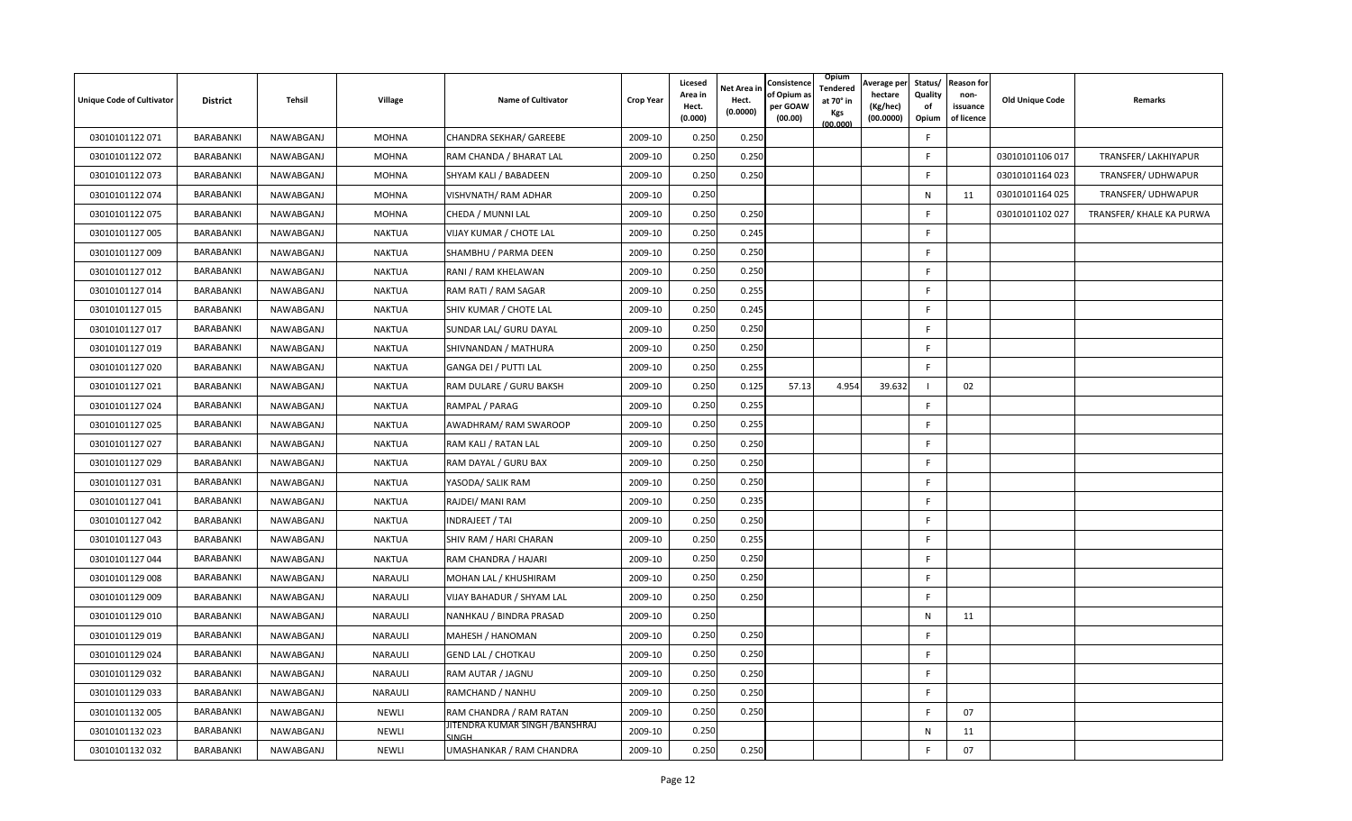| Unique Code of Cultivator | District | Tehsil | Village | Name of Cultivator | Crop Year | Licesed Area in Hect. (0.000) | Net Area in Hect. (0.0000) | Consistence of Opium as per GOAW (00.00) | Opium Tendered at 70° in Kgs (00.000) | Average per hectare (Kg/hec) (00.0000) | Status/ Quality of Opium | Reason for non- issuance of licence | Old Unique Code | Remarks |
|---|---|---|---|---|---|---|---|---|---|---|---|---|---|---|
| 03010101122 071 | BARABANKI | NAWABGANJ | MOHNA | CHANDRA SEKHAR/ GAREEBE | 2009-10 | 0.250 | 0.250 | | | | F | | | |
| 03010101122 072 | BARABANKI | NAWABGANJ | MOHNA | RAM CHANDA / BHARAT LAL | 2009-10 | 0.250 | 0.250 | | | | F | | 03010101106 017 | TRANSFER/ LAKHIYAPUR |
| 03010101122 073 | BARABANKI | NAWABGANJ | MOHNA | SHYAM KALI / BABADEEN | 2009-10 | 0.250 | 0.250 | | | | F | | 03010101164 023 | TRANSFER/ UDHWAPUR |
| 03010101122 074 | BARABANKI | NAWABGANJ | MOHNA | VISHVNATH/ RAM ADHAR | 2009-10 | 0.250 | | | | | N | 11 | 03010101164 025 | TRANSFER/ UDHWAPUR |
| 03010101122 075 | BARABANKI | NAWABGANJ | MOHNA | CHEDA / MUNNI LAL | 2009-10 | 0.250 | 0.250 | | | | F | | 03010101102 027 | TRANSFER/ KHALE KA PURWA |
| 03010101127 005 | BARABANKI | NAWABGANJ | NAKTUA | VIJAY KUMAR / CHOTE LAL | 2009-10 | 0.250 | 0.245 | | | | F | | | |
| 03010101127 009 | BARABANKI | NAWABGANJ | NAKTUA | SHAMBHU / PARMA DEEN | 2009-10 | 0.250 | 0.250 | | | | F | | | |
| 03010101127 012 | BARABANKI | NAWABGANJ | NAKTUA | RANI / RAM KHELAWAN | 2009-10 | 0.250 | 0.250 | | | | F | | | |
| 03010101127 014 | BARABANKI | NAWABGANJ | NAKTUA | RAM RATI / RAM SAGAR | 2009-10 | 0.250 | 0.255 | | | | F | | | |
| 03010101127 015 | BARABANKI | NAWABGANJ | NAKTUA | SHIV KUMAR / CHOTE LAL | 2009-10 | 0.250 | 0.245 | | | | F | | | |
| 03010101127 017 | BARABANKI | NAWABGANJ | NAKTUA | SUNDAR LAL/ GURU DAYAL | 2009-10 | 0.250 | 0.250 | | | | F | | | |
| 03010101127 019 | BARABANKI | NAWABGANJ | NAKTUA | SHIVNANDAN / MATHURA | 2009-10 | 0.250 | 0.250 | | | | F | | | |
| 03010101127 020 | BARABANKI | NAWABGANJ | NAKTUA | GANGA DEI / PUTTI LAL | 2009-10 | 0.250 | 0.255 | | | | F | | | |
| 03010101127 021 | BARABANKI | NAWABGANJ | NAKTUA | RAM DULARE / GURU BAKSH | 2009-10 | 0.250 | 0.125 | 57.13 | 4.954 | 39.632 | I | 02 | | |
| 03010101127 024 | BARABANKI | NAWABGANJ | NAKTUA | RAMPAL / PARAG | 2009-10 | 0.250 | 0.255 | | | | F | | | |
| 03010101127 025 | BARABANKI | NAWABGANJ | NAKTUA | AWADHRAM/ RAM SWAROOP | 2009-10 | 0.250 | 0.255 | | | | F | | | |
| 03010101127 027 | BARABANKI | NAWABGANJ | NAKTUA | RAM KALI / RATAN LAL | 2009-10 | 0.250 | 0.250 | | | | F | | | |
| 03010101127 029 | BARABANKI | NAWABGANJ | NAKTUA | RAM DAYAL / GURU BAX | 2009-10 | 0.250 | 0.250 | | | | F | | | |
| 03010101127 031 | BARABANKI | NAWABGANJ | NAKTUA | YASODA/ SALIK RAM | 2009-10 | 0.250 | 0.250 | | | | F | | | |
| 03010101127 041 | BARABANKI | NAWABGANJ | NAKTUA | RAJDEI/ MANI RAM | 2009-10 | 0.250 | 0.235 | | | | F | | | |
| 03010101127 042 | BARABANKI | NAWABGANJ | NAKTUA | INDRAJEET / TAI | 2009-10 | 0.250 | 0.250 | | | | F | | | |
| 03010101127 043 | BARABANKI | NAWABGANJ | NAKTUA | SHIV RAM / HARI CHARAN | 2009-10 | 0.250 | 0.255 | | | | F | | | |
| 03010101127 044 | BARABANKI | NAWABGANJ | NAKTUA | RAM CHANDRA / HAJARI | 2009-10 | 0.250 | 0.250 | | | | F | | | |
| 03010101129 008 | BARABANKI | NAWABGANJ | NARAULI | MOHAN LAL / KHUSHIRAM | 2009-10 | 0.250 | 0.250 | | | | F | | | |
| 03010101129 009 | BARABANKI | NAWABGANJ | NARAULI | VIJAY BAHADUR / SHYAM LAL | 2009-10 | 0.250 | 0.250 | | | | F | | | |
| 03010101129 010 | BARABANKI | NAWABGANJ | NARAULI | NANHKAU / BINDRA PRASAD | 2009-10 | 0.250 | | | | | N | 11 | | |
| 03010101129 019 | BARABANKI | NAWABGANJ | NARAULI | MAHESH / HANOMAN | 2009-10 | 0.250 | 0.250 | | | | F | | | |
| 03010101129 024 | BARABANKI | NAWABGANJ | NARAULI | GEND LAL / CHOTKAU | 2009-10 | 0.250 | 0.250 | | | | F | | | |
| 03010101129 032 | BARABANKI | NAWABGANJ | NARAULI | RAM AUTAR / JAGNU | 2009-10 | 0.250 | 0.250 | | | | F | | | |
| 03010101129 033 | BARABANKI | NAWABGANJ | NARAULI | RAMCHAND / NANHU | 2009-10 | 0.250 | 0.250 | | | | F | | | |
| 03010101132 005 | BARABANKI | NAWABGANJ | NEWLI | RAM CHANDRA / RAM RATAN | 2009-10 | 0.250 | 0.250 | | | | F | 07 | | |
| 03010101132 023 | BARABANKI | NAWABGANJ | NEWLI | JITENDRA KUMAR SINGH /BANSHRAJ SINGH | 2009-10 | 0.250 | | | | | N | 11 | | |
| 03010101132 032 | BARABANKI | NAWABGANJ | NEWLI | UMASHANKAR / RAM CHANDRA | 2009-10 | 0.250 | 0.250 | | | | F | 07 | | |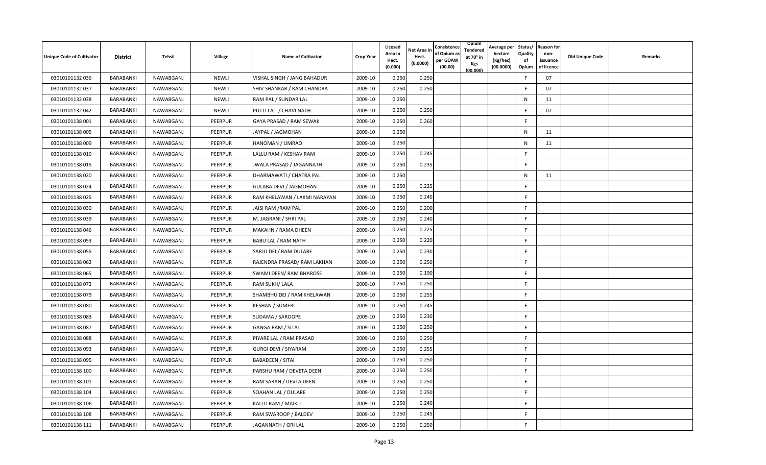| Unique Code of Cultivator | District | Tehsil | Village | Name of Cultivator | Crop Year | Licesed Area in Hect. (0.000) | Net Area in Hect. (0.0000) | Consistence of Opium as per GOAW (00.00) | Opium Tendered at 70° in Kgs (00.000) | Average per hectare (Kg/hec) (00.0000) | Status/ Quality of Opium | Reason for non-issuance of licence | Old Unique Code | Remarks |
|---|---|---|---|---|---|---|---|---|---|---|---|---|---|---|
| 03010101132 036 | BARABANKI | NAWABGANJ | NEWLI | VISHAL SINGH / JANG BAHADUR | 2009-10 | 0.250 | 0.250 | | | | F | 07 | | |
| 03010101132 037 | BARABANKI | NAWABGANJ | NEWLI | SHIV SHANKAR / RAM CHANDRA | 2009-10 | 0.250 | 0.250 | | | | F | 07 | | |
| 03010101132 038 | BARABANKI | NAWABGANJ | NEWLI | RAM PAL / SUNDAR LAL | 2009-10 | 0.250 | | | | | N | 11 | | |
| 03010101132 042 | BARABANKI | NAWABGANJ | NEWLI | PUTTI LAL / CHAVI NATH | 2009-10 | 0.250 | 0.250 | | | | F | 07 | | |
| 03010101138 001 | BARABANKI | NAWABGANJ | PEERPUR | GAYA PRASAD / RAM SEWAK | 2009-10 | 0.250 | 0.260 | | | | F | | | |
| 03010101138 005 | BARABANKI | NAWABGANJ | PEERPUR | JAYPAL / JAGMOHAN | 2009-10 | 0.250 | | | | | N | 11 | | |
| 03010101138 009 | BARABANKI | NAWABGANJ | PEERPUR | HANOMAN / UMRAO | 2009-10 | 0.250 | | | | | N | 11 | | |
| 03010101138 010 | BARABANKI | NAWABGANJ | PEERPUR | LALLU RAM / KESHAV RAM | 2009-10 | 0.250 | 0.245 | | | | F | | | |
| 03010101138 015 | BARABANKI | NAWABGANJ | PEERPUR | JWALA PRASAD / JAGANNATH | 2009-10 | 0.250 | 0.235 | | | | F | | | |
| 03010101138 020 | BARABANKI | NAWABGANJ | PEERPUR | DHARMAWATI / CHATRA PAL | 2009-10 | 0.250 | | | | | N | 11 | | |
| 03010101138 024 | BARABANKI | NAWABGANJ | PEERPUR | GULABA DEVI / JAGMOHAN | 2009-10 | 0.250 | 0.225 | | | | F | | | |
| 03010101138 025 | BARABANKI | NAWABGANJ | PEERPUR | RAM KHELAWAN / LAXMI NARAYAN | 2009-10 | 0.250 | 0.240 | | | | F | | | |
| 03010101138 030 | BARABANKI | NAWABGANJ | PEERPUR | JAISI RAM /RAM PAL | 2009-10 | 0.250 | 0.200 | | | | F | | | |
| 03010101138 039 | BARABANKI | NAWABGANJ | PEERPUR | M. JAGRANI / SHRI PAL | 2009-10 | 0.250 | 0.240 | | | | F | | | |
| 03010101138 046 | BARABANKI | NAWABGANJ | PEERPUR | MAKAHN / RAMA DHEEN | 2009-10 | 0.250 | 0.225 | | | | F | | | |
| 03010101138 053 | BARABANKI | NAWABGANJ | PEERPUR | BABU LAL / RAM NATH | 2009-10 | 0.250 | 0.220 | | | | F | | | |
| 03010101138 055 | BARABANKI | NAWABGANJ | PEERPUR | SARJU DEI / RAM DULARE | 2009-10 | 0.250 | 0.230 | | | | F | | | |
| 03010101138 062 | BARABANKI | NAWABGANJ | PEERPUR | RAJENDRA PRASAD/ RAM LAKHAN | 2009-10 | 0.250 | 0.250 | | | | F | | | |
| 03010101138 065 | BARABANKI | NAWABGANJ | PEERPUR | SWAMI DEEN/ RAM BHAROSE | 2009-10 | 0.250 | 0.190 | | | | F | | | |
| 03010101138 072 | BARABANKI | NAWABGANJ | PEERPUR | RAM SUKH/ LALA | 2009-10 | 0.250 | 0.250 | | | | F | | | |
| 03010101138 079 | BARABANKI | NAWABGANJ | PEERPUR | SHAMBHU DEI / RAM KHELAWAN | 2009-10 | 0.250 | 0.255 | | | | F | | | |
| 03010101138 080 | BARABANKI | NAWABGANJ | PEERPUR | KESHAN / SUMERI | 2009-10 | 0.250 | 0.245 | | | | F | | | |
| 03010101138 083 | BARABANKI | NAWABGANJ | PEERPUR | SUDAMA / SAROOPE | 2009-10 | 0.250 | 0.230 | | | | F | | | |
| 03010101138 087 | BARABANKI | NAWABGANJ | PEERPUR | GANGA RAM / SITAI | 2009-10 | 0.250 | 0.250 | | | | F | | | |
| 03010101138 088 | BARABANKI | NAWABGANJ | PEERPUR | PIYARE LAL / RAM PRASAD | 2009-10 | 0.250 | 0.250 | | | | F | | | |
| 03010101138 093 | BARABANKI | NAWABGANJ | PEERPUR | GURGI DEVI / SIYARAM | 2009-10 | 0.250 | 0.255 | | | | F | | | |
| 03010101138 095 | BARABANKI | NAWABGANJ | PEERPUR | BABADEEN / SITAI | 2009-10 | 0.250 | 0.250 | | | | F | | | |
| 03010101138 100 | BARABANKI | NAWABGANJ | PEERPUR | PARSHU RAM / DEVETA DEEN | 2009-10 | 0.250 | 0.250 | | | | F | | | |
| 03010101138 101 | BARABANKI | NAWABGANJ | PEERPUR | RAM SARAN / DEVTA DEEN | 2009-10 | 0.250 | 0.250 | | | | F | | | |
| 03010101138 104 | BARABANKI | NAWABGANJ | PEERPUR | SOAHAN LAL / DULARE | 2009-10 | 0.250 | 0.250 | | | | F | | | |
| 03010101138 106 | BARABANKI | NAWABGANJ | PEERPUR | KALLU RAM / MAIKU | 2009-10 | 0.250 | 0.240 | | | | F | | | |
| 03010101138 108 | BARABANKI | NAWABGANJ | PEERPUR | RAM SWAROOP / BALDEV | 2009-10 | 0.250 | 0.245 | | | | F | | | |
| 03010101138 111 | BARABANKI | NAWABGANJ | PEERPUR | JAGANNATH / ORI LAL | 2009-10 | 0.250 | 0.250 | | | | F | | | |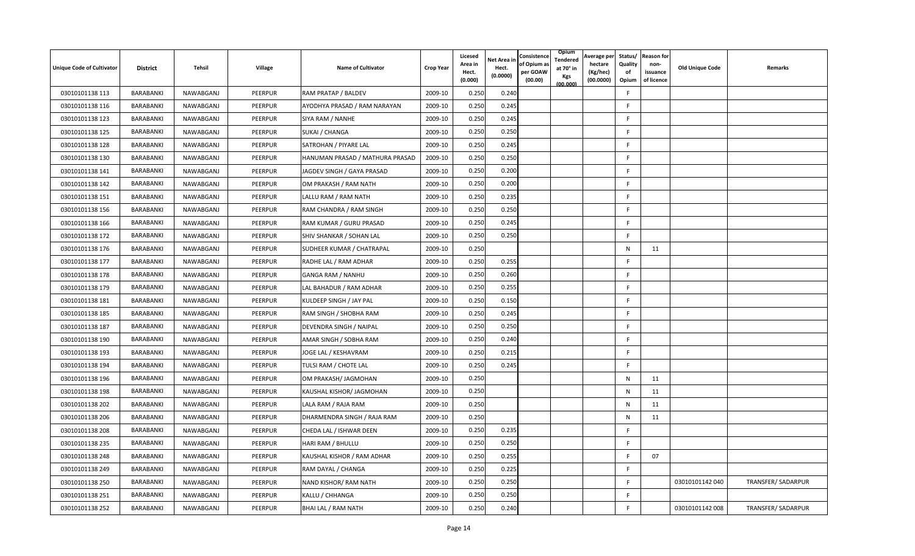| Unique Code of Cultivator | District | Tehsil | Village | Name of Cultivator | Crop Year | Licesed Area in Hect. (0.000) | Net Area in Hect. (0.0000) | Consistence of Opium as per GOAW (00.00) | Opium Tendered at 70° in Kgs (00.000) | Average per hectare (Kg/hec) (00.0000) | Status/ Quality of Opium | Reason for non-issuance of licence | Old Unique Code | Remarks |
|---|---|---|---|---|---|---|---|---|---|---|---|---|---|---|
| 03010101138 113 | BARABANKI | NAWABGANJ | PEERPUR | RAM PRATAP / BALDEV | 2009-10 | 0.250 | 0.240 | | | | F | | | |
| 03010101138 116 | BARABANKI | NAWABGANJ | PEERPUR | AYODHYA PRASAD / RAM NARAYAN | 2009-10 | 0.250 | 0.245 | | | | F | | | |
| 03010101138 123 | BARABANKI | NAWABGANJ | PEERPUR | SIYA RAM / NANHE | 2009-10 | 0.250 | 0.245 | | | | F | | | |
| 03010101138 125 | BARABANKI | NAWABGANJ | PEERPUR | SUKAI / CHANGA | 2009-10 | 0.250 | 0.250 | | | | F | | | |
| 03010101138 128 | BARABANKI | NAWABGANJ | PEERPUR | SATROHAN / PIYARE LAL | 2009-10 | 0.250 | 0.245 | | | | F | | | |
| 03010101138 130 | BARABANKI | NAWABGANJ | PEERPUR | HANUMAN PRASAD / MATHURA PRASAD | 2009-10 | 0.250 | 0.250 | | | | F | | | |
| 03010101138 141 | BARABANKI | NAWABGANJ | PEERPUR | JAGDEV SINGH / GAYA PRASAD | 2009-10 | 0.250 | 0.200 | | | | F | | | |
| 03010101138 142 | BARABANKI | NAWABGANJ | PEERPUR | OM PRAKASH / RAM NATH | 2009-10 | 0.250 | 0.200 | | | | F | | | |
| 03010101138 151 | BARABANKI | NAWABGANJ | PEERPUR | LALLU RAM / RAM NATH | 2009-10 | 0.250 | 0.235 | | | | F | | | |
| 03010101138 156 | BARABANKI | NAWABGANJ | PEERPUR | RAM CHANDRA / RAM SINGH | 2009-10 | 0.250 | 0.250 | | | | F | | | |
| 03010101138 166 | BARABANKI | NAWABGANJ | PEERPUR | RAM KUMAR / GURU PRASAD | 2009-10 | 0.250 | 0.245 | | | | F | | | |
| 03010101138 172 | BARABANKI | NAWABGANJ | PEERPUR | SHIV SHANKAR / SOHAN LAL | 2009-10 | 0.250 | 0.250 | | | | F | | | |
| 03010101138 176 | BARABANKI | NAWABGANJ | PEERPUR | SUDHEER KUMAR / CHATRAPAL | 2009-10 | 0.250 | | | | | N | 11 | | |
| 03010101138 177 | BARABANKI | NAWABGANJ | PEERPUR | RADHE LAL / RAM ADHAR | 2009-10 | 0.250 | 0.255 | | | | F | | | |
| 03010101138 178 | BARABANKI | NAWABGANJ | PEERPUR | GANGA RAM / NANHU | 2009-10 | 0.250 | 0.260 | | | | F | | | |
| 03010101138 179 | BARABANKI | NAWABGANJ | PEERPUR | LAL BAHADUR / RAM ADHAR | 2009-10 | 0.250 | 0.255 | | | | F | | | |
| 03010101138 181 | BARABANKI | NAWABGANJ | PEERPUR | KULDEEP SINGH / JAY PAL | 2009-10 | 0.250 | 0.150 | | | | F | | | |
| 03010101138 185 | BARABANKI | NAWABGANJ | PEERPUR | RAM SINGH / SHOBHA RAM | 2009-10 | 0.250 | 0.245 | | | | F | | | |
| 03010101138 187 | BARABANKI | NAWABGANJ | PEERPUR | DEVENDRA SINGH / NAIPAL | 2009-10 | 0.250 | 0.250 | | | | F | | | |
| 03010101138 190 | BARABANKI | NAWABGANJ | PEERPUR | AMAR SINGH / SOBHA RAM | 2009-10 | 0.250 | 0.240 | | | | F | | | |
| 03010101138 193 | BARABANKI | NAWABGANJ | PEERPUR | JOGE LAL / KESHAVRAM | 2009-10 | 0.250 | 0.215 | | | | F | | | |
| 03010101138 194 | BARABANKI | NAWABGANJ | PEERPUR | TULSI RAM / CHOTE LAL | 2009-10 | 0.250 | 0.245 | | | | F | | | |
| 03010101138 196 | BARABANKI | NAWABGANJ | PEERPUR | OM PRAKASH/ JAGMOHAN | 2009-10 | 0.250 | | | | | N | 11 | | |
| 03010101138 198 | BARABANKI | NAWABGANJ | PEERPUR | KAUSHAL KISHOR/ JAGMOHAN | 2009-10 | 0.250 | | | | | N | 11 | | |
| 03010101138 202 | BARABANKI | NAWABGANJ | PEERPUR | LALA RAM / RAJA RAM | 2009-10 | 0.250 | | | | | N | 11 | | |
| 03010101138 206 | BARABANKI | NAWABGANJ | PEERPUR | DHARMENDRA SINGH / RAJA RAM | 2009-10 | 0.250 | | | | | N | 11 | | |
| 03010101138 208 | BARABANKI | NAWABGANJ | PEERPUR | CHEDA LAL / ISHWAR DEEN | 2009-10 | 0.250 | 0.235 | | | | F | | | |
| 03010101138 235 | BARABANKI | NAWABGANJ | PEERPUR | HARI RAM / BHULLU | 2009-10 | 0.250 | 0.250 | | | | F | | | |
| 03010101138 248 | BARABANKI | NAWABGANJ | PEERPUR | KAUSHAL KISHOR / RAM ADHAR | 2009-10 | 0.250 | 0.255 | | | | F | 07 | | |
| 03010101138 249 | BARABANKI | NAWABGANJ | PEERPUR | RAM DAYAL / CHANGA | 2009-10 | 0.250 | 0.225 | | | | F | | | |
| 03010101138 250 | BARABANKI | NAWABGANJ | PEERPUR | NAND KISHOR/ RAM NATH | 2009-10 | 0.250 | 0.250 | | | | F | | 03010101142 040 | TRANSFER/ SADARPUR |
| 03010101138 251 | BARABANKI | NAWABGANJ | PEERPUR | KALLU / CHHANGA | 2009-10 | 0.250 | 0.250 | | | | F | | | |
| 03010101138 252 | BARABANKI | NAWABGANJ | PEERPUR | BHAI LAL / RAM NATH | 2009-10 | 0.250 | 0.240 | | | | F | | 03010101142 008 | TRANSFER/ SADARPUR |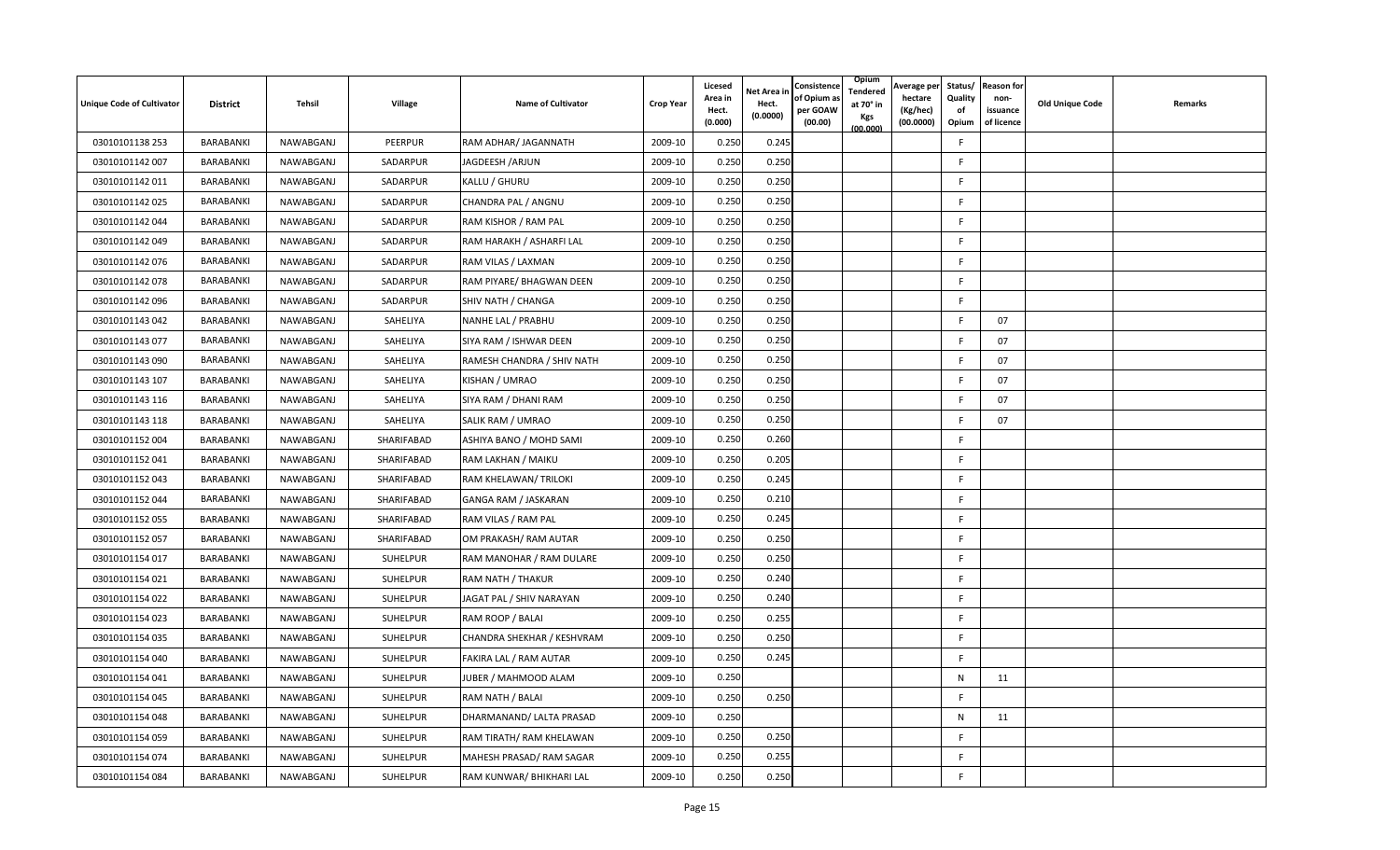| Unique Code of Cultivator | District | Tehsil | Village | Name of Cultivator | Crop Year | Licesed Area in Hect. (0.000) | Net Area in Hect. (0.0000) | Consistence of Opium as per GOAW (00.00) | Opium Tendered at 70° in Kgs (00.000) | Average per hectare (Kg/hec) (00.0000) | Status/ Quality of Opium | Reason for non-issuance of licence | Old Unique Code | Remarks |
|---|---|---|---|---|---|---|---|---|---|---|---|---|---|---|
| 03010101138 253 | BARABANKI | NAWABGANJ | PEERPUR | RAM ADHAR/ JAGANNATH | 2009-10 | 0.250 | 0.245 | | | | F | | | |
| 03010101142 007 | BARABANKI | NAWABGANJ | SADARPUR | JAGDEESH /ARJUN | 2009-10 | 0.250 | 0.250 | | | | F | | | |
| 03010101142 011 | BARABANKI | NAWABGANJ | SADARPUR | KALLU / GHURU | 2009-10 | 0.250 | 0.250 | | | | F | | | |
| 03010101142 025 | BARABANKI | NAWABGANJ | SADARPUR | CHANDRA PAL / ANGNU | 2009-10 | 0.250 | 0.250 | | | | F | | | |
| 03010101142 044 | BARABANKI | NAWABGANJ | SADARPUR | RAM KISHOR / RAM PAL | 2009-10 | 0.250 | 0.250 | | | | F | | | |
| 03010101142 049 | BARABANKI | NAWABGANJ | SADARPUR | RAM HARAKH / ASHARFI LAL | 2009-10 | 0.250 | 0.250 | | | | F | | | |
| 03010101142 076 | BARABANKI | NAWABGANJ | SADARPUR | RAM VILAS / LAXMAN | 2009-10 | 0.250 | 0.250 | | | | F | | | |
| 03010101142 078 | BARABANKI | NAWABGANJ | SADARPUR | RAM PIYARE/ BHAGWAN DEEN | 2009-10 | 0.250 | 0.250 | | | | F | | | |
| 03010101142 096 | BARABANKI | NAWABGANJ | SADARPUR | SHIV NATH / CHANGA | 2009-10 | 0.250 | 0.250 | | | | F | | | |
| 03010101143 042 | BARABANKI | NAWABGANJ | SAHELIYA | NANHE LAL / PRABHU | 2009-10 | 0.250 | 0.250 | | | | F | 07 | | |
| 03010101143 077 | BARABANKI | NAWABGANJ | SAHELIYA | SIYA RAM / ISHWAR DEEN | 2009-10 | 0.250 | 0.250 | | | | F | 07 | | |
| 03010101143 090 | BARABANKI | NAWABGANJ | SAHELIYA | RAMESH CHANDRA / SHIV NATH | 2009-10 | 0.250 | 0.250 | | | | F | 07 | | |
| 03010101143 107 | BARABANKI | NAWABGANJ | SAHELIYA | KISHAN / UMRAO | 2009-10 | 0.250 | 0.250 | | | | F | 07 | | |
| 03010101143 116 | BARABANKI | NAWABGANJ | SAHELIYA | SIYA RAM / DHANI RAM | 2009-10 | 0.250 | 0.250 | | | | F | 07 | | |
| 03010101143 118 | BARABANKI | NAWABGANJ | SAHELIYA | SALIK RAM / UMRAO | 2009-10 | 0.250 | 0.250 | | | | F | 07 | | |
| 03010101152 004 | BARABANKI | NAWABGANJ | SHARIFABAD | ASHIYA BANO / MOHD SAMI | 2009-10 | 0.250 | 0.260 | | | | F | | | |
| 03010101152 041 | BARABANKI | NAWABGANJ | SHARIFABAD | RAM LAKHAN / MAIKU | 2009-10 | 0.250 | 0.205 | | | | F | | | |
| 03010101152 043 | BARABANKI | NAWABGANJ | SHARIFABAD | RAM KHELAWAN/ TRILOKI | 2009-10 | 0.250 | 0.245 | | | | F | | | |
| 03010101152 044 | BARABANKI | NAWABGANJ | SHARIFABAD | GANGA RAM / JASKARAN | 2009-10 | 0.250 | 0.210 | | | | F | | | |
| 03010101152 055 | BARABANKI | NAWABGANJ | SHARIFABAD | RAM VILAS / RAM PAL | 2009-10 | 0.250 | 0.245 | | | | F | | | |
| 03010101152 057 | BARABANKI | NAWABGANJ | SHARIFABAD | OM PRAKASH/ RAM AUTAR | 2009-10 | 0.250 | 0.250 | | | | F | | | |
| 03010101154 017 | BARABANKI | NAWABGANJ | SUHELPUR | RAM MANOHAR / RAM DULARE | 2009-10 | 0.250 | 0.250 | | | | F | | | |
| 03010101154 021 | BARABANKI | NAWABGANJ | SUHELPUR | RAM NATH / THAKUR | 2009-10 | 0.250 | 0.240 | | | | F | | | |
| 03010101154 022 | BARABANKI | NAWABGANJ | SUHELPUR | JAGAT PAL / SHIV NARAYAN | 2009-10 | 0.250 | 0.240 | | | | F | | | |
| 03010101154 023 | BARABANKI | NAWABGANJ | SUHELPUR | RAM ROOP / BALAI | 2009-10 | 0.250 | 0.255 | | | | F | | | |
| 03010101154 035 | BARABANKI | NAWABGANJ | SUHELPUR | CHANDRA SHEKHAR / KESHVRAM | 2009-10 | 0.250 | 0.250 | | | | F | | | |
| 03010101154 040 | BARABANKI | NAWABGANJ | SUHELPUR | FAKIRA LAL / RAM AUTAR | 2009-10 | 0.250 | 0.245 | | | | F | | | |
| 03010101154 041 | BARABANKI | NAWABGANJ | SUHELPUR | JUBER / MAHMOOD ALAM | 2009-10 | 0.250 | | | | | N | 11 | | |
| 03010101154 045 | BARABANKI | NAWABGANJ | SUHELPUR | RAM NATH / BALAI | 2009-10 | 0.250 | 0.250 | | | | F | | | |
| 03010101154 048 | BARABANKI | NAWABGANJ | SUHELPUR | DHARMANAND/ LALTA PRASAD | 2009-10 | 0.250 | | | | | N | 11 | | |
| 03010101154 059 | BARABANKI | NAWABGANJ | SUHELPUR | RAM TIRATH/ RAM KHELAWAN | 2009-10 | 0.250 | 0.250 | | | | F | | | |
| 03010101154 074 | BARABANKI | NAWABGANJ | SUHELPUR | MAHESH PRASAD/ RAM SAGAR | 2009-10 | 0.250 | 0.255 | | | | F | | | |
| 03010101154 084 | BARABANKI | NAWABGANJ | SUHELPUR | RAM KUNWAR/ BHIKHARI LAL | 2009-10 | 0.250 | 0.250 | | | | F | | | |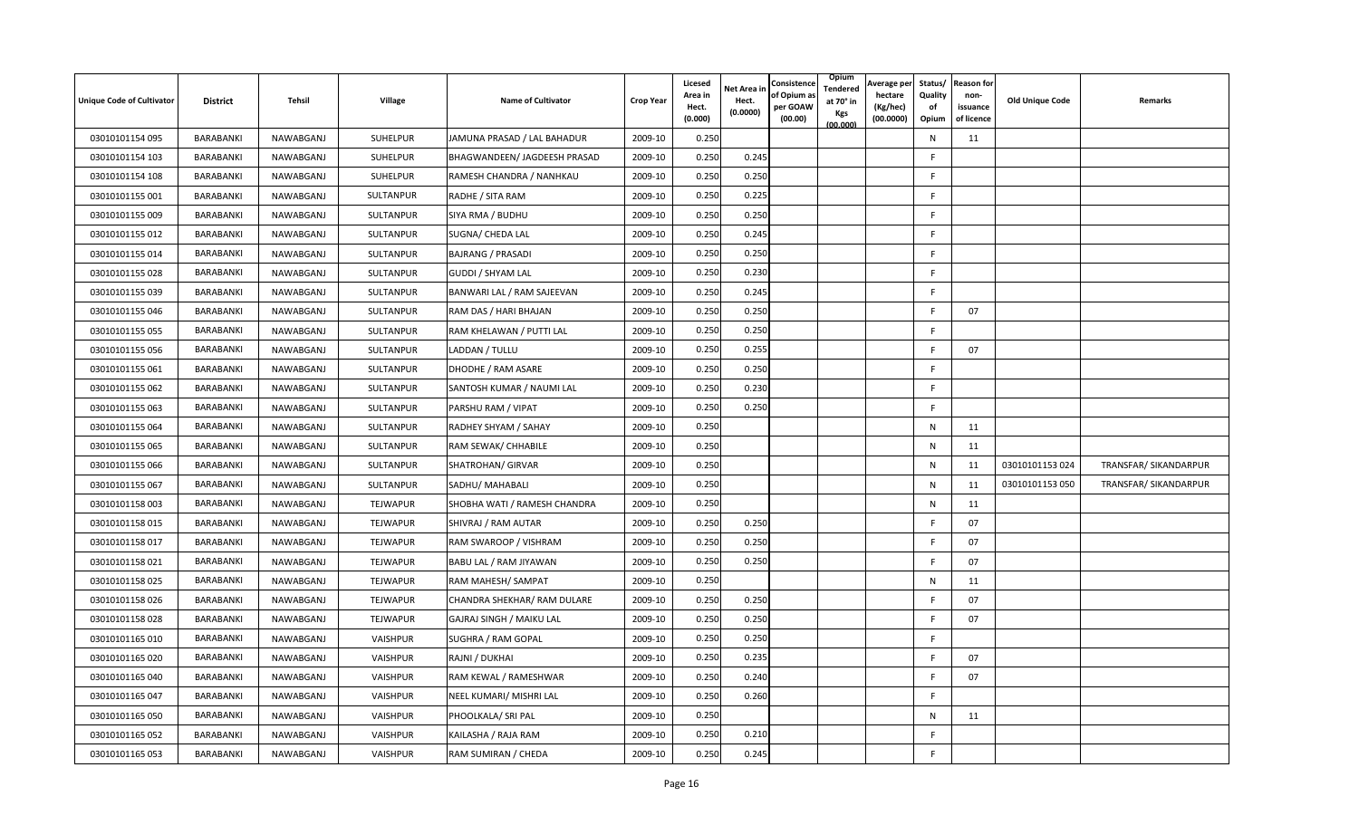| Unique Code of Cultivator | District | Tehsil | Village | Name of Cultivator | Crop Year | Licesed Area in Hect. (0.000) | Net Area in Hect. (0.0000) | Consistence of Opium as per GOAW (00.00) | Opium Tendered at 70° in Kgs (00.000) | Average per hectare (Kg/hec) (00.0000) | Status/ Quality of Opium | Reason for non-issuance of licence | Old Unique Code | Remarks |
|---|---|---|---|---|---|---|---|---|---|---|---|---|---|---|
| 03010101154 095 | BARABANKI | NAWABGANJ | SUHELPUR | JAMUNA PRASAD / LAL BAHADUR | 2009-10 | 0.250 | | | | | N | 11 | | |
| 03010101154 103 | BARABANKI | NAWABGANJ | SUHELPUR | BHAGWANDEEN/ JAGDEESH PRASAD | 2009-10 | 0.250 | 0.245 | | | | F | | | |
| 03010101154 108 | BARABANKI | NAWABGANJ | SUHELPUR | RAMESH CHANDRA / NANHKAU | 2009-10 | 0.250 | 0.250 | | | | F | | | |
| 03010101155 001 | BARABANKI | NAWABGANJ | SULTANPUR | RADHE / SITA RAM | 2009-10 | 0.250 | 0.225 | | | | F | | | |
| 03010101155 009 | BARABANKI | NAWABGANJ | SULTANPUR | SIYA RMA / BUDHU | 2009-10 | 0.250 | 0.250 | | | | F | | | |
| 03010101155 012 | BARABANKI | NAWABGANJ | SULTANPUR | SUGNA/ CHEDA LAL | 2009-10 | 0.250 | 0.245 | | | | F | | | |
| 03010101155 014 | BARABANKI | NAWABGANJ | SULTANPUR | BAJRANG / PRASADI | 2009-10 | 0.250 | 0.250 | | | | F | | | |
| 03010101155 028 | BARABANKI | NAWABGANJ | SULTANPUR | GUDDI / SHYAM LAL | 2009-10 | 0.250 | 0.230 | | | | F | | | |
| 03010101155 039 | BARABANKI | NAWABGANJ | SULTANPUR | BANWARI LAL / RAM SAJEEVAN | 2009-10 | 0.250 | 0.245 | | | | F | | | |
| 03010101155 046 | BARABANKI | NAWABGANJ | SULTANPUR | RAM DAS / HARI BHAJAN | 2009-10 | 0.250 | 0.250 | | | | F | 07 | | |
| 03010101155 055 | BARABANKI | NAWABGANJ | SULTANPUR | RAM KHELAWAN / PUTTI LAL | 2009-10 | 0.250 | 0.250 | | | | F | | | |
| 03010101155 056 | BARABANKI | NAWABGANJ | SULTANPUR | LADDAN / TULLU | 2009-10 | 0.250 | 0.255 | | | | F | 07 | | |
| 03010101155 061 | BARABANKI | NAWABGANJ | SULTANPUR | DHODHE / RAM ASARE | 2009-10 | 0.250 | 0.250 | | | | F | | | |
| 03010101155 062 | BARABANKI | NAWABGANJ | SULTANPUR | SANTOSH KUMAR / NAUMI LAL | 2009-10 | 0.250 | 0.230 | | | | F | | | |
| 03010101155 063 | BARABANKI | NAWABGANJ | SULTANPUR | PARSHU RAM / VIPAT | 2009-10 | 0.250 | 0.250 | | | | F | | | |
| 03010101155 064 | BARABANKI | NAWABGANJ | SULTANPUR | RADHEY SHYAM / SAHAY | 2009-10 | 0.250 | | | | | N | 11 | | |
| 03010101155 065 | BARABANKI | NAWABGANJ | SULTANPUR | RAM SEWAK/ CHHABILE | 2009-10 | 0.250 | | | | | N | 11 | | |
| 03010101155 066 | BARABANKI | NAWABGANJ | SULTANPUR | SHATROHAN/ GIRVAR | 2009-10 | 0.250 | | | | | N | 11 | 03010101153 024 | TRANSFAR/ SIKANDARPUR |
| 03010101155 067 | BARABANKI | NAWABGANJ | SULTANPUR | SADHU/ MAHABALI | 2009-10 | 0.250 | | | | | N | 11 | 03010101153 050 | TRANSFAR/ SIKANDARPUR |
| 03010101158 003 | BARABANKI | NAWABGANJ | TEJWAPUR | SHOBHA WATI / RAMESH CHANDRA | 2009-10 | 0.250 | | | | | N | 11 | | |
| 03010101158 015 | BARABANKI | NAWABGANJ | TEJWAPUR | SHIVRAJ / RAM AUTAR | 2009-10 | 0.250 | 0.250 | | | | F | 07 | | |
| 03010101158 017 | BARABANKI | NAWABGANJ | TEJWAPUR | RAM SWAROOP / VISHRAM | 2009-10 | 0.250 | 0.250 | | | | F | 07 | | |
| 03010101158 021 | BARABANKI | NAWABGANJ | TEJWAPUR | BABU LAL / RAM JIYAWAN | 2009-10 | 0.250 | 0.250 | | | | F | 07 | | |
| 03010101158 025 | BARABANKI | NAWABGANJ | TEJWAPUR | RAM MAHESH/ SAMPAT | 2009-10 | 0.250 | | | | | N | 11 | | |
| 03010101158 026 | BARABANKI | NAWABGANJ | TEJWAPUR | CHANDRA SHEKHAR/ RAM DULARE | 2009-10 | 0.250 | 0.250 | | | | F | 07 | | |
| 03010101158 028 | BARABANKI | NAWABGANJ | TEJWAPUR | GAJRAJ SINGH / MAIKU LAL | 2009-10 | 0.250 | 0.250 | | | | F | 07 | | |
| 03010101165 010 | BARABANKI | NAWABGANJ | VAISHPUR | SUGHRA / RAM GOPAL | 2009-10 | 0.250 | 0.250 | | | | F | | | |
| 03010101165 020 | BARABANKI | NAWABGANJ | VAISHPUR | RAJNI / DUKHAI | 2009-10 | 0.250 | 0.235 | | | | F | 07 | | |
| 03010101165 040 | BARABANKI | NAWABGANJ | VAISHPUR | RAM KEWAL / RAMESHWAR | 2009-10 | 0.250 | 0.240 | | | | F | 07 | | |
| 03010101165 047 | BARABANKI | NAWABGANJ | VAISHPUR | NEEL KUMARI/ MISHRI LAL | 2009-10 | 0.250 | 0.260 | | | | F | | | |
| 03010101165 050 | BARABANKI | NAWABGANJ | VAISHPUR | PHOOLKALA/ SRI PAL | 2009-10 | 0.250 | | | | | N | 11 | | |
| 03010101165 052 | BARABANKI | NAWABGANJ | VAISHPUR | KAILASHA / RAJA RAM | 2009-10 | 0.250 | 0.210 | | | | F | | | |
| 03010101165 053 | BARABANKI | NAWABGANJ | VAISHPUR | RAM SUMIRAN / CHEDA | 2009-10 | 0.250 | 0.245 | | | | F | | | |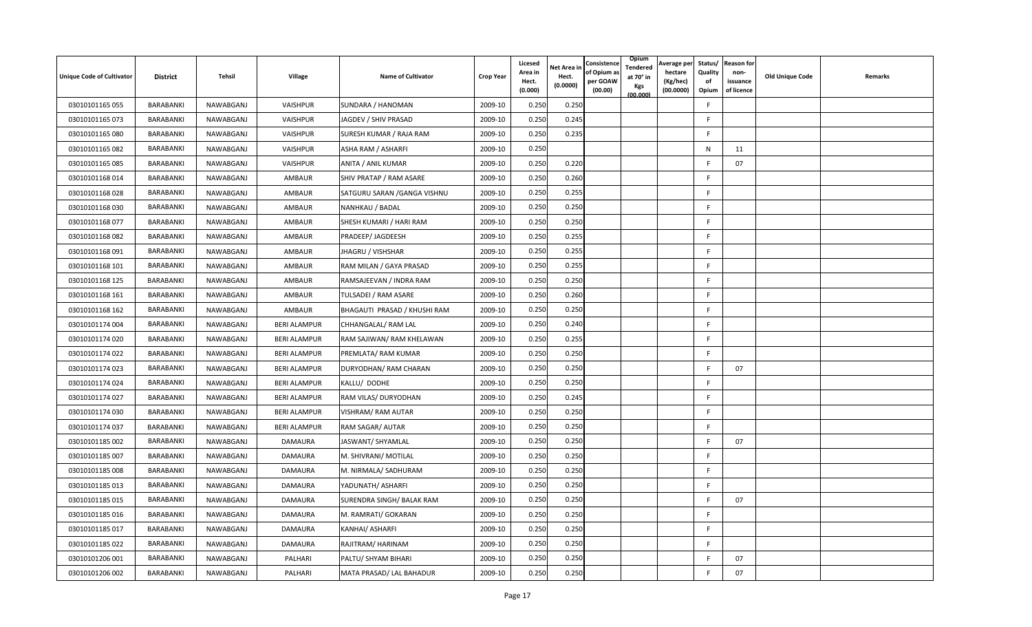| Unique Code of Cultivator | District | Tehsil | Village | Name of Cultivator | Crop Year | Licesed Area in Hect. (0.000) | Net Area in Hect. (0.0000) | Consistence of Opium as per GOAW (00.00) | Opium Tendered at 70° in Kgs (00.000) | Average per hectare (Kg/hec) (00.0000) | Status/ Quality of Opium | Reason for non-issuance of licence | Old Unique Code | Remarks |
|---|---|---|---|---|---|---|---|---|---|---|---|---|---|---|
| 03010101165 055 | BARABANKI | NAWABGANJ | VAISHPUR | SUNDARA / HANOMAN | 2009-10 | 0.250 | 0.250 | | | | F | | | |
| 03010101165 073 | BARABANKI | NAWABGANJ | VAISHPUR | JAGDEV / SHIV PRASAD | 2009-10 | 0.250 | 0.245 | | | | F | | | |
| 03010101165 080 | BARABANKI | NAWABGANJ | VAISHPUR | SURESH KUMAR / RAJA RAM | 2009-10 | 0.250 | 0.235 | | | | F | | | |
| 03010101165 082 | BARABANKI | NAWABGANJ | VAISHPUR | ASHA RAM / ASHARFI | 2009-10 | 0.250 | | | | | N | 11 | | |
| 03010101165 085 | BARABANKI | NAWABGANJ | VAISHPUR | ANITA / ANIL KUMAR | 2009-10 | 0.250 | 0.220 | | | | F | 07 | | |
| 03010101168 014 | BARABANKI | NAWABGANJ | AMBAUR | SHIV PRATAP / RAM ASARE | 2009-10 | 0.250 | 0.260 | | | | F | | | |
| 03010101168 028 | BARABANKI | NAWABGANJ | AMBAUR | SATGURU SARAN /GANGA VISHNU | 2009-10 | 0.250 | 0.255 | | | | F | | | |
| 03010101168 030 | BARABANKI | NAWABGANJ | AMBAUR | NANHKAU / BADAL | 2009-10 | 0.250 | 0.250 | | | | F | | | |
| 03010101168 077 | BARABANKI | NAWABGANJ | AMBAUR | SHESH KUMARI / HARI RAM | 2009-10 | 0.250 | 0.250 | | | | F | | | |
| 03010101168 082 | BARABANKI | NAWABGANJ | AMBAUR | PRADEEP/ JAGDEESH | 2009-10 | 0.250 | 0.255 | | | | F | | | |
| 03010101168 091 | BARABANKI | NAWABGANJ | AMBAUR | JHAGRU / VISHSHAR | 2009-10 | 0.250 | 0.255 | | | | F | | | |
| 03010101168 101 | BARABANKI | NAWABGANJ | AMBAUR | RAM MILAN / GAYA PRASAD | 2009-10 | 0.250 | 0.255 | | | | F | | | |
| 03010101168 125 | BARABANKI | NAWABGANJ | AMBAUR | RAMSAJEEVAN / INDRA RAM | 2009-10 | 0.250 | 0.250 | | | | F | | | |
| 03010101168 161 | BARABANKI | NAWABGANJ | AMBAUR | TULSADEI / RAM ASARE | 2009-10 | 0.250 | 0.260 | | | | F | | | |
| 03010101168 162 | BARABANKI | NAWABGANJ | AMBAUR | BHAGAUTI PRASAD / KHUSHI RAM | 2009-10 | 0.250 | 0.250 | | | | F | | | |
| 03010101174 004 | BARABANKI | NAWABGANJ | BERI ALAMPUR | CHHANGALAL/ RAM LAL | 2009-10 | 0.250 | 0.240 | | | | F | | | |
| 03010101174 020 | BARABANKI | NAWABGANJ | BERI ALAMPUR | RAM SAJIWAN/ RAM KHELAWAN | 2009-10 | 0.250 | 0.255 | | | | F | | | |
| 03010101174 022 | BARABANKI | NAWABGANJ | BERI ALAMPUR | PREMLATA/ RAM KUMAR | 2009-10 | 0.250 | 0.250 | | | | F | | | |
| 03010101174 023 | BARABANKI | NAWABGANJ | BERI ALAMPUR | DURYODHAN/ RAM CHARAN | 2009-10 | 0.250 | 0.250 | | | | F | 07 | | |
| 03010101174 024 | BARABANKI | NAWABGANJ | BERI ALAMPUR | KALLU/ DODHE | 2009-10 | 0.250 | 0.250 | | | | F | | | |
| 03010101174 027 | BARABANKI | NAWABGANJ | BERI ALAMPUR | RAM VILAS/ DURYODHAN | 2009-10 | 0.250 | 0.245 | | | | F | | | |
| 03010101174 030 | BARABANKI | NAWABGANJ | BERI ALAMPUR | VISHRAM/ RAM AUTAR | 2009-10 | 0.250 | 0.250 | | | | F | | | |
| 03010101174 037 | BARABANKI | NAWABGANJ | BERI ALAMPUR | RAM SAGAR/ AUTAR | 2009-10 | 0.250 | 0.250 | | | | F | | | |
| 03010101185 002 | BARABANKI | NAWABGANJ | DAMAURA | JASWANT/ SHYAMLAL | 2009-10 | 0.250 | 0.250 | | | | F | 07 | | |
| 03010101185 007 | BARABANKI | NAWABGANJ | DAMAURA | M. SHIVRANI/ MOTILAL | 2009-10 | 0.250 | 0.250 | | | | F | | | |
| 03010101185 008 | BARABANKI | NAWABGANJ | DAMAURA | M. NIRMALA/ SADHURAM | 2009-10 | 0.250 | 0.250 | | | | F | | | |
| 03010101185 013 | BARABANKI | NAWABGANJ | DAMAURA | YADUNATH/ ASHARFI | 2009-10 | 0.250 | 0.250 | | | | F | | | |
| 03010101185 015 | BARABANKI | NAWABGANJ | DAMAURA | SURENDRA SINGH/ BALAK RAM | 2009-10 | 0.250 | 0.250 | | | | F | 07 | | |
| 03010101185 016 | BARABANKI | NAWABGANJ | DAMAURA | M. RAMRATI/ GOKARAN | 2009-10 | 0.250 | 0.250 | | | | F | | | |
| 03010101185 017 | BARABANKI | NAWABGANJ | DAMAURA | KANHAI/ ASHARFI | 2009-10 | 0.250 | 0.250 | | | | F | | | |
| 03010101185 022 | BARABANKI | NAWABGANJ | DAMAURA | RAJITRAM/ HARINAM | 2009-10 | 0.250 | 0.250 | | | | F | | | |
| 03010101206 001 | BARABANKI | NAWABGANJ | PALHARI | PALTU/ SHYAM BIHARI | 2009-10 | 0.250 | 0.250 | | | | F | 07 | | |
| 03010101206 002 | BARABANKI | NAWABGANJ | PALHARI | MATA PRASAD/ LAL BAHADUR | 2009-10 | 0.250 | 0.250 | | | | F | 07 | | |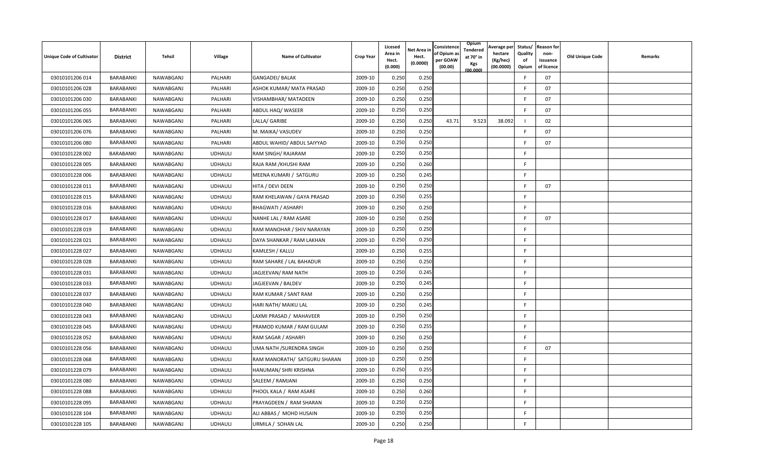| Unique Code of Cultivator | District | Tehsil | Village | Name of Cultivator | Crop Year | Licesed Area in Hect. (0.000) | Net Area in Hect. (0.0000) | Consistence of Opium as per GOAW (00.00) | Opium Tendered at 70° in Kgs (00.000) | Average per hectare (Kg/hec) (00.0000) | Status/ Quality of Opium | Reason for non- issuance of licence | Old Unique Code | Remarks |
|---|---|---|---|---|---|---|---|---|---|---|---|---|---|---|
| 03010101206 014 | BARABANKI | NAWABGANJ | PALHARI | GANGADEI/ BALAK | 2009-10 | 0.250 | 0.250 | | | | F | 07 | | |
| 03010101206 028 | BARABANKI | NAWABGANJ | PALHARI | ASHOK KUMAR/ MATA PRASAD | 2009-10 | 0.250 | 0.250 | | | | F | 07 | | |
| 03010101206 030 | BARABANKI | NAWABGANJ | PALHARI | VISHAMBHAR/ MATADEEN | 2009-10 | 0.250 | 0.250 | | | | F | 07 | | |
| 03010101206 055 | BARABANKI | NAWABGANJ | PALHARI | ABDUL HAQ/ WASEER | 2009-10 | 0.250 | 0.250 | | | | F | 07 | | |
| 03010101206 065 | BARABANKI | NAWABGANJ | PALHARI | LALLA/ GARIBE | 2009-10 | 0.250 | 0.250 | 43.71 | 9.523 | 38.092 | I | 02 | | |
| 03010101206 076 | BARABANKI | NAWABGANJ | PALHARI | M. MAIKA/ VASUDEV | 2009-10 | 0.250 | 0.250 | | | | F | 07 | | |
| 03010101206 080 | BARABANKI | NAWABGANJ | PALHARI | ABDUL WAHID/ ABDUL SAIYYAD | 2009-10 | 0.250 | 0.250 | | | | F | 07 | | |
| 03010101228 002 | BARABANKI | NAWABGANJ | UDHAULI | RAM SINGH/ RAJARAM | 2009-10 | 0.250 | 0.250 | | | | F | | | |
| 03010101228 005 | BARABANKI | NAWABGANJ | UDHAULI | RAJA RAM /KHUSHI RAM | 2009-10 | 0.250 | 0.260 | | | | F | | | |
| 03010101228 006 | BARABANKI | NAWABGANJ | UDHAULI | MEENA KUMARI / SATGURU | 2009-10 | 0.250 | 0.245 | | | | F | | | |
| 03010101228 011 | BARABANKI | NAWABGANJ | UDHAULI | HITA / DEVI DEEN | 2009-10 | 0.250 | 0.250 | | | | F | 07 | | |
| 03010101228 015 | BARABANKI | NAWABGANJ | UDHAULI | RAM KHELAWAN / GAYA PRASAD | 2009-10 | 0.250 | 0.255 | | | | F | | | |
| 03010101228 016 | BARABANKI | NAWABGANJ | UDHAULI | BHAGWATI / ASHARFI | 2009-10 | 0.250 | 0.250 | | | | F | | | |
| 03010101228 017 | BARABANKI | NAWABGANJ | UDHAULI | NANHE LAL / RAM ASARE | 2009-10 | 0.250 | 0.250 | | | | F | 07 | | |
| 03010101228 019 | BARABANKI | NAWABGANJ | UDHAULI | RAM MANOHAR / SHIV NARAYAN | 2009-10 | 0.250 | 0.250 | | | | F | | | |
| 03010101228 021 | BARABANKI | NAWABGANJ | UDHAULI | DAYA SHANKAR / RAM LAKHAN | 2009-10 | 0.250 | 0.250 | | | | F | | | |
| 03010101228 027 | BARABANKI | NAWABGANJ | UDHAULI | KAMLESH / KALLU | 2009-10 | 0.250 | 0.255 | | | | F | | | |
| 03010101228 028 | BARABANKI | NAWABGANJ | UDHAULI | RAM SAHARE / LAL BAHADUR | 2009-10 | 0.250 | 0.250 | | | | F | | | |
| 03010101228 031 | BARABANKI | NAWABGANJ | UDHAULI | JAGJEEVAN/ RAM NATH | 2009-10 | 0.250 | 0.245 | | | | F | | | |
| 03010101228 033 | BARABANKI | NAWABGANJ | UDHAULI | JAGJEEVAN / BALDEV | 2009-10 | 0.250 | 0.245 | | | | F | | | |
| 03010101228 037 | BARABANKI | NAWABGANJ | UDHAULI | RAM KUMAR / SANT RAM | 2009-10 | 0.250 | 0.250 | | | | F | | | |
| 03010101228 040 | BARABANKI | NAWABGANJ | UDHAULI | HARI NATH/ MAIKU LAL | 2009-10 | 0.250 | 0.245 | | | | F | | | |
| 03010101228 043 | BARABANKI | NAWABGANJ | UDHAULI | LAXMI PRASAD / MAHAVEER | 2009-10 | 0.250 | 0.250 | | | | F | | | |
| 03010101228 045 | BARABANKI | NAWABGANJ | UDHAULI | PRAMOD KUMAR / RAM GULAM | 2009-10 | 0.250 | 0.255 | | | | F | | | |
| 03010101228 052 | BARABANKI | NAWABGANJ | UDHAULI | RAM SAGAR / ASHARFI | 2009-10 | 0.250 | 0.250 | | | | F | | | |
| 03010101228 056 | BARABANKI | NAWABGANJ | UDHAULI | UMA NATH /SURENDRA SINGH | 2009-10 | 0.250 | 0.250 | | | | F | 07 | | |
| 03010101228 068 | BARABANKI | NAWABGANJ | UDHAULI | RAM MANORATH/ SATGURU SHARAN | 2009-10 | 0.250 | 0.250 | | | | F | | | |
| 03010101228 079 | BARABANKI | NAWABGANJ | UDHAULI | HANUMAN/ SHRI KRISHNA | 2009-10 | 0.250 | 0.255 | | | | F | | | |
| 03010101228 080 | BARABANKI | NAWABGANJ | UDHAULI | SALEEM / RAMJANI | 2009-10 | 0.250 | 0.250 | | | | F | | | |
| 03010101228 088 | BARABANKI | NAWABGANJ | UDHAULI | PHOOL KALA / RAM ASARE | 2009-10 | 0.250 | 0.260 | | | | F | | | |
| 03010101228 095 | BARABANKI | NAWABGANJ | UDHAULI | PRAYAGDEEN / RAM SHARAN | 2009-10 | 0.250 | 0.250 | | | | F | | | |
| 03010101228 104 | BARABANKI | NAWABGANJ | UDHAULI | ALI ABBAS / MOHD HUSAIN | 2009-10 | 0.250 | 0.250 | | | | F | | | |
| 03010101228 105 | BARABANKI | NAWABGANJ | UDHAULI | URMILA / SOHAN LAL | 2009-10 | 0.250 | 0.250 | | | | F | | | |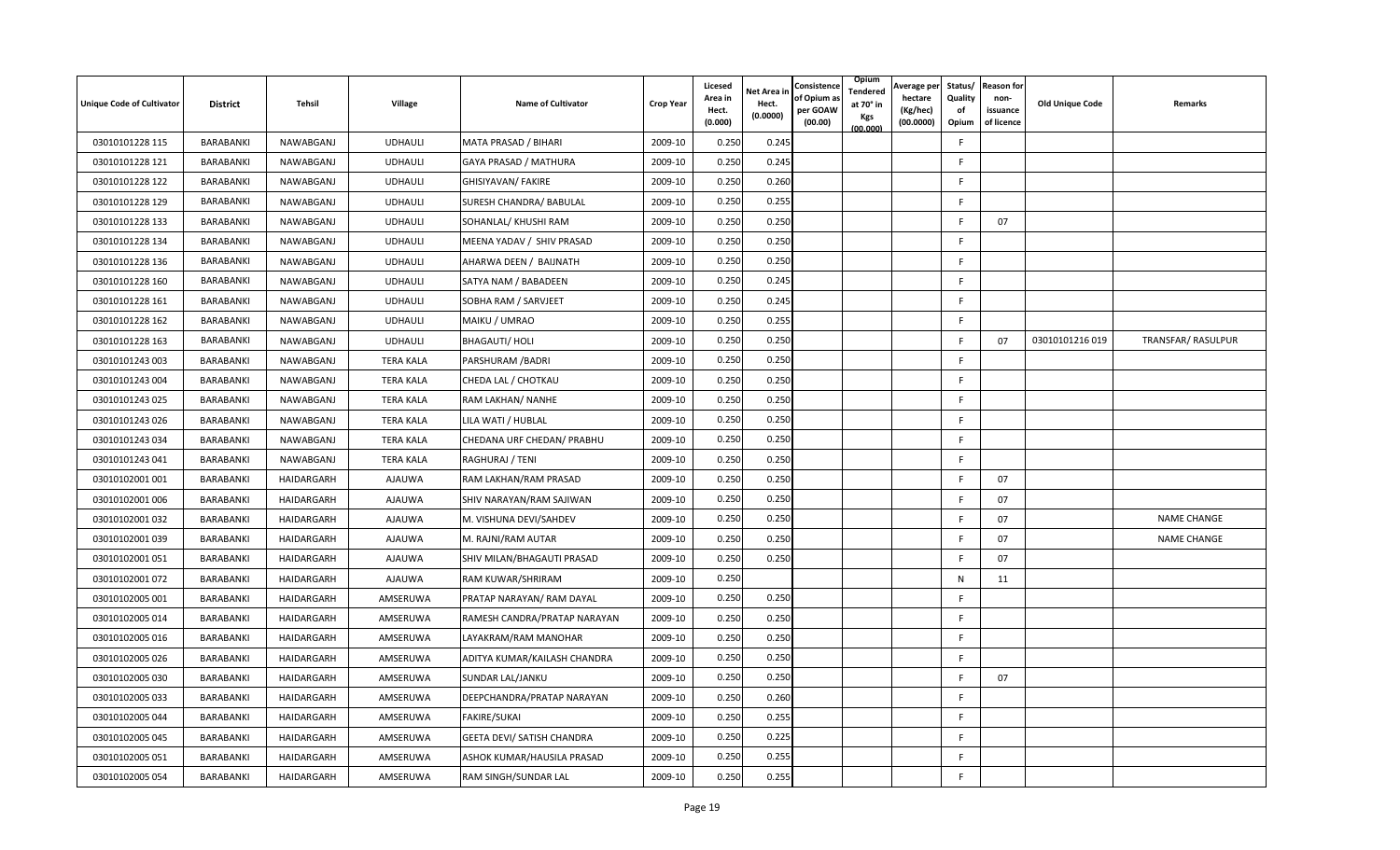| Unique Code of Cultivator | District | Tehsil | Village | Name of Cultivator | Crop Year | Licesed Area in Hect. (0.000) | Net Area in Hect. (0.0000) | Consistence of Opium as per GOAW (00.00) | Opium Tendered at 70° in Kgs (00.000) | Average per hectare (Kg/hec) (00.0000) | Status/ Quality of Opium | Reason for non-issuance of licence | Old Unique Code | Remarks |
|---|---|---|---|---|---|---|---|---|---|---|---|---|---|---|
| 03010101228 115 | BARABANKI | NAWABGANJ | UDHAULI | MATA PRASAD / BIHARI | 2009-10 | 0.250 | 0.245 | | | | F | | | |
| 03010101228 121 | BARABANKI | NAWABGANJ | UDHAULI | GAYA PRASAD / MATHURA | 2009-10 | 0.250 | 0.245 | | | | F | | | |
| 03010101228 122 | BARABANKI | NAWABGANJ | UDHAULI | GHISIYAVAN/ FAKIRE | 2009-10 | 0.250 | 0.260 | | | | F | | | |
| 03010101228 129 | BARABANKI | NAWABGANJ | UDHAULI | SURESH CHANDRA/ BABULAL | 2009-10 | 0.250 | 0.255 | | | | F | | | |
| 03010101228 133 | BARABANKI | NAWABGANJ | UDHAULI | SOHANLAL/ KHUSHI RAM | 2009-10 | 0.250 | 0.250 | | | | F | 07 | | |
| 03010101228 134 | BARABANKI | NAWABGANJ | UDHAULI | MEENA YADAV / SHIV PRASAD | 2009-10 | 0.250 | 0.250 | | | | F | | | |
| 03010101228 136 | BARABANKI | NAWABGANJ | UDHAULI | AHARWA DEEN / BAIJNATH | 2009-10 | 0.250 | 0.250 | | | | F | | | |
| 03010101228 160 | BARABANKI | NAWABGANJ | UDHAULI | SATYA NAM / BABADEEN | 2009-10 | 0.250 | 0.245 | | | | F | | | |
| 03010101228 161 | BARABANKI | NAWABGANJ | UDHAULI | SOBHA RAM / SARVJEET | 2009-10 | 0.250 | 0.245 | | | | F | | | |
| 03010101228 162 | BARABANKI | NAWABGANJ | UDHAULI | MAIKU / UMRAO | 2009-10 | 0.250 | 0.255 | | | | F | | | |
| 03010101228 163 | BARABANKI | NAWABGANJ | UDHAULI | BHAGAUTI/ HOLI | 2009-10 | 0.250 | 0.250 | | | | F | 07 | 03010101216 019 | TRANSFAR/ RASULPUR |
| 03010101243 003 | BARABANKI | NAWABGANJ | TERA KALA | PARSHURAM /BADRI | 2009-10 | 0.250 | 0.250 | | | | F | | | |
| 03010101243 004 | BARABANKI | NAWABGANJ | TERA KALA | CHEDA LAL / CHOTKAU | 2009-10 | 0.250 | 0.250 | | | | F | | | |
| 03010101243 025 | BARABANKI | NAWABGANJ | TERA KALA | RAM LAKHAN/ NANHE | 2009-10 | 0.250 | 0.250 | | | | F | | | |
| 03010101243 026 | BARABANKI | NAWABGANJ | TERA KALA | LILA WATI / HUBLAL | 2009-10 | 0.250 | 0.250 | | | | F | | | |
| 03010101243 034 | BARABANKI | NAWABGANJ | TERA KALA | CHEDANA URF CHEDAN/ PRABHU | 2009-10 | 0.250 | 0.250 | | | | F | | | |
| 03010101243 041 | BARABANKI | NAWABGANJ | TERA KALA | RAGHURAJ / TENI | 2009-10 | 0.250 | 0.250 | | | | F | | | |
| 03010102001 001 | BARABANKI | HAIDARGARH | AJAUWA | RAM LAKHAN/RAM PRASAD | 2009-10 | 0.250 | 0.250 | | | | F | 07 | | |
| 03010102001 006 | BARABANKI | HAIDARGARH | AJAUWA | SHIV NARAYAN/RAM SAJIWAN | 2009-10 | 0.250 | 0.250 | | | | F | 07 | | |
| 03010102001 032 | BARABANKI | HAIDARGARH | AJAUWA | M. VISHUNA DEVI/SAHDEV | 2009-10 | 0.250 | 0.250 | | | | F | 07 | | NAME CHANGE |
| 03010102001 039 | BARABANKI | HAIDARGARH | AJAUWA | M. RAJNI/RAM AUTAR | 2009-10 | 0.250 | 0.250 | | | | F | 07 | | NAME CHANGE |
| 03010102001 051 | BARABANKI | HAIDARGARH | AJAUWA | SHIV MILAN/BHAGAUTI PRASAD | 2009-10 | 0.250 | 0.250 | | | | F | 07 | | |
| 03010102001 072 | BARABANKI | HAIDARGARH | AJAUWA | RAM KUWAR/SHRIRAM | 2009-10 | 0.250 | | | | | N | 11 | | |
| 03010102005 001 | BARABANKI | HAIDARGARH | AMSERUWA | PRATAP NARAYAN/ RAM DAYAL | 2009-10 | 0.250 | 0.250 | | | | F | | | |
| 03010102005 014 | BARABANKI | HAIDARGARH | AMSERUWA | RAMESH CANDRA/PRATAP NARAYAN | 2009-10 | 0.250 | 0.250 | | | | F | | | |
| 03010102005 016 | BARABANKI | HAIDARGARH | AMSERUWA | LAYAKRAM/RAM MANOHAR | 2009-10 | 0.250 | 0.250 | | | | F | | | |
| 03010102005 026 | BARABANKI | HAIDARGARH | AMSERUWA | ADITYA KUMAR/KAILASH CHANDRA | 2009-10 | 0.250 | 0.250 | | | | F | | | |
| 03010102005 030 | BARABANKI | HAIDARGARH | AMSERUWA | SUNDAR LAL/JANKU | 2009-10 | 0.250 | 0.250 | | | | F | 07 | | |
| 03010102005 033 | BARABANKI | HAIDARGARH | AMSERUWA | DEEPCHANDRA/PRATAP NARAYAN | 2009-10 | 0.250 | 0.260 | | | | F | | | |
| 03010102005 044 | BARABANKI | HAIDARGARH | AMSERUWA | FAKIRE/SUKAI | 2009-10 | 0.250 | 0.255 | | | | F | | | |
| 03010102005 045 | BARABANKI | HAIDARGARH | AMSERUWA | GEETA DEVI/ SATISH CHANDRA | 2009-10 | 0.250 | 0.225 | | | | F | | | |
| 03010102005 051 | BARABANKI | HAIDARGARH | AMSERUWA | ASHOK KUMAR/HAUSILA PRASAD | 2009-10 | 0.250 | 0.255 | | | | F | | | |
| 03010102005 054 | BARABANKI | HAIDARGARH | AMSERUWA | RAM SINGH/SUNDAR LAL | 2009-10 | 0.250 | 0.255 | | | | F | | | |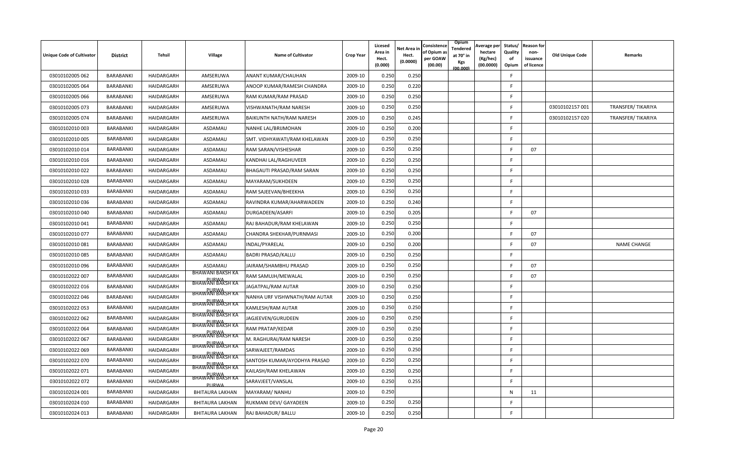| Unique Code of Cultivator | District | Tehsil | Village | Name of Cultivator | Crop Year | Licesed Area in Hect. (0.000) | Net Area in Hect. (0.0000) | Consistence of Opium as per GOAW (00.00) | Opium Tendered at 70° in Kgs (00.000) | Average per hectare (Kg/hec) (00.0000) | Status/ Quality of Opium | Reason for non-issuance of licence | Old Unique Code | Remarks |
|---|---|---|---|---|---|---|---|---|---|---|---|---|---|---|
| 03010102005 062 | BARABANKI | HAIDARGARH | AMSERUWA | ANANT KUMAR/CHAUHAN | 2009-10 | 0.250 | 0.250 | | | | F | | | |
| 03010102005 064 | BARABANKI | HAIDARGARH | AMSERUWA | ANOOP KUMAR/RAMESH CHANDRA | 2009-10 | 0.250 | 0.220 | | | | F | | | |
| 03010102005 066 | BARABANKI | HAIDARGARH | AMSERUWA | RAM KUMAR/RAM PRASAD | 2009-10 | 0.250 | 0.250 | | | | F | | | |
| 03010102005 073 | BARABANKI | HAIDARGARH | AMSERUWA | VISHWANATH/RAM NARESH | 2009-10 | 0.250 | 0.250 | | | | F | | 03010102157 001 | TRANSFER/ TIKARIYA |
| 03010102005 074 | BARABANKI | HAIDARGARH | AMSERUWA | BAIKUNTH NATH/RAM NARESH | 2009-10 | 0.250 | 0.245 | | | | F | | 03010102157 020 | TRANSFER/ TIKARIYA |
| 03010102010 003 | BARABANKI | HAIDARGARH | ASDAMAU | NANHE LAL/BRIJMOHAN | 2009-10 | 0.250 | 0.200 | | | | F | | | |
| 03010102010 005 | BARABANKI | HAIDARGARH | ASDAMAU | SMT. VIDHYAWATI/RAM KHELAWAN | 2009-10 | 0.250 | 0.250 | | | | F | | | |
| 03010102010 014 | BARABANKI | HAIDARGARH | ASDAMAU | RAM SARAN/VISHESHAR | 2009-10 | 0.250 | 0.250 | | | | F | 07 | | |
| 03010102010 016 | BARABANKI | HAIDARGARH | ASDAMAU | KANDHAI LAL/RAGHUVEER | 2009-10 | 0.250 | 0.250 | | | | F | | | |
| 03010102010 022 | BARABANKI | HAIDARGARH | ASDAMAU | BHAGAUTI PRASAD/RAM SARAN | 2009-10 | 0.250 | 0.250 | | | | F | | | |
| 03010102010 028 | BARABANKI | HAIDARGARH | ASDAMAU | MAYARAM/SUKHDEEN | 2009-10 | 0.250 | 0.250 | | | | F | | | |
| 03010102010 033 | BARABANKI | HAIDARGARH | ASDAMAU | RAM SAJEEVAN/BHEEKHA | 2009-10 | 0.250 | 0.250 | | | | F | | | |
| 03010102010 036 | BARABANKI | HAIDARGARH | ASDAMAU | RAVINDRA KUMAR/AHARWADEEN | 2009-10 | 0.250 | 0.240 | | | | F | | | |
| 03010102010 040 | BARABANKI | HAIDARGARH | ASDAMAU | DURGADEEN/ASARFI | 2009-10 | 0.250 | 0.205 | | | | F | 07 | | |
| 03010102010 041 | BARABANKI | HAIDARGARH | ASDAMAU | RAJ BAHADUR/RAM KHELAWAN | 2009-10 | 0.250 | 0.250 | | | | F | | | |
| 03010102010 077 | BARABANKI | HAIDARGARH | ASDAMAU | CHANDRA SHEKHAR/PURNMASI | 2009-10 | 0.250 | 0.200 | | | | F | 07 | | |
| 03010102010 081 | BARABANKI | HAIDARGARH | ASDAMAU | INDAL/PYARELAL | 2009-10 | 0.250 | 0.200 | | | | F | 07 | | NAME CHANGE |
| 03010102010 085 | BARABANKI | HAIDARGARH | ASDAMAU | BADRI PRASAD/KALLU | 2009-10 | 0.250 | 0.250 | | | | F | | | |
| 03010102010 096 | BARABANKI | HAIDARGARH | ASDAMAU | JAIRAM/SHAMBHU PRASAD | 2009-10 | 0.250 | 0.250 | | | | F | 07 | | |
| 03010102022 007 | BARABANKI | HAIDARGARH | BHAWANI BAKSH KA PURWA | RAM SAMUJH/MEWALAL | 2009-10 | 0.250 | 0.250 | | | | F | 07 | | |
| 03010102022 016 | BARABANKI | HAIDARGARH | BHAWANI BAKSH KA PURWA | JAGATPAL/RAM AUTAR | 2009-10 | 0.250 | 0.250 | | | | F | | | |
| 03010102022 046 | BARABANKI | HAIDARGARH | BHAWANI BAKSH KA PURWA | NANHA URF VISHWNATH/RAM AUTAR | 2009-10 | 0.250 | 0.250 | | | | F | | | |
| 03010102022 053 | BARABANKI | HAIDARGARH | BHAWANI BAKSH KA PURWA | KAMLESH/RAM AUTAR | 2009-10 | 0.250 | 0.250 | | | | F | | | |
| 03010102022 062 | BARABANKI | HAIDARGARH | BHAWANI BAKSH KA PURWA | JAGJEEVEN/GURUDEEN | 2009-10 | 0.250 | 0.250 | | | | F | | | |
| 03010102022 064 | BARABANKI | HAIDARGARH | BHAWANI BAKSH KA PURWA | RAM PRATAP/KEDAR | 2009-10 | 0.250 | 0.250 | | | | F | | | |
| 03010102022 067 | BARABANKI | HAIDARGARH | BHAWANI BAKSH KA PURWA | M. RAGHURAI/RAM NARESH | 2009-10 | 0.250 | 0.250 | | | | F | | | |
| 03010102022 069 | BARABANKI | HAIDARGARH | BHAWANI BAKSH KA PURWA | SARWAJEET/RAMDAS | 2009-10 | 0.250 | 0.250 | | | | F | | | |
| 03010102022 070 | BARABANKI | HAIDARGARH | BHAWANI BAKSH KA PURWA | SANTOSH KUMAR/AYODHYA PRASAD | 2009-10 | 0.250 | 0.250 | | | | F | | | |
| 03010102022 071 | BARABANKI | HAIDARGARH | BHAWANI BAKSH KA PURWA | KAILASH/RAM KHELAWAN | 2009-10 | 0.250 | 0.250 | | | | F | | | |
| 03010102022 072 | BARABANKI | HAIDARGARH | BHAWANI BAKSH KA PURWA | SARAVJEET/VANSLAL | 2009-10 | 0.250 | 0.255 | | | | F | | | |
| 03010102024 001 | BARABANKI | HAIDARGARH | BHITAURA LAKHAN | MAYARAM/ NANHU | 2009-10 | 0.250 | | | | | N | 11 | | |
| 03010102024 010 | BARABANKI | HAIDARGARH | BHITAURA LAKHAN | RUKMANI DEVI/ GAYADEEN | 2009-10 | 0.250 | 0.250 | | | | F | | | |
| 03010102024 013 | BARABANKI | HAIDARGARH | BHITAURA LAKHAN | RAJ BAHADUR/ BALLU | 2009-10 | 0.250 | 0.250 | | | | F | | | |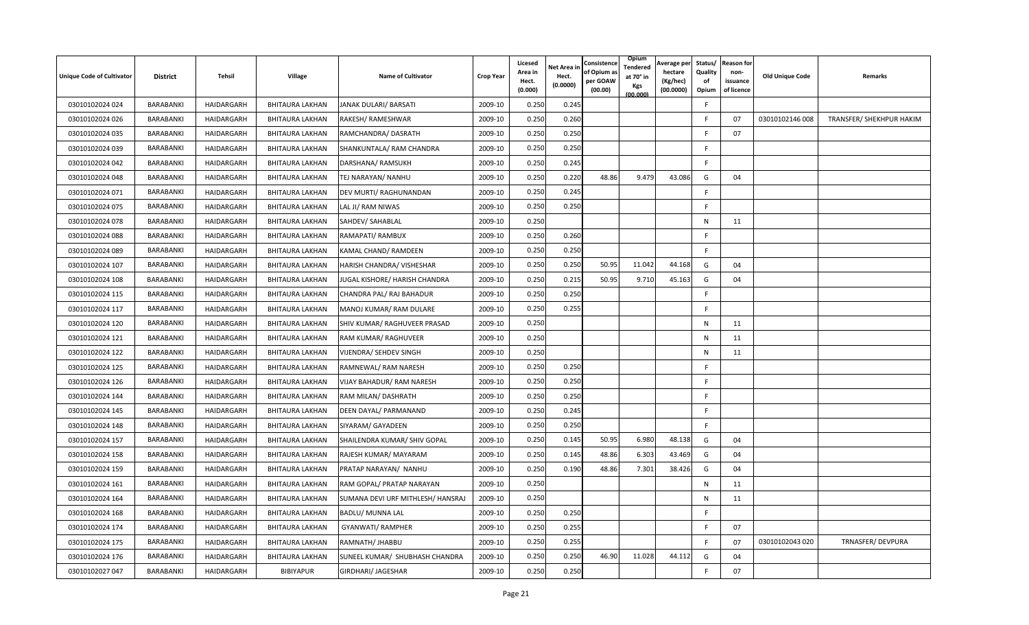| Unique Code of Cultivator | District | Tehsil | Village | Name of Cultivator | Crop Year | Licesed Area in Hect. (0.000) | Net Area in Hect. (0.0000) | Consistence of Opium as per GOAW (00.00) | Opium Tendered at 70° in Kgs (00.000) | Average per hectare (Kg/hec) (00.0000) | Status/ Quality of Opium | Reason for non-issuance of licence | Old Unique Code | Remarks |
|---|---|---|---|---|---|---|---|---|---|---|---|---|---|---|
| 03010102024 024 | BARABANKI | HAIDARGARH | BHITAURA LAKHAN | JANAK DULARI/ BARSATI | 2009-10 | 0.250 | 0.245 | | | | F | | | |
| 03010102024 026 | BARABANKI | HAIDARGARH | BHITAURA LAKHAN | RAKESH/ RAMESHWAR | 2009-10 | 0.250 | 0.260 | | | | F | 07 | 03010102146 008 | TRANSFER/ SHEKHPUR HAKIM |
| 03010102024 035 | BARABANKI | HAIDARGARH | BHITAURA LAKHAN | RAMCHANDRA/ DASRATH | 2009-10 | 0.250 | 0.250 | | | | F | 07 | | |
| 03010102024 039 | BARABANKI | HAIDARGARH | BHITAURA LAKHAN | SHANKUNTALA/ RAM CHANDRA | 2009-10 | 0.250 | 0.250 | | | | F | | | |
| 03010102024 042 | BARABANKI | HAIDARGARH | BHITAURA LAKHAN | DARSHANA/ RAMSUKH | 2009-10 | 0.250 | 0.245 | | | | F | | | |
| 03010102024 048 | BARABANKI | HAIDARGARH | BHITAURA LAKHAN | TEJ NARAYAN/ NANHU | 2009-10 | 0.250 | 0.220 | 48.86 | 9.479 | 43.086 | G | 04 | | |
| 03010102024 071 | BARABANKI | HAIDARGARH | BHITAURA LAKHAN | DEV MURTI/ RAGHUNANDAN | 2009-10 | 0.250 | 0.245 | | | | F | | | |
| 03010102024 075 | BARABANKI | HAIDARGARH | BHITAURA LAKHAN | LAL JI/ RAM NIWAS | 2009-10 | 0.250 | 0.250 | | | | F | | | |
| 03010102024 078 | BARABANKI | HAIDARGARH | BHITAURA LAKHAN | SAHDEV/ SAHABLAL | 2009-10 | 0.250 | | | | | N | 11 | | |
| 03010102024 088 | BARABANKI | HAIDARGARH | BHITAURA LAKHAN | RAMAPATI/ RAMBUX | 2009-10 | 0.250 | 0.260 | | | | F | | | |
| 03010102024 089 | BARABANKI | HAIDARGARH | BHITAURA LAKHAN | KAMAL CHAND/ RAMDEEN | 2009-10 | 0.250 | 0.250 | | | | F | | | |
| 03010102024 107 | BARABANKI | HAIDARGARH | BHITAURA LAKHAN | HARISH CHANDRA/ VISHESHAR | 2009-10 | 0.250 | 0.250 | 50.95 | 11.042 | 44.168 | G | 04 | | |
| 03010102024 108 | BARABANKI | HAIDARGARH | BHITAURA LAKHAN | JUGAL KISHORE/ HARISH CHANDRA | 2009-10 | 0.250 | 0.215 | 50.95 | 9.710 | 45.163 | G | 04 | | |
| 03010102024 115 | BARABANKI | HAIDARGARH | BHITAURA LAKHAN | CHANDRA PAL/ RAJ BAHADUR | 2009-10 | 0.250 | 0.250 | | | | F | | | |
| 03010102024 117 | BARABANKI | HAIDARGARH | BHITAURA LAKHAN | MANOJ KUMAR/ RAM DULARE | 2009-10 | 0.250 | 0.255 | | | | F | | | |
| 03010102024 120 | BARABANKI | HAIDARGARH | BHITAURA LAKHAN | SHIV KUMAR/ RAGHUVEER PRASAD | 2009-10 | 0.250 | | | | | N | 11 | | |
| 03010102024 121 | BARABANKI | HAIDARGARH | BHITAURA LAKHAN | RAM KUMAR/ RAGHUVEER | 2009-10 | 0.250 | | | | | N | 11 | | |
| 03010102024 122 | BARABANKI | HAIDARGARH | BHITAURA LAKHAN | VIJENDRA/ SEHDEV SINGH | 2009-10 | 0.250 | | | | | N | 11 | | |
| 03010102024 125 | BARABANKI | HAIDARGARH | BHITAURA LAKHAN | RAMNEWAL/ RAM NARESH | 2009-10 | 0.250 | 0.250 | | | | F | | | |
| 03010102024 126 | BARABANKI | HAIDARGARH | BHITAURA LAKHAN | VIJAY BAHADUR/ RAM NARESH | 2009-10 | 0.250 | 0.250 | | | | F | | | |
| 03010102024 144 | BARABANKI | HAIDARGARH | BHITAURA LAKHAN | RAM MILAN/ DASHRATH | 2009-10 | 0.250 | 0.250 | | | | F | | | |
| 03010102024 145 | BARABANKI | HAIDARGARH | BHITAURA LAKHAN | DEEN DAYAL/ PARMANAND | 2009-10 | 0.250 | 0.245 | | | | F | | | |
| 03010102024 148 | BARABANKI | HAIDARGARH | BHITAURA LAKHAN | SIYARAM/ GAYADEEN | 2009-10 | 0.250 | 0.250 | | | | F | | | |
| 03010102024 157 | BARABANKI | HAIDARGARH | BHITAURA LAKHAN | SHAILENDRA KUMAR/ SHIV GOPAL | 2009-10 | 0.250 | 0.145 | 50.95 | 6.980 | 48.138 | G | 04 | | |
| 03010102024 158 | BARABANKI | HAIDARGARH | BHITAURA LAKHAN | RAJESH KUMAR/ MAYARAM | 2009-10 | 0.250 | 0.145 | 48.86 | 6.303 | 43.469 | G | 04 | | |
| 03010102024 159 | BARABANKI | HAIDARGARH | BHITAURA LAKHAN | PRATAP NARAYAN/ NANHU | 2009-10 | 0.250 | 0.190 | 48.86 | 7.301 | 38.426 | G | 04 | | |
| 03010102024 161 | BARABANKI | HAIDARGARH | BHITAURA LAKHAN | RAM GOPAL/ PRATAP NARAYAN | 2009-10 | 0.250 | | | | | N | 11 | | |
| 03010102024 164 | BARABANKI | HAIDARGARH | BHITAURA LAKHAN | SUMANA DEVI URF MITHLESH/ HANSRAJ | 2009-10 | 0.250 | | | | | N | 11 | | |
| 03010102024 168 | BARABANKI | HAIDARGARH | BHITAURA LAKHAN | BADLU/ MUNNA LAL | 2009-10 | 0.250 | 0.250 | | | | F | | | |
| 03010102024 174 | BARABANKI | HAIDARGARH | BHITAURA LAKHAN | GYANWATI/ RAMPHER | 2009-10 | 0.250 | 0.255 | | | | F | 07 | | |
| 03010102024 175 | BARABANKI | HAIDARGARH | BHITAURA LAKHAN | RAMNATH/ JHABBU | 2009-10 | 0.250 | 0.255 | | | | F | 07 | 03010102043 020 | TRNASFER/ DEVPURA |
| 03010102024 176 | BARABANKI | HAIDARGARH | BHITAURA LAKHAN | SUNEEL KUMAR/ SHUBHASH CHANDRA | 2009-10 | 0.250 | 0.250 | 46.90 | 11.028 | 44.112 | G | 04 | | |
| 03010102027 047 | BARABANKI | HAIDARGARH | BIBIYAPUR | GIRDHARI/ JAGESHAR | 2009-10 | 0.250 | 0.250 | | | | F | 07 | | |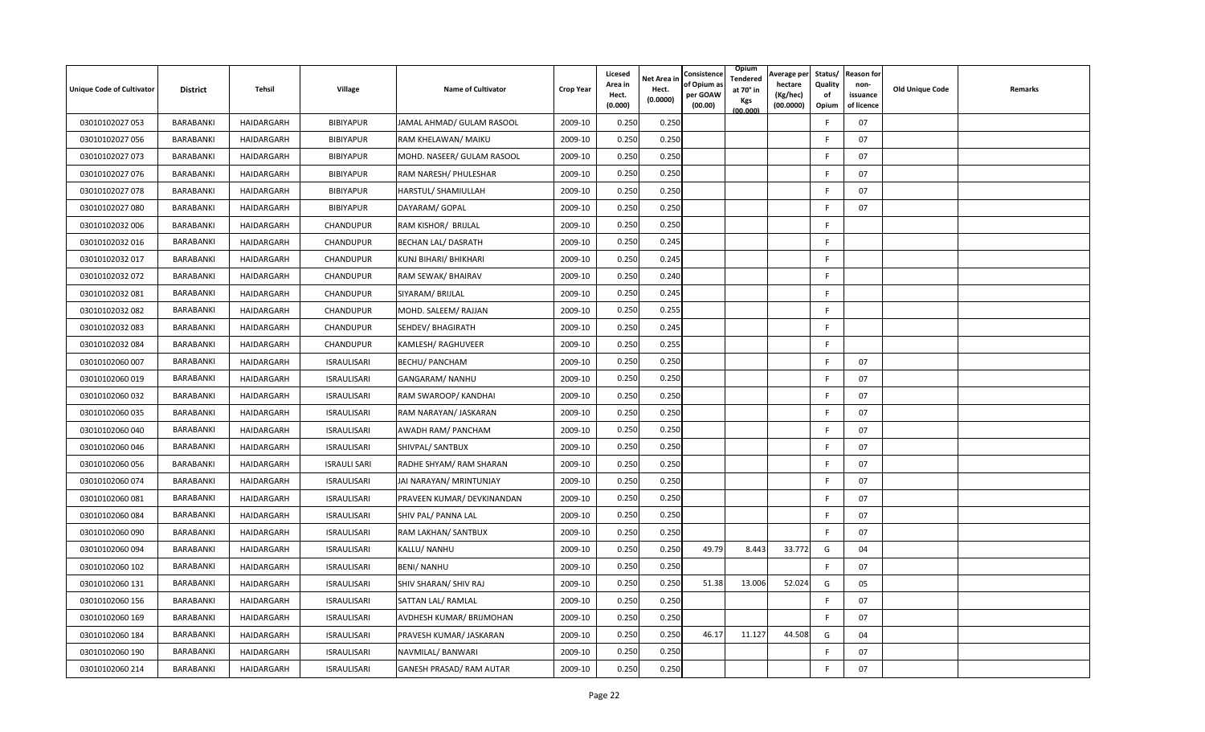| Unique Code of Cultivator | District | Tehsil | Village | Name of Cultivator | Crop Year | Licesed Area in Hect. (0.000) | Net Area in Hect. (0.0000) | Consistence of Opium as per GOAW (00.00) | Opium Tendered at 70° in Kgs (00.000) | Average per hectare (Kg/hec) (00.0000) | Status/ Quality of Opium | Reason for non-issuance of licence | Old Unique Code | Remarks |
|---|---|---|---|---|---|---|---|---|---|---|---|---|---|---|
| 03010102027 053 | BARABANKI | HAIDARGARH | BIBIYAPUR | JAMAL AHMAD/ GULAM RASOOL | 2009-10 | 0.250 | 0.250 | | | | F | 07 | | |
| 03010102027 056 | BARABANKI | HAIDARGARH | BIBIYAPUR | RAM KHELAWAN/ MAIKU | 2009-10 | 0.250 | 0.250 | | | | F | 07 | | |
| 03010102027 073 | BARABANKI | HAIDARGARH | BIBIYAPUR | MOHD. NASEER/ GULAM RASOOL | 2009-10 | 0.250 | 0.250 | | | | F | 07 | | |
| 03010102027 076 | BARABANKI | HAIDARGARH | BIBIYAPUR | RAM NARESH/ PHULESHAR | 2009-10 | 0.250 | 0.250 | | | | F | 07 | | |
| 03010102027 078 | BARABANKI | HAIDARGARH | BIBIYAPUR | HARSTUL/ SHAMIULLAH | 2009-10 | 0.250 | 0.250 | | | | F | 07 | | |
| 03010102027 080 | BARABANKI | HAIDARGARH | BIBIYAPUR | DAYARAM/ GOPAL | 2009-10 | 0.250 | 0.250 | | | | F | 07 | | |
| 03010102032 006 | BARABANKI | HAIDARGARH | CHANDUPUR | RAM KISHOR/ BRIJLAL | 2009-10 | 0.250 | 0.250 | | | | F | | | |
| 03010102032 016 | BARABANKI | HAIDARGARH | CHANDUPUR | BECHAN LAL/ DASRATH | 2009-10 | 0.250 | 0.245 | | | | F | | | |
| 03010102032 017 | BARABANKI | HAIDARGARH | CHANDUPUR | KUNJ BIHARI/ BHIKHARI | 2009-10 | 0.250 | 0.245 | | | | F | | | |
| 03010102032 072 | BARABANKI | HAIDARGARH | CHANDUPUR | RAM SEWAK/ BHAIRAV | 2009-10 | 0.250 | 0.240 | | | | F | | | |
| 03010102032 081 | BARABANKI | HAIDARGARH | CHANDUPUR | SIYARAM/ BRIJLAL | 2009-10 | 0.250 | 0.245 | | | | F | | | |
| 03010102032 082 | BARABANKI | HAIDARGARH | CHANDUPUR | MOHD. SALEEM/ RAJJAN | 2009-10 | 0.250 | 0.255 | | | | F | | | |
| 03010102032 083 | BARABANKI | HAIDARGARH | CHANDUPUR | SEHDEV/ BHAGIRATH | 2009-10 | 0.250 | 0.245 | | | | F | | | |
| 03010102032 084 | BARABANKI | HAIDARGARH | CHANDUPUR | KAMLESH/ RAGHUVEER | 2009-10 | 0.250 | 0.255 | | | | F | | | |
| 03010102060 007 | BARABANKI | HAIDARGARH | ISRAULISARI | BECHU/ PANCHAM | 2009-10 | 0.250 | 0.250 | | | | F | 07 | | |
| 03010102060 019 | BARABANKI | HAIDARGARH | ISRAULISARI | GANGARAM/ NANHU | 2009-10 | 0.250 | 0.250 | | | | F | 07 | | |
| 03010102060 032 | BARABANKI | HAIDARGARH | ISRAULISARI | RAM SWAROOP/ KANDHAI | 2009-10 | 0.250 | 0.250 | | | | F | 07 | | |
| 03010102060 035 | BARABANKI | HAIDARGARH | ISRAULISARI | RAM NARAYAN/ JASKARAN | 2009-10 | 0.250 | 0.250 | | | | F | 07 | | |
| 03010102060 040 | BARABANKI | HAIDARGARH | ISRAULISARI | AWADH RAM/ PANCHAM | 2009-10 | 0.250 | 0.250 | | | | F | 07 | | |
| 03010102060 046 | BARABANKI | HAIDARGARH | ISRAULISARI | SHIVPAL/ SANTBUX | 2009-10 | 0.250 | 0.250 | | | | F | 07 | | |
| 03010102060 056 | BARABANKI | HAIDARGARH | ISRAULI SARI | RADHE SHYAM/ RAM SHARAN | 2009-10 | 0.250 | 0.250 | | | | F | 07 | | |
| 03010102060 074 | BARABANKI | HAIDARGARH | ISRAULISARI | JAI NARAYAN/ MRINTUNJAY | 2009-10 | 0.250 | 0.250 | | | | F | 07 | | |
| 03010102060 081 | BARABANKI | HAIDARGARH | ISRAULISARI | PRAVEEN KUMAR/ DEVKINANDAN | 2009-10 | 0.250 | 0.250 | | | | F | 07 | | |
| 03010102060 084 | BARABANKI | HAIDARGARH | ISRAULISARI | SHIV PAL/ PANNA LAL | 2009-10 | 0.250 | 0.250 | | | | F | 07 | | |
| 03010102060 090 | BARABANKI | HAIDARGARH | ISRAULISARI | RAM LAKHAN/ SANTBUX | 2009-10 | 0.250 | 0.250 | | | | F | 07 | | |
| 03010102060 094 | BARABANKI | HAIDARGARH | ISRAULISARI | KALLU/ NANHU | 2009-10 | 0.250 | 0.250 | 49.79 | 8.443 | 33.772 | G | 04 | | |
| 03010102060 102 | BARABANKI | HAIDARGARH | ISRAULISARI | BENI/ NANHU | 2009-10 | 0.250 | 0.250 | | | | F | 07 | | |
| 03010102060 131 | BARABANKI | HAIDARGARH | ISRAULISARI | SHIV SHARAN/ SHIV RAJ | 2009-10 | 0.250 | 0.250 | 51.38 | 13.006 | 52.024 | G | 05 | | |
| 03010102060 156 | BARABANKI | HAIDARGARH | ISRAULISARI | SATTAN LAL/ RAMLAL | 2009-10 | 0.250 | 0.250 | | | | F | 07 | | |
| 03010102060 169 | BARABANKI | HAIDARGARH | ISRAULISARI | AVDHESH KUMAR/ BRIJMOHAN | 2009-10 | 0.250 | 0.250 | | | | F | 07 | | |
| 03010102060 184 | BARABANKI | HAIDARGARH | ISRAULISARI | PRAVESH KUMAR/ JASKARAN | 2009-10 | 0.250 | 0.250 | 46.17 | 11.127 | 44.508 | G | 04 | | |
| 03010102060 190 | BARABANKI | HAIDARGARH | ISRAULISARI | NAVMILAL/ BANWARI | 2009-10 | 0.250 | 0.250 | | | | F | 07 | | |
| 03010102060 214 | BARABANKI | HAIDARGARH | ISRAULISARI | GANESH PRASAD/ RAM AUTAR | 2009-10 | 0.250 | 0.250 | | | | F | 07 | | |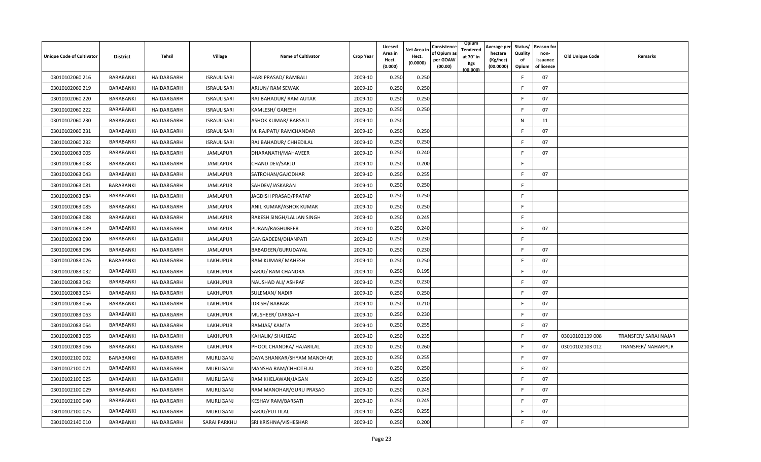| Unique Code of Cultivator | District | Tehsil | Village | Name of Cultivator | Crop Year | Licesed Area in Hect. (0.000) | Net Area in Hect. (0.0000) | Consistence of Opium as per GOAW (00.00) | Opium Tendered at 70° in Kgs (00.000) | Average per hectare (Kg/hec) (00.0000) | Status/ Quality of Opium | Reason for non-issuance of licence | Old Unique Code | Remarks |
|---|---|---|---|---|---|---|---|---|---|---|---|---|---|---|
| 03010102060 216 | BARABANKI | HAIDARGARH | ISRAULISARI | HARI PRASAD/ RAMBALI | 2009-10 | 0.250 | 0.250 | | | | F | 07 | | |
| 03010102060 219 | BARABANKI | HAIDARGARH | ISRAULISARI | ARJUN/ RAM SEWAK | 2009-10 | 0.250 | 0.250 | | | | F | 07 | | |
| 03010102060 220 | BARABANKI | HAIDARGARH | ISRAULISARI | RAJ BAHADUR/ RAM AUTAR | 2009-10 | 0.250 | 0.250 | | | | F | 07 | | |
| 03010102060 222 | BARABANKI | HAIDARGARH | ISRAULISARI | KAMLESH/ GANESH | 2009-10 | 0.250 | 0.250 | | | | F | 07 | | |
| 03010102060 230 | BARABANKI | HAIDARGARH | ISRAULISARI | ASHOK KUMAR/ BARSATI | 2009-10 | 0.250 | | | | | N | 11 | | |
| 03010102060 231 | BARABANKI | HAIDARGARH | ISRAULISARI | M. RAJPATI/ RAMCHANDAR | 2009-10 | 0.250 | 0.250 | | | | F | 07 | | |
| 03010102060 232 | BARABANKI | HAIDARGARH | ISRAULISARI | RAJ BAHADUR/ CHHEDILAL | 2009-10 | 0.250 | 0.250 | | | | F | 07 | | |
| 03010102063 005 | BARABANKI | HAIDARGARH | JAMLAPUR | DHARANATH/MAHAVEER | 2009-10 | 0.250 | 0.240 | | | | F | 07 | | |
| 03010102063 038 | BARABANKI | HAIDARGARH | JAMLAPUR | CHAND DEV/SARJU | 2009-10 | 0.250 | 0.200 | | | | F | | | |
| 03010102063 043 | BARABANKI | HAIDARGARH | JAMLAPUR | SATROHAN/GAJODHAR | 2009-10 | 0.250 | 0.255 | | | | F | 07 | | |
| 03010102063 081 | BARABANKI | HAIDARGARH | JAMLAPUR | SAHDEV/JASKARAN | 2009-10 | 0.250 | 0.250 | | | | F | | | |
| 03010102063 084 | BARABANKI | HAIDARGARH | JAMLAPUR | JAGDISH PRASAD/PRATAP | 2009-10 | 0.250 | 0.250 | | | | F | | | |
| 03010102063 085 | BARABANKI | HAIDARGARH | JAMLAPUR | ANIL KUMAR/ASHOK KUMAR | 2009-10 | 0.250 | 0.250 | | | | F | | | |
| 03010102063 088 | BARABANKI | HAIDARGARH | JAMLAPUR | RAKESH SINGH/LALLAN SINGH | 2009-10 | 0.250 | 0.245 | | | | F | | | |
| 03010102063 089 | BARABANKI | HAIDARGARH | JAMLAPUR | PURAN/RAGHUBEER | 2009-10 | 0.250 | 0.240 | | | | F | 07 | | |
| 03010102063 090 | BARABANKI | HAIDARGARH | JAMLAPUR | GANGADEEN/DHANPATI | 2009-10 | 0.250 | 0.230 | | | | F | | | |
| 03010102063 096 | BARABANKI | HAIDARGARH | JAMLAPUR | BABADEEN/GURUDAYAL | 2009-10 | 0.250 | 0.230 | | | | F | 07 | | |
| 03010102083 026 | BARABANKI | HAIDARGARH | LAKHUPUR | RAM KUMAR/ MAHESH | 2009-10 | 0.250 | 0.250 | | | | F | 07 | | |
| 03010102083 032 | BARABANKI | HAIDARGARH | LAKHUPUR | SARJU/ RAM CHANDRA | 2009-10 | 0.250 | 0.195 | | | | F | 07 | | |
| 03010102083 042 | BARABANKI | HAIDARGARH | LAKHUPUR | NAUSHAD ALI/ ASHRAF | 2009-10 | 0.250 | 0.230 | | | | F | 07 | | |
| 03010102083 054 | BARABANKI | HAIDARGARH | LAKHUPUR | SULEMAN/ NADIR | 2009-10 | 0.250 | 0.250 | | | | F | 07 | | |
| 03010102083 056 | BARABANKI | HAIDARGARH | LAKHUPUR | IDRISH/ BABBAR | 2009-10 | 0.250 | 0.210 | | | | F | 07 | | |
| 03010102083 063 | BARABANKI | HAIDARGARH | LAKHUPUR | MUSHEER/ DARGAHI | 2009-10 | 0.250 | 0.230 | | | | F | 07 | | |
| 03010102083 064 | BARABANKI | HAIDARGARH | LAKHUPUR | RAMJAS/ KAMTA | 2009-10 | 0.250 | 0.255 | | | | F | 07 | | |
| 03010102083 065 | BARABANKI | HAIDARGARH | LAKHUPUR | KAHALIK/ SHAHZAD | 2009-10 | 0.250 | 0.235 | | | | F | 07 | 03010102139 008 | TRANSFER/ SARAI NAJAR |
| 03010102083 066 | BARABANKI | HAIDARGARH | LAKHUPUR | PHOOL CHANDRA/ HAJARILAL | 2009-10 | 0.250 | 0.260 | | | | F | 07 | 03010102103 012 | TRANSFER/ NAHARPUR |
| 03010102100 002 | BARABANKI | HAIDARGARH | MURLIGANJ | DAYA SHANKAR/SHYAM MANOHAR | 2009-10 | 0.250 | 0.255 | | | | F | 07 | | |
| 03010102100 021 | BARABANKI | HAIDARGARH | MURLIGANJ | MANSHA RAM/CHHOTELAL | 2009-10 | 0.250 | 0.250 | | | | F | 07 | | |
| 03010102100 025 | BARABANKI | HAIDARGARH | MURLIGANJ | RAM KHELAWAN/JAGAN | 2009-10 | 0.250 | 0.250 | | | | F | 07 | | |
| 03010102100 029 | BARABANKI | HAIDARGARH | MURLIGANJ | RAM MANOHAR/GURU PRASAD | 2009-10 | 0.250 | 0.245 | | | | F | 07 | | |
| 03010102100 040 | BARABANKI | HAIDARGARH | MURLIGANJ | KESHAV RAM/BARSATI | 2009-10 | 0.250 | 0.245 | | | | F | 07 | | |
| 03010102100 075 | BARABANKI | HAIDARGARH | MURLIGANJ | SARJU/PUTTILAL | 2009-10 | 0.250 | 0.255 | | | | F | 07 | | |
| 03010102140 010 | BARABANKI | HAIDARGARH | SARAI PARKHU | SRI KRISHNA/VISHESHAR | 2009-10 | 0.250 | 0.200 | | | | F | 07 | | |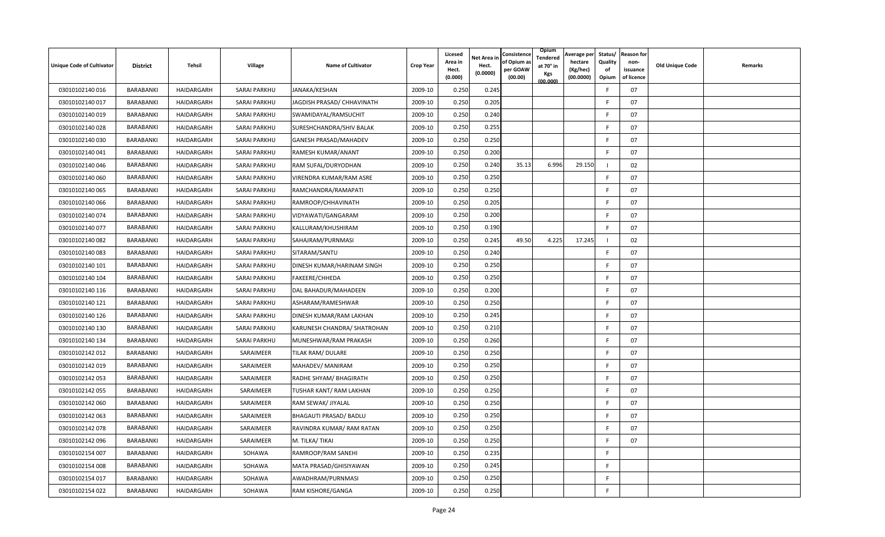| Unique Code of Cultivator | District | Tehsil | Village | Name of Cultivator | Crop Year | Licesed Area in Hect. (0.000) | Net Area in Hect. (0.0000) | Consistence of Opium as per GOAW (00.00) | Opium Tendered at 70° in Kgs (00.000) | Average per hectare (Kg/hec) (00.0000) | Status/ Quality of Opium | Reason for non-issuance of licence | Old Unique Code | Remarks |
|---|---|---|---|---|---|---|---|---|---|---|---|---|---|---|
| 03010102140 016 | BARABANKI | HAIDARGARH | SARAI PARKHU | JANAKA/KESHAN | 2009-10 | 0.250 | 0.245 | | | | F | 07 | | |
| 03010102140 017 | BARABANKI | HAIDARGARH | SARAI PARKHU | JAGDISH PRASAD/ CHHAVINATH | 2009-10 | 0.250 | 0.205 | | | | F | 07 | | |
| 03010102140 019 | BARABANKI | HAIDARGARH | SARAI PARKHU | SWAMIDAYAL/RAMSUCHIT | 2009-10 | 0.250 | 0.240 | | | | F | 07 | | |
| 03010102140 028 | BARABANKI | HAIDARGARH | SARAI PARKHU | SURESHCHANDRA/SHIV BALAK | 2009-10 | 0.250 | 0.255 | | | | F | 07 | | |
| 03010102140 030 | BARABANKI | HAIDARGARH | SARAI PARKHU | GANESH PRASAD/MAHADEV | 2009-10 | 0.250 | 0.250 | | | | F | 07 | | |
| 03010102140 041 | BARABANKI | HAIDARGARH | SARAI PARKHU | RAMESH KUMAR/ANANT | 2009-10 | 0.250 | 0.200 | | | | F | 07 | | |
| 03010102140 046 | BARABANKI | HAIDARGARH | SARAI PARKHU | RAM SUFAL/DURYODHAN | 2009-10 | 0.250 | 0.240 | 35.13 | 6.996 | 29.150 | I | 02 | | |
| 03010102140 060 | BARABANKI | HAIDARGARH | SARAI PARKHU | VIRENDRA KUMAR/RAM ASRE | 2009-10 | 0.250 | 0.250 | | | | F | 07 | | |
| 03010102140 065 | BARABANKI | HAIDARGARH | SARAI PARKHU | RAMCHANDRA/RAMAPATI | 2009-10 | 0.250 | 0.250 | | | | F | 07 | | |
| 03010102140 066 | BARABANKI | HAIDARGARH | SARAI PARKHU | RAMROOP/CHHAVINATH | 2009-10 | 0.250 | 0.205 | | | | F | 07 | | |
| 03010102140 074 | BARABANKI | HAIDARGARH | SARAI PARKHU | VIDYAWATI/GANGARAM | 2009-10 | 0.250 | 0.200 | | | | F | 07 | | |
| 03010102140 077 | BARABANKI | HAIDARGARH | SARAI PARKHU | KALLURAM/KHUSHIRAM | 2009-10 | 0.250 | 0.190 | | | | F | 07 | | |
| 03010102140 082 | BARABANKI | HAIDARGARH | SARAI PARKHU | SAHAJRAM/PURNMASI | 2009-10 | 0.250 | 0.245 | 49.50 | 4.225 | 17.245 | I | 02 | | |
| 03010102140 083 | BARABANKI | HAIDARGARH | SARAI PARKHU | SITARAM/SANTU | 2009-10 | 0.250 | 0.240 | | | | F | 07 | | |
| 03010102140 101 | BARABANKI | HAIDARGARH | SARAI PARKHU | DINESH KUMAR/HARINAM SINGH | 2009-10 | 0.250 | 0.250 | | | | F | 07 | | |
| 03010102140 104 | BARABANKI | HAIDARGARH | SARAI PARKHU | FAKEERE/CHHEDA | 2009-10 | 0.250 | 0.250 | | | | F | 07 | | |
| 03010102140 116 | BARABANKI | HAIDARGARH | SARAI PARKHU | DAL BAHADUR/MAHADEEN | 2009-10 | 0.250 | 0.200 | | | | F | 07 | | |
| 03010102140 121 | BARABANKI | HAIDARGARH | SARAI PARKHU | ASHARAM/RAMESHWAR | 2009-10 | 0.250 | 0.250 | | | | F | 07 | | |
| 03010102140 126 | BARABANKI | HAIDARGARH | SARAI PARKHU | DINESH KUMAR/RAM LAKHAN | 2009-10 | 0.250 | 0.245 | | | | F | 07 | | |
| 03010102140 130 | BARABANKI | HAIDARGARH | SARAI PARKHU | KARUNESH CHANDRA/ SHATROHAN | 2009-10 | 0.250 | 0.210 | | | | F | 07 | | |
| 03010102140 134 | BARABANKI | HAIDARGARH | SARAI PARKHU | MUNESHWAR/RAM PRAKASH | 2009-10 | 0.250 | 0.260 | | | | F | 07 | | |
| 03010102142 012 | BARABANKI | HAIDARGARH | SARAIMEER | TILAK RAM/ DULARE | 2009-10 | 0.250 | 0.250 | | | | F | 07 | | |
| 03010102142 019 | BARABANKI | HAIDARGARH | SARAIMEER | MAHADEV/ MANIRAM | 2009-10 | 0.250 | 0.250 | | | | F | 07 | | |
| 03010102142 053 | BARABANKI | HAIDARGARH | SARAIMEER | RADHE SHYAM/ BHAGIRATH | 2009-10 | 0.250 | 0.250 | | | | F | 07 | | |
| 03010102142 055 | BARABANKI | HAIDARGARH | SARAIMEER | TUSHAR KANT/ RAM LAKHAN | 2009-10 | 0.250 | 0.250 | | | | F | 07 | | |
| 03010102142 060 | BARABANKI | HAIDARGARH | SARAIMEER | RAM SEWAK/ JIYALAL | 2009-10 | 0.250 | 0.250 | | | | F | 07 | | |
| 03010102142 063 | BARABANKI | HAIDARGARH | SARAIMEER | BHAGAUTI PRASAD/ BADLU | 2009-10 | 0.250 | 0.250 | | | | F | 07 | | |
| 03010102142 078 | BARABANKI | HAIDARGARH | SARAIMEER | RAVINDRA KUMAR/ RAM RATAN | 2009-10 | 0.250 | 0.250 | | | | F | 07 | | |
| 03010102142 096 | BARABANKI | HAIDARGARH | SARAIMEER | M. TILKA/ TIKAI | 2009-10 | 0.250 | 0.250 | | | | F | 07 | | |
| 03010102154 007 | BARABANKI | HAIDARGARH | SOHAWA | RAMROOP/RAM SANEHI | 2009-10 | 0.250 | 0.235 | | | | F | | | |
| 03010102154 008 | BARABANKI | HAIDARGARH | SOHAWA | MATA PRASAD/GHISIYAWAN | 2009-10 | 0.250 | 0.245 | | | | F | | | |
| 03010102154 017 | BARABANKI | HAIDARGARH | SOHAWA | AWADHRAM/PURNMASI | 2009-10 | 0.250 | 0.250 | | | | F | | | |
| 03010102154 022 | BARABANKI | HAIDARGARH | SOHAWA | RAM KISHORE/GANGA | 2009-10 | 0.250 | 0.250 | | | | F | | | |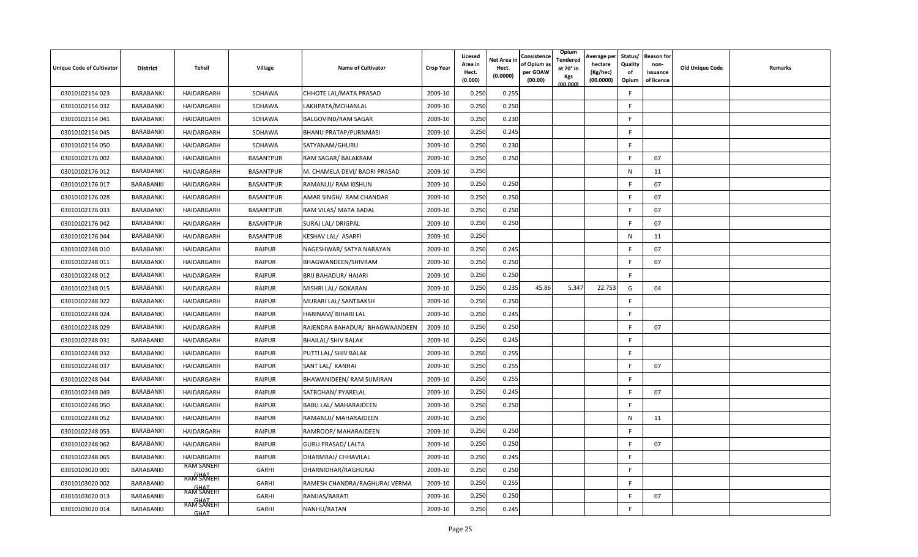| Unique Code of Cultivator | District | Tehsil | Village | Name of Cultivator | Crop Year | Licesed Area in Hect. (0.000) | Net Area in Hect. (0.0000) | Consistence of Opium as per GOAW (00.00) | Opium Tendered at 70° in Kgs (00.000) | Average per hectare (Kg/hec) (00.0000) | Status/ Quality of Opium | Reason for non-issuance of licence | Old Unique Code | Remarks |
|---|---|---|---|---|---|---|---|---|---|---|---|---|---|---|
| 03010102154 023 | BARABANKI | HAIDARGARH | SOHAWA | CHHOTE LAL/MATA PRASAD | 2009-10 | 0.250 | 0.255 | | | | F | | | |
| 03010102154 032 | BARABANKI | HAIDARGARH | SOHAWA | LAKHPATA/MOHANLAL | 2009-10 | 0.250 | 0.250 | | | | F | | | |
| 03010102154 041 | BARABANKI | HAIDARGARH | SOHAWA | BALGOVIND/RAM SAGAR | 2009-10 | 0.250 | 0.230 | | | | F | | | |
| 03010102154 045 | BARABANKI | HAIDARGARH | SOHAWA | BHANU PRATAP/PURNMASI | 2009-10 | 0.250 | 0.245 | | | | F | | | |
| 03010102154 050 | BARABANKI | HAIDARGARH | SOHAWA | SATYANAM/GHURU | 2009-10 | 0.250 | 0.230 | | | | F | | | |
| 03010102176 002 | BARABANKI | HAIDARGARH | BASANTPUR | RAM SAGAR/ BALAKRAM | 2009-10 | 0.250 | 0.250 | | | | F | 07 | | |
| 03010102176 012 | BARABANKI | HAIDARGARH | BASANTPUR | M. CHAMELA DEVI/ BADRI PRASAD | 2009-10 | 0.250 | | | | | N | 11 | | |
| 03010102176 017 | BARABANKI | HAIDARGARH | BASANTPUR | RAMANUJ/ RAM KISHUN | 2009-10 | 0.250 | 0.250 | | | | F | 07 | | |
| 03010102176 028 | BARABANKI | HAIDARGARH | BASANTPUR | AMAR SINGH/ RAM CHANDAR | 2009-10 | 0.250 | 0.250 | | | | F | 07 | | |
| 03010102176 033 | BARABANKI | HAIDARGARH | BASANTPUR | RAM VILAS/ MATA BADAL | 2009-10 | 0.250 | 0.250 | | | | F | 07 | | |
| 03010102176 042 | BARABANKI | HAIDARGARH | BASANTPUR | SURAJ LAL/ DRIGPAL | 2009-10 | 0.250 | 0.250 | | | | F | 07 | | |
| 03010102176 044 | BARABANKI | HAIDARGARH | BASANTPUR | KESHAV LAL/ ASARFI | 2009-10 | 0.250 | | | | | N | 11 | | |
| 03010102248 010 | BARABANKI | HAIDARGARH | RAIPUR | NAGESHWAR/ SATYA NARAYAN | 2009-10 | 0.250 | 0.245 | | | | F | 07 | | |
| 03010102248 011 | BARABANKI | HAIDARGARH | RAIPUR | BHAGWANDEEN/SHIVRAM | 2009-10 | 0.250 | 0.250 | | | | F | 07 | | |
| 03010102248 012 | BARABANKI | HAIDARGARH | RAIPUR | BRIJ BAHADUR/ HAJARI | 2009-10 | 0.250 | 0.250 | | | | F | | | |
| 03010102248 015 | BARABANKI | HAIDARGARH | RAIPUR | MISHRI LAL/ GOKARAN | 2009-10 | 0.250 | 0.235 | 45.86 | 5.347 | 22.753 | G | 04 | | |
| 03010102248 022 | BARABANKI | HAIDARGARH | RAIPUR | MURARI LAL/ SANTBAKSH | 2009-10 | 0.250 | 0.250 | | | | F | | | |
| 03010102248 024 | BARABANKI | HAIDARGARH | RAIPUR | HARINAM/ BIHARI LAL | 2009-10 | 0.250 | 0.245 | | | | F | | | |
| 03010102248 029 | BARABANKI | HAIDARGARH | RAIPUR | RAJENDRA BAHADUR/ BHAGWAANDEEN | 2009-10 | 0.250 | 0.250 | | | | F | 07 | | |
| 03010102248 031 | BARABANKI | HAIDARGARH | RAIPUR | BHAILAL/ SHIV BALAK | 2009-10 | 0.250 | 0.245 | | | | F | | | |
| 03010102248 032 | BARABANKI | HAIDARGARH | RAIPUR | PUTTI LAL/ SHIV BALAK | 2009-10 | 0.250 | 0.255 | | | | F | | | |
| 03010102248 037 | BARABANKI | HAIDARGARH | RAIPUR | SANT LAL/ KANHAI | 2009-10 | 0.250 | 0.255 | | | | F | 07 | | |
| 03010102248 044 | BARABANKI | HAIDARGARH | RAIPUR | BHAWANIDEEN/ RAM SUMIRAN | 2009-10 | 0.250 | 0.255 | | | | F | | | |
| 03010102248 049 | BARABANKI | HAIDARGARH | RAIPUR | SATROHAN/ PYARELAL | 2009-10 | 0.250 | 0.245 | | | | F | 07 | | |
| 03010102248 050 | BARABANKI | HAIDARGARH | RAIPUR | BABU LAL/ MAHARAJDEEN | 2009-10 | 0.250 | 0.250 | | | | F | | | |
| 03010102248 052 | BARABANKI | HAIDARGARH | RAIPUR | RAMANUJ/ MAHARAJDEEN | 2009-10 | 0.250 | | | | | N | 11 | | |
| 03010102248 053 | BARABANKI | HAIDARGARH | RAIPUR | RAMROOP/ MAHARAJDEEN | 2009-10 | 0.250 | 0.250 | | | | F | | | |
| 03010102248 062 | BARABANKI | HAIDARGARH | RAIPUR | GURU PRASAD/ LALTA | 2009-10 | 0.250 | 0.250 | | | | F | 07 | | |
| 03010102248 065 | BARABANKI | HAIDARGARH | RAIPUR | DHARMRAJ/ CHHAVILAL | 2009-10 | 0.250 | 0.245 | | | | F | | | |
| 03010103020 001 | BARABANKI | RAM SANEHI GHAT | GARHI | DHARNIDHAR/RAGHURAJ | 2009-10 | 0.250 | 0.250 | | | | F | | | |
| 03010103020 002 | BARABANKI | RAM SANEHI GHAT | GARHI | RAMESH CHANDRA/RAGHURAJ VERMA | 2009-10 | 0.250 | 0.255 | | | | F | | | |
| 03010103020 013 | BARABANKI | RAM SANEHI GHAT | GARHI | RAMJAS/BARATI | 2009-10 | 0.250 | 0.250 | | | | F | 07 | | |
| 03010103020 014 | BARABANKI | RAM SANEHI GHAT | GARHI | NANHU/RATAN | 2009-10 | 0.250 | 0.245 | | | | F | | | |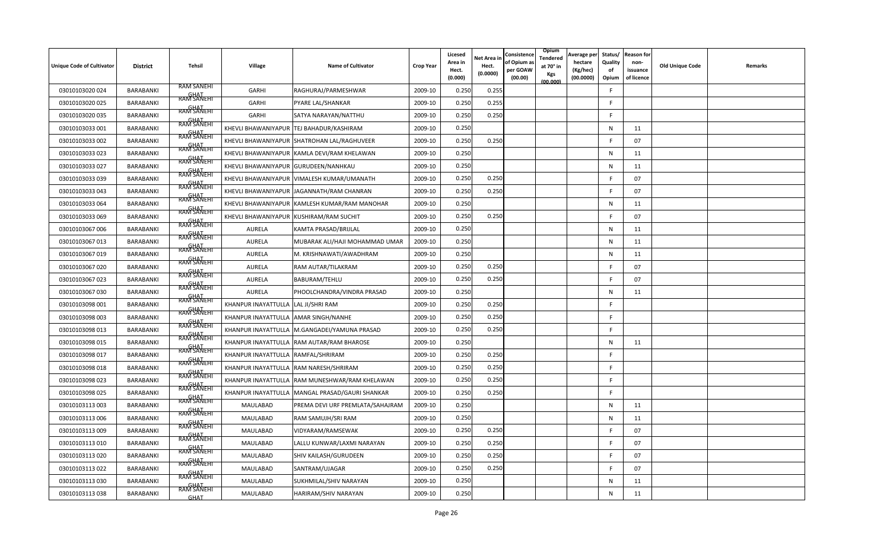| Unique Code of Cultivator | District | Tehsil | Village | Name of Cultivator | Crop Year | Licesed Area in Hect. (0.000) | Net Area in Hect. (0.0000) | Consistence of Opium as per GOAW (00.00) | Opium Tendered at 70° in Kgs (00.000) | Average per hectare (Kg/hec) (00.0000) | Status/ Quality of Opium | Reason for non-issuance of licence | Old Unique Code | Remarks |
|---|---|---|---|---|---|---|---|---|---|---|---|---|---|---|
| 03010103020 024 | BARABANKI | RAM SANEHI GHAT | GARHI | RAGHURAJ/PARMESHWAR | 2009-10 | 0.250 | 0.255 | | | | F | | | |
| 03010103020 025 | BARABANKI | RAM SANEHI GHAT | GARHI | PYARE LAL/SHANKAR | 2009-10 | 0.250 | 0.255 | | | | F | | | |
| 03010103020 035 | BARABANKI | RAM SANEHI GHAT | GARHI | SATYA NARAYAN/NATTHU | 2009-10 | 0.250 | 0.250 | | | | F | | | |
| 03010103033 001 | BARABANKI | RAM SANEHI GHAT | KHEVLI BHAWANIYAPUR | TEJ BAHADUR/KASHIRAM | 2009-10 | 0.250 | | | | | N | 11 | | |
| 03010103033 002 | BARABANKI | RAM SANEHI GHAT | KHEVLI BHAWANIYAPUR | SHATROHAN LAL/RAGHUVEER | 2009-10 | 0.250 | 0.250 | | | | F | 07 | | |
| 03010103033 023 | BARABANKI | RAM SANEHI GHAT | KHEVLI BHAWANIYAPUR | KAMLA DEVI/RAM KHELAWAN | 2009-10 | 0.250 | | | | | N | 11 | | |
| 03010103033 027 | BARABANKI | RAM SANEHI GHAT | KHEVLI BHAWANIYAPUR | GURUDEEN/NANHKAU | 2009-10 | 0.250 | | | | | N | 11 | | |
| 03010103033 039 | BARABANKI | RAM SANEHI GHAT | KHEVLI BHAWANIYAPUR | VIMALESH KUMAR/UMANATH | 2009-10 | 0.250 | 0.250 | | | | F | 07 | | |
| 03010103033 043 | BARABANKI | RAM SANEHI GHAT | KHEVLI BHAWANIYAPUR | JAGANNATH/RAM CHANRAN | 2009-10 | 0.250 | 0.250 | | | | F | 07 | | |
| 03010103033 064 | BARABANKI | RAM SANEHI GHAT | KHEVLI BHAWANIYAPUR | KAMLESH KUMAR/RAM MANOHAR | 2009-10 | 0.250 | | | | | N | 11 | | |
| 03010103033 069 | BARABANKI | RAM SANEHI GHAT | KHEVLI BHAWANIYAPUR | KUSHIRAM/RAM SUCHIT | 2009-10 | 0.250 | 0.250 | | | | F | 07 | | |
| 03010103067 006 | BARABANKI | RAM SANEHI GHAT | AURELA | KAMTA PRASAD/BRIJLAL | 2009-10 | 0.250 | | | | | N | 11 | | |
| 03010103067 013 | BARABANKI | RAM SANEHI GHAT | AURELA | MUBARAK ALI/HAJI MOHAMMAD UMAR | 2009-10 | 0.250 | | | | | N | 11 | | |
| 03010103067 019 | BARABANKI | RAM SANEHI GHAT | AURELA | M. KRISHNAWATI/AWADHRAM | 2009-10 | 0.250 | | | | | N | 11 | | |
| 03010103067 020 | BARABANKI | RAM SANEHI GHAT | AURELA | RAM AUTAR/TILAKRAM | 2009-10 | 0.250 | 0.250 | | | | F | 07 | | |
| 03010103067 023 | BARABANKI | RAM SANEHI GHAT | AURELA | BABURAM/TEHLU | 2009-10 | 0.250 | 0.250 | | | | F | 07 | | |
| 03010103067 030 | BARABANKI | RAM SANEHI GHAT | AURELA | PHOOLCHANDRA/VINDRA PRASAD | 2009-10 | 0.250 | | | | | N | 11 | | |
| 03010103098 001 | BARABANKI | RAM SANEHI GHAT | KHANPUR INAYATTULLA | LAL JI/SHRI RAM | 2009-10 | 0.250 | 0.250 | | | | F | | | |
| 03010103098 003 | BARABANKI | RAM SANEHI GHAT | KHANPUR INAYATTULLA | AMAR SINGH/NANHE | 2009-10 | 0.250 | 0.250 | | | | F | | | |
| 03010103098 013 | BARABANKI | RAM SANEHI GHAT | KHANPUR INAYATTULLA | M.GANGADEI/YAMUNA PRASAD | 2009-10 | 0.250 | 0.250 | | | | F | | | |
| 03010103098 015 | BARABANKI | RAM SANEHI GHAT | KHANPUR INAYATTULLA | RAM AUTAR/RAM BHAROSE | 2009-10 | 0.250 | | | | | N | 11 | | |
| 03010103098 017 | BARABANKI | RAM SANEHI GHAT | KHANPUR INAYATTULLA | RAMFAL/SHRIRAM | 2009-10 | 0.250 | 0.250 | | | | F | | | |
| 03010103098 018 | BARABANKI | RAM SANEHI GHAT | KHANPUR INAYATTULLA | RAM NARESH/SHRIRAM | 2009-10 | 0.250 | 0.250 | | | | F | | | |
| 03010103098 023 | BARABANKI | RAM SANEHI GHAT | KHANPUR INAYATTULLA | RAM MUNESHWAR/RAM KHELAWAN | 2009-10 | 0.250 | 0.250 | | | | F | | | |
| 03010103098 025 | BARABANKI | RAM SANEHI GHAT | KHANPUR INAYATTULLA | MANGAL PRASAD/GAURI SHANKAR | 2009-10 | 0.250 | 0.250 | | | | F | | | |
| 03010103113 003 | BARABANKI | RAM SANEHI GHAT | MAULABAD | PREMA DEVI URF PREMLATA/SAHAJRAM | 2009-10 | 0.250 | | | | | N | 11 | | |
| 03010103113 006 | BARABANKI | RAM SANEHI GHAT | MAULABAD | RAM SAMUJH/SRI RAM | 2009-10 | 0.250 | | | | | N | 11 | | |
| 03010103113 009 | BARABANKI | RAM SANEHI GHAT | MAULABAD | VIDYARAM/RAMSEWAK | 2009-10 | 0.250 | 0.250 | | | | F | 07 | | |
| 03010103113 010 | BARABANKI | RAM SANEHI GHAT | MAULABAD | LALLU KUNWAR/LAXMI NARAYAN | 2009-10 | 0.250 | 0.250 | | | | F | 07 | | |
| 03010103113 020 | BARABANKI | RAM SANEHI GHAT | MAULABAD | SHIV KAILASH/GURUDEEN | 2009-10 | 0.250 | 0.250 | | | | F | 07 | | |
| 03010103113 022 | BARABANKI | RAM SANEHI GHAT | MAULABAD | SANTRAM/UJAGAR | 2009-10 | 0.250 | 0.250 | | | | F | 07 | | |
| 03010103113 030 | BARABANKI | RAM SANEHI GHAT | MAULABAD | SUKHMILAL/SHIV NARAYAN | 2009-10 | 0.250 | | | | | N | 11 | | |
| 03010103113 038 | BARABANKI | RAM SANEHI GHAT | MAULABAD | HARIRAM/SHIV NARAYAN | 2009-10 | 0.250 | | | | | N | 11 | | |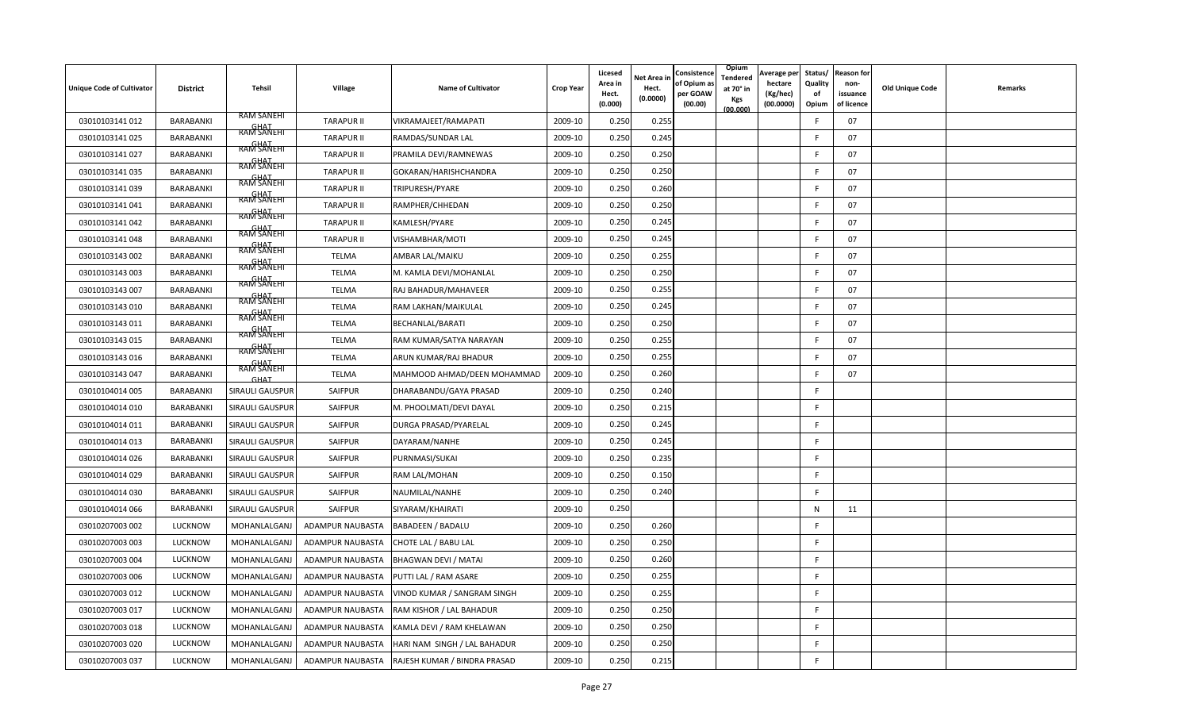| Unique Code of Cultivator | District | Tehsil | Village | Name of Cultivator | Crop Year | Licesed Area in Hect. (0.000) | Net Area in Hect. (0.0000) | Consistence of Opium as per GOAW (00.00) | Opium Tendered at 70° in Kgs (00.000) | Average per hectare (Kg/hec) (00.0000) | Status/ Quality of Opium | Reason for non-issuance of licence | Old Unique Code | Remarks |
|---|---|---|---|---|---|---|---|---|---|---|---|---|---|---|
| 03010103141 012 | BARABANKI | RAM SANEHI GHAT | TARAPUR II | VIKRAMAJEET/RAMAPATI | 2009-10 | 0.250 | 0.255 | | | | F | 07 | | |
| 03010103141 025 | BARABANKI | RAM SANEHI GHAT | TARAPUR II | RAMDAS/SUNDAR LAL | 2009-10 | 0.250 | 0.245 | | | | F | 07 | | |
| 03010103141 027 | BARABANKI | RAM SANEHI GHAT | TARAPUR II | PRAMILA DEVI/RAMNEWAS | 2009-10 | 0.250 | 0.250 | | | | F | 07 | | |
| 03010103141 035 | BARABANKI | RAM SANEHI GHAT | TARAPUR II | GOKARAN/HARISHCHANDRA | 2009-10 | 0.250 | 0.250 | | | | F | 07 | | |
| 03010103141 039 | BARABANKI | RAM SANEHI GHAT | TARAPUR II | TRIPURESH/PYARE | 2009-10 | 0.250 | 0.260 | | | | F | 07 | | |
| 03010103141 041 | BARABANKI | RAM SANEHI GHAT | TARAPUR II | RAMPHER/CHHEDAN | 2009-10 | 0.250 | 0.250 | | | | F | 07 | | |
| 03010103141 042 | BARABANKI | RAM SANEHI GHAT | TARAPUR II | KAMLESH/PYARE | 2009-10 | 0.250 | 0.245 | | | | F | 07 | | |
| 03010103141 048 | BARABANKI | RAM SANEHI GHAT | TARAPUR II | VISHAMBHAR/MOTI | 2009-10 | 0.250 | 0.245 | | | | F | 07 | | |
| 03010103143 002 | BARABANKI | RAM SANEHI GHAT | TELMA | AMBAR LAL/MAIKU | 2009-10 | 0.250 | 0.255 | | | | F | 07 | | |
| 03010103143 003 | BARABANKI | RAM SANEHI GHAT | TELMA | M. KAMLA DEVI/MOHANLAL | 2009-10 | 0.250 | 0.250 | | | | F | 07 | | |
| 03010103143 007 | BARABANKI | RAM SANEHI GHAT | TELMA | RAJ BAHADUR/MAHAVEER | 2009-10 | 0.250 | 0.255 | | | | F | 07 | | |
| 03010103143 010 | BARABANKI | RAM SANEHI GHAT | TELMA | RAM LAKHAN/MAIKULAL | 2009-10 | 0.250 | 0.245 | | | | F | 07 | | |
| 03010103143 011 | BARABANKI | RAM SANEHI GHAT | TELMA | BECHANLAL/BARATI | 2009-10 | 0.250 | 0.250 | | | | F | 07 | | |
| 03010103143 015 | BARABANKI | RAM SANEHI GHAT | TELMA | RAM KUMAR/SATYA NARAYAN | 2009-10 | 0.250 | 0.255 | | | | F | 07 | | |
| 03010103143 016 | BARABANKI | RAM SANEHI GHAT | TELMA | ARUN KUMAR/RAJ BHADUR | 2009-10 | 0.250 | 0.255 | | | | F | 07 | | |
| 03010103143 047 | BARABANKI | RAM SANEHI GHAT | TELMA | MAHMOOD AHMAD/DEEN MOHAMMAD | 2009-10 | 0.250 | 0.260 | | | | F | 07 | | |
| 03010104014 005 | BARABANKI | SIRAULI GAUSPUR | SAIFPUR | DHARABANDU/GAYA PRASAD | 2009-10 | 0.250 | 0.240 | | | | F | | | |
| 03010104014 010 | BARABANKI | SIRAULI GAUSPUR | SAIFPUR | M. PHOOLMATI/DEVI DAYAL | 2009-10 | 0.250 | 0.215 | | | | F | | | |
| 03010104014 011 | BARABANKI | SIRAULI GAUSPUR | SAIFPUR | DURGA PRASAD/PYARELAL | 2009-10 | 0.250 | 0.245 | | | | F | | | |
| 03010104014 013 | BARABANKI | SIRAULI GAUSPUR | SAIFPUR | DAYARAM/NANHE | 2009-10 | 0.250 | 0.245 | | | | F | | | |
| 03010104014 026 | BARABANKI | SIRAULI GAUSPUR | SAIFPUR | PURNMASI/SUKAI | 2009-10 | 0.250 | 0.235 | | | | F | | | |
| 03010104014 029 | BARABANKI | SIRAULI GAUSPUR | SAIFPUR | RAM LAL/MOHAN | 2009-10 | 0.250 | 0.150 | | | | F | | | |
| 03010104014 030 | BARABANKI | SIRAULI GAUSPUR | SAIFPUR | NAUMILAL/NANHE | 2009-10 | 0.250 | 0.240 | | | | F | | | |
| 03010104014 066 | BARABANKI | SIRAULI GAUSPUR | SAIFPUR | SIYARAM/KHAIRATI | 2009-10 | 0.250 | | | | | N | 11 | | |
| 03010207003 002 | LUCKNOW | MOHANLALGANJ | ADAMPUR NAUBASTA | BABADEEN / BADALU | 2009-10 | 0.250 | 0.260 | | | | F | | | |
| 03010207003 003 | LUCKNOW | MOHANLALGANJ | ADAMPUR NAUBASTA | CHOTE LAL / BABU LAL | 2009-10 | 0.250 | 0.250 | | | | F | | | |
| 03010207003 004 | LUCKNOW | MOHANLALGANJ | ADAMPUR NAUBASTA | BHAGWAN DEVI / MATAI | 2009-10 | 0.250 | 0.260 | | | | F | | | |
| 03010207003 006 | LUCKNOW | MOHANLALGANJ | ADAMPUR NAUBASTA | PUTTI LAL / RAM ASARE | 2009-10 | 0.250 | 0.255 | | | | F | | | |
| 03010207003 012 | LUCKNOW | MOHANLALGANJ | ADAMPUR NAUBASTA | VINOD KUMAR / SANGRAM SINGH | 2009-10 | 0.250 | 0.255 | | | | F | | | |
| 03010207003 017 | LUCKNOW | MOHANLALGANJ | ADAMPUR NAUBASTA | RAM KISHOR / LAL BAHADUR | 2009-10 | 0.250 | 0.250 | | | | F | | | |
| 03010207003 018 | LUCKNOW | MOHANLALGANJ | ADAMPUR NAUBASTA | KAMLA DEVI / RAM KHELAWAN | 2009-10 | 0.250 | 0.250 | | | | F | | | |
| 03010207003 020 | LUCKNOW | MOHANLALGANJ | ADAMPUR NAUBASTA | HARI NAM SINGH / LAL BAHADUR | 2009-10 | 0.250 | 0.250 | | | | F | | | |
| 03010207003 037 | LUCKNOW | MOHANLALGANJ | ADAMPUR NAUBASTA | RAJESH KUMAR / BINDRA PRASAD | 2009-10 | 0.250 | 0.215 | | | | F | | | |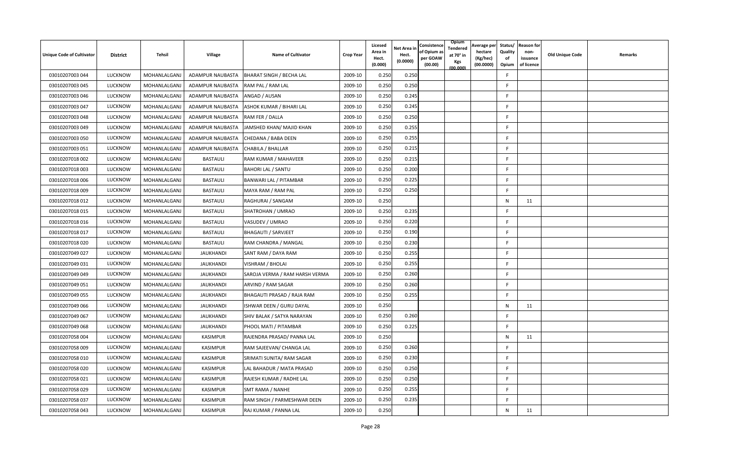| Unique Code of Cultivator | District | Tehsil | Village | Name of Cultivator | Crop Year | Licesed Area in Hect. (0.000) | Net Area in Hect. (0.0000) | Consistence of Opium as per GOAW (00.00) | Opium Tendered at 70° in Kgs (00.000) | Average per hectare (Kg/hec) (00.0000) | Status/ Quality of Opium | Reason for non-issuance of licence | Old Unique Code | Remarks |
|---|---|---|---|---|---|---|---|---|---|---|---|---|---|---|
| 03010207003 044 | LUCKNOW | MOHANLALGANJ | ADAMPUR NAUBASTA | BHARAT SINGH / BECHA LAL | 2009-10 | 0.250 | 0.250 | | | | F | | | |
| 03010207003 045 | LUCKNOW | MOHANLALGANJ | ADAMPUR NAUBASTA | RAM PAL / RAM LAL | 2009-10 | 0.250 | 0.250 | | | | F | | | |
| 03010207003 046 | LUCKNOW | MOHANLALGANJ | ADAMPUR NAUBASTA | ANGAD / AUSAN | 2009-10 | 0.250 | 0.245 | | | | F | | | |
| 03010207003 047 | LUCKNOW | MOHANLALGANJ | ADAMPUR NAUBASTA | ASHOK KUMAR / BIHARI LAL | 2009-10 | 0.250 | 0.245 | | | | F | | | |
| 03010207003 048 | LUCKNOW | MOHANLALGANJ | ADAMPUR NAUBASTA | RAM FER / DALLA | 2009-10 | 0.250 | 0.250 | | | | F | | | |
| 03010207003 049 | LUCKNOW | MOHANLALGANJ | ADAMPUR NAUBASTA | JAMSHED KHAN/ MAJID KHAN | 2009-10 | 0.250 | 0.255 | | | | F | | | |
| 03010207003 050 | LUCKNOW | MOHANLALGANJ | ADAMPUR NAUBASTA | CHEDANA / BABA DEEN | 2009-10 | 0.250 | 0.255 | | | | F | | | |
| 03010207003 051 | LUCKNOW | MOHANLALGANJ | ADAMPUR NAUBASTA | CHABILA / BHALLAR | 2009-10 | 0.250 | 0.215 | | | | F | | | |
| 03010207018 002 | LUCKNOW | MOHANLALGANJ | BASTAULI | RAM KUMAR / MAHAVEER | 2009-10 | 0.250 | 0.215 | | | | F | | | |
| 03010207018 003 | LUCKNOW | MOHANLALGANJ | BASTAULI | BAHORI LAL / SANTU | 2009-10 | 0.250 | 0.200 | | | | F | | | |
| 03010207018 006 | LUCKNOW | MOHANLALGANJ | BASTAULI | BANWARI LAL / PITAMBAR | 2009-10 | 0.250 | 0.225 | | | | F | | | |
| 03010207018 009 | LUCKNOW | MOHANLALGANJ | BASTAULI | MAYA RAM / RAM PAL | 2009-10 | 0.250 | 0.250 | | | | F | | | |
| 03010207018 012 | LUCKNOW | MOHANLALGANJ | BASTAULI | RAGHURAI / SANGAM | 2009-10 | 0.250 | | | | | N | 11 | | |
| 03010207018 015 | LUCKNOW | MOHANLALGANJ | BASTAULI | SHATROHAN / UMRAO | 2009-10 | 0.250 | 0.235 | | | | F | | | |
| 03010207018 016 | LUCKNOW | MOHANLALGANJ | BASTAULI | VASUDEV / UMRAO | 2009-10 | 0.250 | 0.220 | | | | F | | | |
| 03010207018 017 | LUCKNOW | MOHANLALGANJ | BASTAULI | BHAGAUTI / SARVJEET | 2009-10 | 0.250 | 0.190 | | | | F | | | |
| 03010207018 020 | LUCKNOW | MOHANLALGANJ | BASTAULI | RAM CHANDRA / MANGAL | 2009-10 | 0.250 | 0.230 | | | | F | | | |
| 03010207049 027 | LUCKNOW | MOHANLALGANJ | JAUKHANDI | SANT RAM / DAYA RAM | 2009-10 | 0.250 | 0.255 | | | | F | | | |
| 03010207049 031 | LUCKNOW | MOHANLALGANJ | JAUKHANDI | VISHRAM / BHOLAI | 2009-10 | 0.250 | 0.255 | | | | F | | | |
| 03010207049 049 | LUCKNOW | MOHANLALGANJ | JAUKHANDI | SAROJA VERMA / RAM HARSH VERMA | 2009-10 | 0.250 | 0.260 | | | | F | | | |
| 03010207049 051 | LUCKNOW | MOHANLALGANJ | JAUKHANDI | ARVIND / RAM SAGAR | 2009-10 | 0.250 | 0.260 | | | | F | | | |
| 03010207049 055 | LUCKNOW | MOHANLALGANJ | JAUKHANDI | BHAGAUTI PRASAD / RAJA RAM | 2009-10 | 0.250 | 0.255 | | | | F | | | |
| 03010207049 066 | LUCKNOW | MOHANLALGANJ | JAUKHANDI | ISHWAR DEEN / GURU DAYAL | 2009-10 | 0.250 | | | | | N | 11 | | |
| 03010207049 067 | LUCKNOW | MOHANLALGANJ | JAUKHANDI | SHIV BALAK / SATYA NARAYAN | 2009-10 | 0.250 | 0.260 | | | | F | | | |
| 03010207049 068 | LUCKNOW | MOHANLALGANJ | JAUKHANDI | PHOOL MATI / PITAMBAR | 2009-10 | 0.250 | 0.225 | | | | F | | | |
| 03010207058 004 | LUCKNOW | MOHANLALGANJ | KASIMPUR | RAJENDRA PRASAD/ PANNA LAL | 2009-10 | 0.250 | | | | | N | 11 | | |
| 03010207058 009 | LUCKNOW | MOHANLALGANJ | KASIMPUR | RAM SAJEEVAN/ CHANGA LAL | 2009-10 | 0.250 | 0.260 | | | | F | | | |
| 03010207058 010 | LUCKNOW | MOHANLALGANJ | KASIMPUR | SRIMATI SUNITA/ RAM SAGAR | 2009-10 | 0.250 | 0.230 | | | | F | | | |
| 03010207058 020 | LUCKNOW | MOHANLALGANJ | KASIMPUR | LAL BAHADUR / MATA PRASAD | 2009-10 | 0.250 | 0.250 | | | | F | | | |
| 03010207058 021 | LUCKNOW | MOHANLALGANJ | KASIMPUR | RAJESH KUMAR / RADHE LAL | 2009-10 | 0.250 | 0.250 | | | | F | | | |
| 03010207058 029 | LUCKNOW | MOHANLALGANJ | KASIMPUR | SMT RAMA / NANHE | 2009-10 | 0.250 | 0.255 | | | | F | | | |
| 03010207058 037 | LUCKNOW | MOHANLALGANJ | KASIMPUR | RAM SINGH / PARMESHWAR DEEN | 2009-10 | 0.250 | 0.235 | | | | F | | | |
| 03010207058 043 | LUCKNOW | MOHANLALGANJ | KASIMPUR | RAJ KUMAR / PANNA LAL | 2009-10 | 0.250 | | | | | N | 11 | | |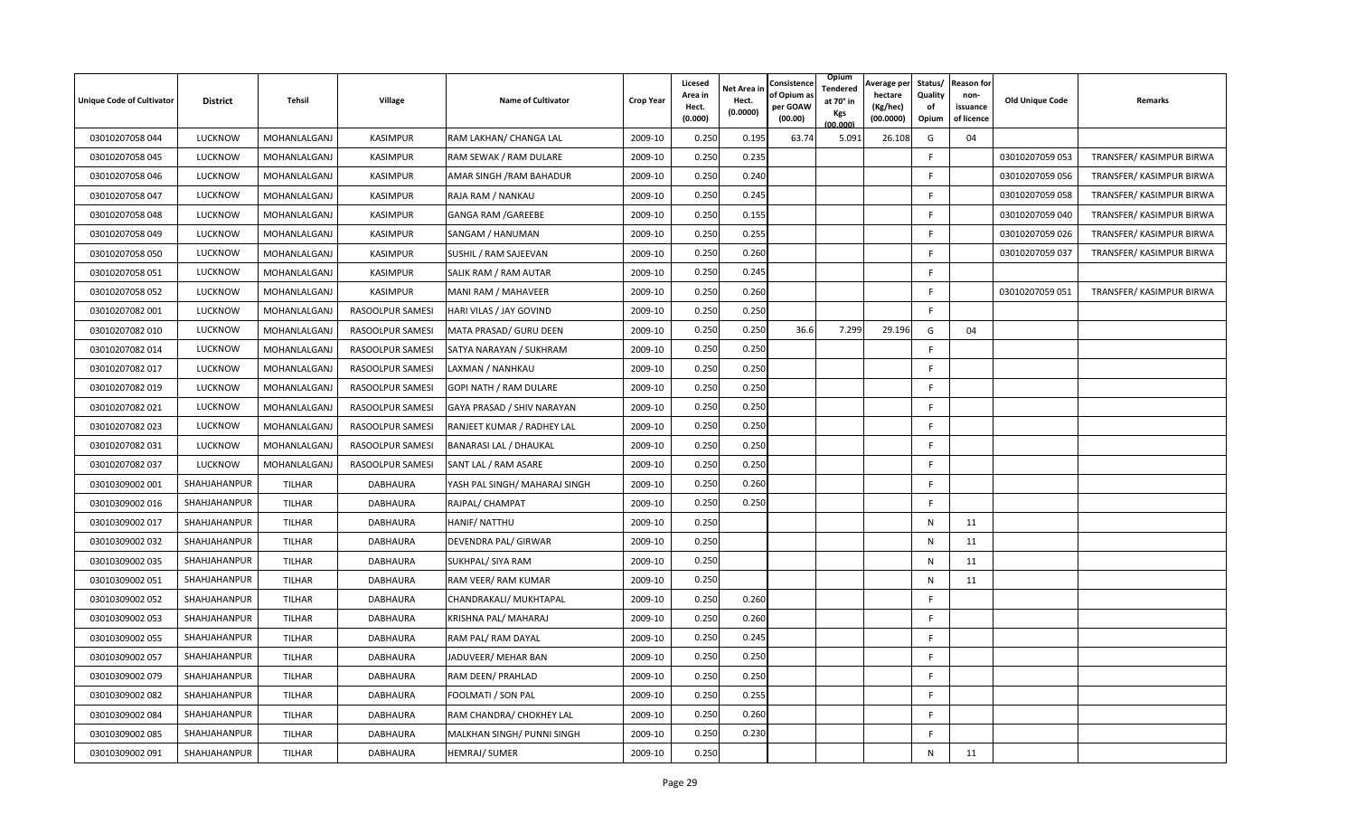| Unique Code of Cultivator | District | Tehsil | Village | Name of Cultivator | Crop Year | Licesed Area in Hect. (0.000) | Net Area in Hect. (0.0000) | Consistence of Opium as per GOAW (00.00) | Opium Tendered at 70° in Kgs (00.000) | Average per hectare (Kg/hec) (00.0000) | Status/ Quality of Opium | Reason for non-issuance of licence | Old Unique Code | Remarks |
|---|---|---|---|---|---|---|---|---|---|---|---|---|---|---|
| 03010207058 044 | LUCKNOW | MOHANLALGANJ | KASIMPUR | RAM LAKHAN/ CHANGA LAL | 2009-10 | 0.250 | 0.195 | 63.74 | 5.091 | 26.108 | G | 04 | | |
| 03010207058 045 | LUCKNOW | MOHANLALGANJ | KASIMPUR | RAM SEWAK / RAM DULARE | 2009-10 | 0.250 | 0.235 | | | | F | | 03010207059 053 | TRANSFER/ KASIMPUR BIRWA |
| 03010207058 046 | LUCKNOW | MOHANLALGANJ | KASIMPUR | AMAR SINGH /RAM BAHADUR | 2009-10 | 0.250 | 0.240 | | | | F | | 03010207059 056 | TRANSFER/ KASIMPUR BIRWA |
| 03010207058 047 | LUCKNOW | MOHANLALGANJ | KASIMPUR | RAJA RAM / NANKAU | 2009-10 | 0.250 | 0.245 | | | | F | | 03010207059 058 | TRANSFER/ KASIMPUR BIRWA |
| 03010207058 048 | LUCKNOW | MOHANLALGANJ | KASIMPUR | GANGA RAM /GAREEBE | 2009-10 | 0.250 | 0.155 | | | | F | | 03010207059 040 | TRANSFER/ KASIMPUR BIRWA |
| 03010207058 049 | LUCKNOW | MOHANLALGANJ | KASIMPUR | SANGAM / HANUMAN | 2009-10 | 0.250 | 0.255 | | | | F | | 03010207059 026 | TRANSFER/ KASIMPUR BIRWA |
| 03010207058 050 | LUCKNOW | MOHANLALGANJ | KASIMPUR | SUSHIL / RAM SAJEEVAN | 2009-10 | 0.250 | 0.260 | | | | F | | 03010207059 037 | TRANSFER/ KASIMPUR BIRWA |
| 03010207058 051 | LUCKNOW | MOHANLALGANJ | KASIMPUR | SALIK RAM / RAM AUTAR | 2009-10 | 0.250 | 0.245 | | | | F | | | |
| 03010207058 052 | LUCKNOW | MOHANLALGANJ | KASIMPUR | MANI RAM / MAHAVEER | 2009-10 | 0.250 | 0.260 | | | | F | | 03010207059 051 | TRANSFER/ KASIMPUR BIRWA |
| 03010207082 001 | LUCKNOW | MOHANLALGANJ | RASOOLPUR SAMESI | HARI VILAS / JAY GOVIND | 2009-10 | 0.250 | 0.250 | | | | F | | | |
| 03010207082 010 | LUCKNOW | MOHANLALGANJ | RASOOLPUR SAMESI | MATA PRASAD/ GURU DEEN | 2009-10 | 0.250 | 0.250 | 36.6 | 7.299 | 29.196 | G | 04 | | |
| 03010207082 014 | LUCKNOW | MOHANLALGANJ | RASOOLPUR SAMESI | SATYA NARAYAN / SUKHRAM | 2009-10 | 0.250 | 0.250 | | | | F | | | |
| 03010207082 017 | LUCKNOW | MOHANLALGANJ | RASOOLPUR SAMESI | LAXMAN / NANHKAU | 2009-10 | 0.250 | 0.250 | | | | F | | | |
| 03010207082 019 | LUCKNOW | MOHANLALGANJ | RASOOLPUR SAMESI | GOPI NATH / RAM DULARE | 2009-10 | 0.250 | 0.250 | | | | F | | | |
| 03010207082 021 | LUCKNOW | MOHANLALGANJ | RASOOLPUR SAMESI | GAYA PRASAD / SHIV NARAYAN | 2009-10 | 0.250 | 0.250 | | | | F | | | |
| 03010207082 023 | LUCKNOW | MOHANLALGANJ | RASOOLPUR SAMESI | RANJEET KUMAR / RADHEY LAL | 2009-10 | 0.250 | 0.250 | | | | F | | | |
| 03010207082 031 | LUCKNOW | MOHANLALGANJ | RASOOLPUR SAMESI | BANARASI LAL / DHAUKAL | 2009-10 | 0.250 | 0.250 | | | | F | | | |
| 03010207082 037 | LUCKNOW | MOHANLALGANJ | RASOOLPUR SAMESI | SANT LAL / RAM ASARE | 2009-10 | 0.250 | 0.250 | | | | F | | | |
| 03010309002 001 | SHAHJAHANPUR | TILHAR | DABHAURA | YASH PAL SINGH/ MAHARAJ SINGH | 2009-10 | 0.250 | 0.260 | | | | F | | | |
| 03010309002 016 | SHAHJAHANPUR | TILHAR | DABHAURA | RAJPAL/ CHAMPAT | 2009-10 | 0.250 | 0.250 | | | | F | | | |
| 03010309002 017 | SHAHJAHANPUR | TILHAR | DABHAURA | HANIF/ NATTHU | 2009-10 | 0.250 | | | | | N | 11 | | |
| 03010309002 032 | SHAHJAHANPUR | TILHAR | DABHAURA | DEVENDRA PAL/ GIRWAR | 2009-10 | 0.250 | | | | | N | 11 | | |
| 03010309002 035 | SHAHJAHANPUR | TILHAR | DABHAURA | SUKHPAL/ SIYA RAM | 2009-10 | 0.250 | | | | | N | 11 | | |
| 03010309002 051 | SHAHJAHANPUR | TILHAR | DABHAURA | RAM VEER/ RAM KUMAR | 2009-10 | 0.250 | | | | | N | 11 | | |
| 03010309002 052 | SHAHJAHANPUR | TILHAR | DABHAURA | CHANDRAKALI/ MUKHTAPAL | 2009-10 | 0.250 | 0.260 | | | | F | | | |
| 03010309002 053 | SHAHJAHANPUR | TILHAR | DABHAURA | KRISHNA PAL/ MAHARAJ | 2009-10 | 0.250 | 0.260 | | | | F | | | |
| 03010309002 055 | SHAHJAHANPUR | TILHAR | DABHAURA | RAM PAL/ RAM DAYAL | 2009-10 | 0.250 | 0.245 | | | | F | | | |
| 03010309002 057 | SHAHJAHANPUR | TILHAR | DABHAURA | JADUVEER/ MEHAR BAN | 2009-10 | 0.250 | 0.250 | | | | F | | | |
| 03010309002 079 | SHAHJAHANPUR | TILHAR | DABHAURA | RAM DEEN/ PRAHLAD | 2009-10 | 0.250 | 0.250 | | | | F | | | |
| 03010309002 082 | SHAHJAHANPUR | TILHAR | DABHAURA | FOOLMATI / SON PAL | 2009-10 | 0.250 | 0.255 | | | | F | | | |
| 03010309002 084 | SHAHJAHANPUR | TILHAR | DABHAURA | RAM CHANDRA/ CHOKHEY LAL | 2009-10 | 0.250 | 0.260 | | | | F | | | |
| 03010309002 085 | SHAHJAHANPUR | TILHAR | DABHAURA | MALKHAN SINGH/ PUNNI SINGH | 2009-10 | 0.250 | 0.230 | | | | F | | | |
| 03010309002 091 | SHAHJAHANPUR | TILHAR | DABHAURA | HEMRAJ/ SUMER | 2009-10 | 0.250 | | | | | N | 11 | | |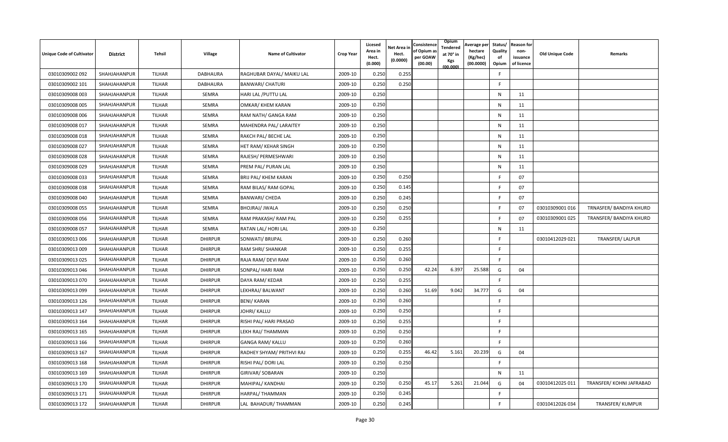| Unique Code of Cultivator | District | Tehsil | Village | Name of Cultivator | Crop Year | Licesed Area in Hect. (0.000) | Net Area in Hect. (0.0000) | Consistence of Opium as per GOAW (00.00) | Opium Tendered at 70° in Kgs (00.000) | Average per hectare (Kg/hec) (00.0000) | Status/ Quality of Opium | Reason for non-issuance of licence | Old Unique Code | Remarks |
|---|---|---|---|---|---|---|---|---|---|---|---|---|---|---|
| 03010309002 092 | SHAHJAHANPUR | TILHAR | DABHAURA | RAGHUBAR DAYAL/ MAIKU LAL | 2009-10 | 0.250 | 0.255 | | | | F | | | |
| 03010309002 101 | SHAHJAHANPUR | TILHAR | DABHAURA | BANWARI/ CHATURI | 2009-10 | 0.250 | 0.250 | | | | F | | | |
| 03010309008 003 | SHAHJAHANPUR | TILHAR | SEMRA | HARI LAL /PUTTU LAL | 2009-10 | 0.250 | | | | | N | 11 | | |
| 03010309008 005 | SHAHJAHANPUR | TILHAR | SEMRA | OMKAR/ KHEM KARAN | 2009-10 | 0.250 | | | | | N | 11 | | |
| 03010309008 006 | SHAHJAHANPUR | TILHAR | SEMRA | RAM NATH/ GANGA RAM | 2009-10 | 0.250 | | | | | N | 11 | | |
| 03010309008 017 | SHAHJAHANPUR | TILHAR | SEMRA | MAHENDRA PAL/ LARAITEY | 2009-10 | 0.250 | | | | | N | 11 | | |
| 03010309008 018 | SHAHJAHANPUR | TILHAR | SEMRA | RAKCH PAL/ BECHE LAL | 2009-10 | 0.250 | | | | | N | 11 | | |
| 03010309008 027 | SHAHJAHANPUR | TILHAR | SEMRA | HET RAM/ KEHAR SINGH | 2009-10 | 0.250 | | | | | N | 11 | | |
| 03010309008 028 | SHAHJAHANPUR | TILHAR | SEMRA | RAJESH/ PERMESHWARI | 2009-10 | 0.250 | | | | | N | 11 | | |
| 03010309008 029 | SHAHJAHANPUR | TILHAR | SEMRA | PREM PAL/ PURAN LAL | 2009-10 | 0.250 | | | | | N | 11 | | |
| 03010309008 033 | SHAHJAHANPUR | TILHAR | SEMRA | BRIJ PAL/ KHEM KARAN | 2009-10 | 0.250 | 0.250 | | | | F | 07 | | |
| 03010309008 038 | SHAHJAHANPUR | TILHAR | SEMRA | RAM BILAS/ RAM GOPAL | 2009-10 | 0.250 | 0.145 | | | | F | 07 | | |
| 03010309008 040 | SHAHJAHANPUR | TILHAR | SEMRA | BANWARI/ CHEDA | 2009-10 | 0.250 | 0.245 | | | | F | 07 | | |
| 03010309008 055 | SHAHJAHANPUR | TILHAR | SEMRA | BHOJRAJ/ JWALA | 2009-10 | 0.250 | 0.250 | | | | F | 07 | 03010309001 016 | TRNASFER/ BANDIYA KHURD |
| 03010309008 056 | SHAHJAHANPUR | TILHAR | SEMRA | RAM PRAKASH/ RAM PAL | 2009-10 | 0.250 | 0.255 | | | | F | 07 | 03010309001 025 | TRANSFER/ BANDIYA KHURD |
| 03010309008 057 | SHAHJAHANPUR | TILHAR | SEMRA | RATAN LAL/ HORI LAL | 2009-10 | 0.250 | | | | | N | 11 | | |
| 03010309013 006 | SHAHJAHANPUR | TILHAR | DHIRPUR | SONWATI/ BRIJPAL | 2009-10 | 0.250 | 0.260 | | | | F | | 03010412029 021 | TRANSFER/ LALPUR |
| 03010309013 009 | SHAHJAHANPUR | TILHAR | DHIRPUR | RAM SHRI/ SHANKAR | 2009-10 | 0.250 | 0.255 | | | | F | | | |
| 03010309013 025 | SHAHJAHANPUR | TILHAR | DHIRPUR | RAJA RAM/ DEVI RAM | 2009-10 | 0.250 | 0.260 | | | | F | | | |
| 03010309013 046 | SHAHJAHANPUR | TILHAR | DHIRPUR | SONPAL/ HARI RAM | 2009-10 | 0.250 | 0.250 | 42.24 | 6.397 | 25.588 | G | 04 | | |
| 03010309013 070 | SHAHJAHANPUR | TILHAR | DHIRPUR | DAYA RAM/ KEDAR | 2009-10 | 0.250 | 0.255 | | | | F | | | |
| 03010309013 099 | SHAHJAHANPUR | TILHAR | DHIRPUR | LEKHRAJ/ BALWANT | 2009-10 | 0.250 | 0.260 | 51.69 | 9.042 | 34.777 | G | 04 | | |
| 03010309013 126 | SHAHJAHANPUR | TILHAR | DHIRPUR | BENI/ KARAN | 2009-10 | 0.250 | 0.260 | | | | F | | | |
| 03010309013 147 | SHAHJAHANPUR | TILHAR | DHIRPUR | JOHRI/ KALLU | 2009-10 | 0.250 | 0.250 | | | | F | | | |
| 03010309013 164 | SHAHJAHANPUR | TILHAR | DHIRPUR | RISHI PAL/ HARI PRASAD | 2009-10 | 0.250 | 0.255 | | | | F | | | |
| 03010309013 165 | SHAHJAHANPUR | TILHAR | DHIRPUR | LEKH RAJ/ THAMMAN | 2009-10 | 0.250 | 0.250 | | | | F | | | |
| 03010309013 166 | SHAHJAHANPUR | TILHAR | DHIRPUR | GANGA RAM/ KALLU | 2009-10 | 0.250 | 0.260 | | | | F | | | |
| 03010309013 167 | SHAHJAHANPUR | TILHAR | DHIRPUR | RADHEY SHYAM/ PRITHVI RAJ | 2009-10 | 0.250 | 0.255 | 46.42 | 5.161 | 20.239 | G | 04 | | |
| 03010309013 168 | SHAHJAHANPUR | TILHAR | DHIRPUR | RISHI PAL/ DORI LAL | 2009-10 | 0.250 | 0.250 | | | | F | | | |
| 03010309013 169 | SHAHJAHANPUR | TILHAR | DHIRPUR | GIRIVAR/ SOBARAN | 2009-10 | 0.250 | | | | | N | 11 | | |
| 03010309013 170 | SHAHJAHANPUR | TILHAR | DHIRPUR | MAHIPAL/ KANDHAI | 2009-10 | 0.250 | 0.250 | 45.17 | 5.261 | 21.044 | G | 04 | 03010412025 011 | TRANSFER/ KOHNI JAFRABAD |
| 03010309013 171 | SHAHJAHANPUR | TILHAR | DHIRPUR | HARPAL/ THAMMAN | 2009-10 | 0.250 | 0.245 | | | | F | | | |
| 03010309013 172 | SHAHJAHANPUR | TILHAR | DHIRPUR | LAL BAHADUR/ THAMMAN | 2009-10 | 0.250 | 0.245 | | | | F | | 03010412026 034 | TRANSFER/ KUMPUR |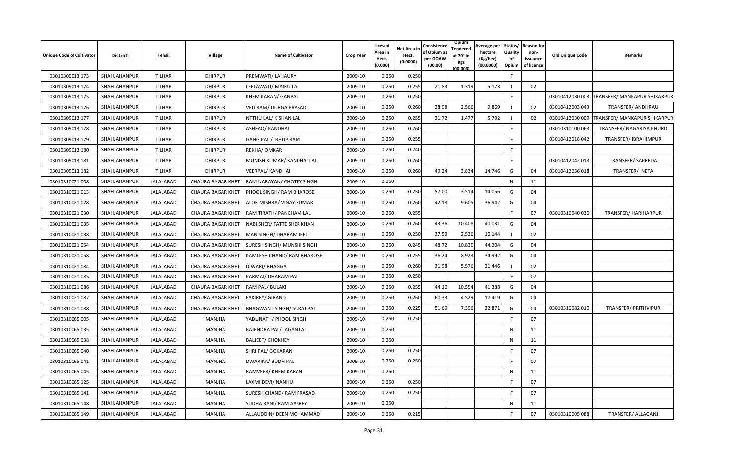| Unique Code of Cultivator | District | Tehsil | Village | Name of Cultivator | Crop Year | Licesed Area in Hect. (0.000) | Net Area in Hect. (0.0000) | Consistence of Opium as per GOAW (00.00) | Opium Tendered at 70° in Kgs (00.000) | Average per hectare (Kg/hec) (00.0000) | Status/ Quality of Opium | Reason for non-issuance of licence | Old Unique Code | Remarks |
|---|---|---|---|---|---|---|---|---|---|---|---|---|---|---|
| 03010309013 173 | SHAHJAHANPUR | TILHAR | DHIRPUR | PREMWATI/ LAHAURY | 2009-10 | 0.250 | 0.250 | | | | F | | | |
| 03010309013 174 | SHAHJAHANPUR | TILHAR | DHIRPUR | LEELAWATI/ MAIKU LAL | 2009-10 | 0.250 | 0.255 | 21.83 | 1.319 | 5.173 | I | 02 | | |
| 03010309013 175 | SHAHJAHANPUR | TILHAR | DHIRPUR | KHEM KARAN/ GANPAT | 2009-10 | 0.250 | 0.250 | | | | F | | 03010412030 003 | TRANSFER/ MANKAPUR SHIKARPUR |
| 03010309013 176 | SHAHJAHANPUR | TILHAR | DHIRPUR | VED RAM/ DURGA PRASAD | 2009-10 | 0.250 | 0.260 | 28.98 | 2.566 | 9.869 | I | 02 | 03010412003 043 | TRANSFER/ ANDHRAU |
| 03010309013 177 | SHAHJAHANPUR | TILHAR | DHIRPUR | NTTHU LAL/ KISHAN LAL | 2009-10 | 0.250 | 0.255 | 21.72 | 1.477 | 5.792 | I | 02 | 03010412030 009 | TRANSFER/ MANKAPUR SHIKARPUR |
| 03010309013 178 | SHAHJAHANPUR | TILHAR | DHIRPUR | ASHFAQ/ KANDHAI | 2009-10 | 0.250 | 0.260 | | | | F | | 03010310100 063 | TRANSFER/ NAGARIYA KHURD |
| 03010309013 179 | SHAHJAHANPUR | TILHAR | DHIRPUR | GANG PAL / BHUP RAM | 2009-10 | 0.250 | 0.255 | | | | F | | 03010412018 042 | TRANSFER/ IBRAHIMPUR |
| 03010309013 180 | SHAHJAHANPUR | TILHAR | DHIRPUR | REKHA/ OMKAR | 2009-10 | 0.250 | 0.240 | | | | F | | | |
| 03010309013 181 | SHAHJAHANPUR | TILHAR | DHIRPUR | MUNISH KUMAR/ KANDHAI LAL | 2009-10 | 0.250 | 0.260 | | | | F | | 03010412042 013 | TRANSFER/ SAPREDA |
| 03010309013 182 | SHAHJAHANPUR | TILHAR | DHIRPUR | VEERPAL/ KANDHAI | 2009-10 | 0.250 | 0.260 | 49.24 | 3.834 | 14.746 | G | 04 | 03010412036 018 | TRANSFER/ NETA |
| 03010310021 008 | SHAHJAHANPUR | JALALABAD | CHAURA BAGAR KHET | RAM NARAYAN/ CHOTEY SINGH | 2009-10 | 0.250 | | | | | N | 11 | | |
| 03010310021 013 | SHAHJAHANPUR | JALALABAD | CHAURA BAGAR KHET | PHOOL SINGH/ RAM BHAROSE | 2009-10 | 0.250 | 0.250 | 57.00 | 3.514 | 14.056 | G | 04 | | |
| 03010310021 028 | SHAHJAHANPUR | JALALABAD | CHAURA BAGAR KHET | ALOK MISHRA/ VINAY KUMAR | 2009-10 | 0.250 | 0.260 | 42.18 | 9.605 | 36.942 | G | 04 | | |
| 03010310021 030 | SHAHJAHANPUR | JALALABAD | CHAURA BAGAR KHET | RAM TIRATH/ PANCHAM LAL | 2009-10 | 0.250 | 0.255 | | | | F | 07 | 03010310040 030 | TRANSFER/ HARIHARPUR |
| 03010310021 035 | SHAHJAHANPUR | JALALABAD | CHAURA BAGAR KHET | NABI SHER/ FATTE SHER KHAN | 2009-10 | 0.250 | 0.260 | 43.36 | 10.408 | 40.031 | G | 04 | | |
| 03010310021 038 | SHAHJAHANPUR | JALALABAD | CHAURA BAGAR KHET | MAN SINGH/ DHARAM JEET | 2009-10 | 0.250 | 0.250 | 37.59 | 2.536 | 10.144 | I | 02 | | |
| 03010310021 054 | SHAHJAHANPUR | JALALABAD | CHAURA BAGAR KHET | SURESH SINGH/ MUNSHI SINGH | 2009-10 | 0.250 | 0.245 | 48.72 | 10.830 | 44.204 | G | 04 | | |
| 03010310021 058 | SHAHJAHANPUR | JALALABAD | CHAURA BAGAR KHET | KAMLESH CHAND/ RAM BHAROSE | 2009-10 | 0.250 | 0.255 | 36.24 | 8.923 | 34.992 | G | 04 | | |
| 03010310021 084 | SHAHJAHANPUR | JALALABAD | CHAURA BAGAR KHET | DIWARI/ BHAGGA | 2009-10 | 0.250 | 0.260 | 31.98 | 5.576 | 21.446 | I | 02 | | |
| 03010310021 085 | SHAHJAHANPUR | JALALABAD | CHAURA BAGAR KHET | PARMAI/ DHARAM PAL | 2009-10 | 0.250 | 0.250 | | | | F | 07 | | |
| 03010310021 086 | SHAHJAHANPUR | JALALABAD | CHAURA BAGAR KHET | RAM PAL/ BULAKI | 2009-10 | 0.250 | 0.255 | 44.10 | 10.554 | 41.388 | G | 04 | | |
| 03010310021 087 | SHAHJAHANPUR | JALALABAD | CHAURA BAGAR KHET | FAKIREY/ GIRAND | 2009-10 | 0.250 | 0.260 | 60.33 | 4.529 | 17.419 | G | 04 | | |
| 03010310021 088 | SHAHJAHANPUR | JALALABAD | CHAURA BAGAR KHET | BHAGWANT SINGH/ SURAJ PAL | 2009-10 | 0.250 | 0.225 | 51.69 | 7.396 | 32.871 | G | 04 | 03010310082 010 | TRANSFER/ PRITHVIPUR |
| 03010310065 005 | SHAHJAHANPUR | JALALABAD | MANJHA | YADUNATH/ PHOOL SINGH | 2009-10 | 0.250 | 0.250 | | | | F | 07 | | |
| 03010310065 035 | SHAHJAHANPUR | JALALABAD | MANJHA | RAJENDRA PAL/ JAGAN LAL | 2009-10 | 0.250 | | | | | N | 11 | | |
| 03010310065 038 | SHAHJAHANPUR | JALALABAD | MANJHA | BALJEET/ CHOKHEY | 2009-10 | 0.250 | | | | | N | 11 | | |
| 03010310065 040 | SHAHJAHANPUR | JALALABAD | MANJHA | SHRI PAL/ GOKARAN | 2009-10 | 0.250 | 0.250 | | | | F | 07 | | |
| 03010310065 041 | SHAHJAHANPUR | JALALABAD | MANJHA | DWARIKA/ BUDH PAL | 2009-10 | 0.250 | 0.250 | | | | F | 07 | | |
| 03010310065 045 | SHAHJAHANPUR | JALALABAD | MANJHA | RAMVEER/ KHEM KARAN | 2009-10 | 0.250 | | | | | N | 11 | | |
| 03010310065 125 | SHAHJAHANPUR | JALALABAD | MANJHA | LAXMI DEVI/ NANHU | 2009-10 | 0.250 | 0.250 | | | | F | 07 | | |
| 03010310065 141 | SHAHJAHANPUR | JALALABAD | MANJHA | SURESH CHAND/ RAM PRASAD | 2009-10 | 0.250 | 0.250 | | | | F | 07 | | |
| 03010310065 148 | SHAHJAHANPUR | JALALABAD | MANJHA | SUDHA RANI/ RAM AASREY | 2009-10 | 0.250 | | | | | N | 11 | | |
| 03010310065 149 | SHAHJAHANPUR | JALALABAD | MANJHA | ALLAUDDIN/ DEEN MOHAMMAD | 2009-10 | 0.250 | 0.215 | | | | F | 07 | 03010310005 088 | TRANSFER/ ALLAGANJ |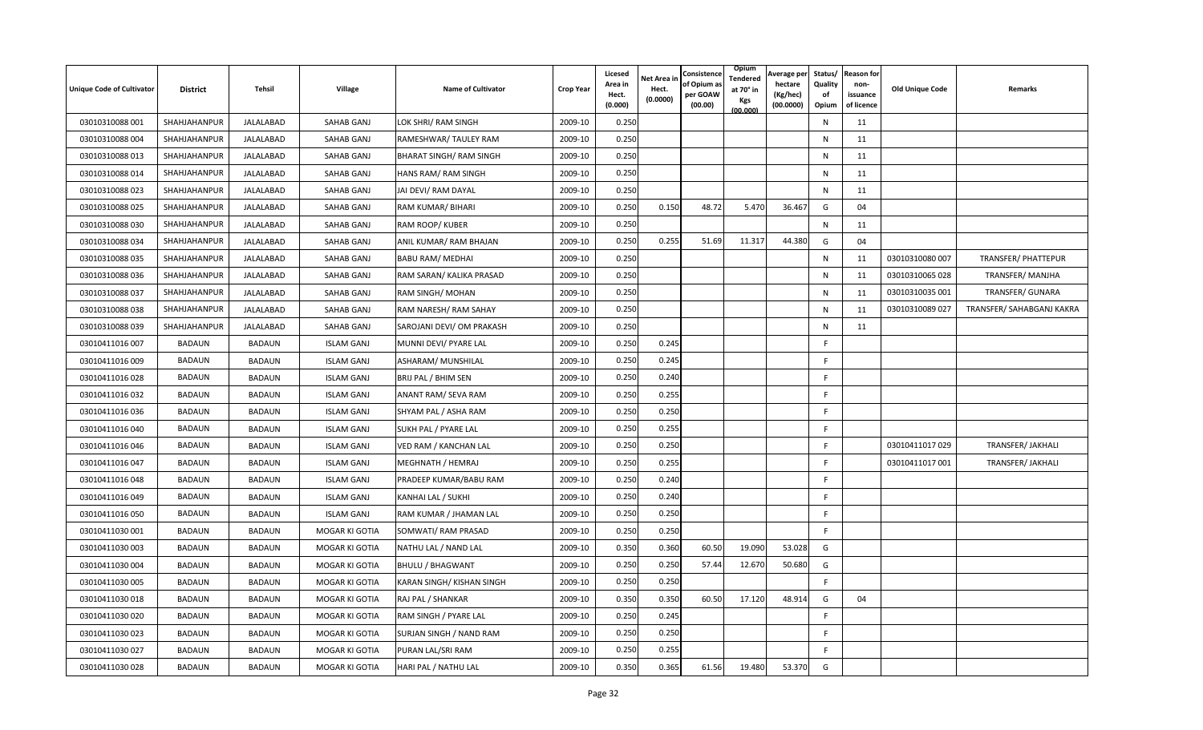| Unique Code of Cultivator | District | Tehsil | Village | Name of Cultivator | Crop Year | Licesed Area in Hect. (0.000) | Net Area in Hect. (0.0000) | Consistence of Opium as per GOAW (00.00) | Opium Tendered at 70° in Kgs (00.000) | Average per hectare (Kg/hec) (00.0000) | Status/ Quality of Opium | Reason for non-issuance of licence | Old Unique Code | Remarks |
|---|---|---|---|---|---|---|---|---|---|---|---|---|---|---|
| 03010310088 001 | SHAHJAHANPUR | JALALABAD | SAHAB GANJ | LOK SHRI/ RAM SINGH | 2009-10 | 0.250 | | | | | N | 11 | | |
| 03010310088 004 | SHAHJAHANPUR | JALALABAD | SAHAB GANJ | RAMESHWAR/ TAULEY RAM | 2009-10 | 0.250 | | | | | N | 11 | | |
| 03010310088 013 | SHAHJAHANPUR | JALALABAD | SAHAB GANJ | BHARAT SINGH/ RAM SINGH | 2009-10 | 0.250 | | | | | N | 11 | | |
| 03010310088 014 | SHAHJAHANPUR | JALALABAD | SAHAB GANJ | HANS RAM/ RAM SINGH | 2009-10 | 0.250 | | | | | N | 11 | | |
| 03010310088 023 | SHAHJAHANPUR | JALALABAD | SAHAB GANJ | JAI DEVI/ RAM DAYAL | 2009-10 | 0.250 | | | | | N | 11 | | |
| 03010310088 025 | SHAHJAHANPUR | JALALABAD | SAHAB GANJ | RAM KUMAR/ BIHARI | 2009-10 | 0.250 | 0.150 | 48.72 | 5.470 | 36.467 | G | 04 | | |
| 03010310088 030 | SHAHJAHANPUR | JALALABAD | SAHAB GANJ | RAM ROOP/ KUBER | 2009-10 | 0.250 | | | | | N | 11 | | |
| 03010310088 034 | SHAHJAHANPUR | JALALABAD | SAHAB GANJ | ANIL KUMAR/ RAM BHAJAN | 2009-10 | 0.250 | 0.255 | 51.69 | 11.317 | 44.380 | G | 04 | | |
| 03010310088 035 | SHAHJAHANPUR | JALALABAD | SAHAB GANJ | BABU RAM/ MEDHAI | 2009-10 | 0.250 | | | | | N | 11 | 03010310080 007 | TRANSFER/ PHATTEPUR |
| 03010310088 036 | SHAHJAHANPUR | JALALABAD | SAHAB GANJ | RAM SARAN/ KALIKA PRASAD | 2009-10 | 0.250 | | | | | N | 11 | 03010310065 028 | TRANSFER/ MANJHA |
| 03010310088 037 | SHAHJAHANPUR | JALALABAD | SAHAB GANJ | RAM SINGH/ MOHAN | 2009-10 | 0.250 | | | | | N | 11 | 03010310035 001 | TRANSFER/ GUNARA |
| 03010310088 038 | SHAHJAHANPUR | JALALABAD | SAHAB GANJ | RAM NARESH/ RAM SAHAY | 2009-10 | 0.250 | | | | | N | 11 | 03010310089 027 | TRANSFER/ SAHABGANJ KAKRA |
| 03010310088 039 | SHAHJAHANPUR | JALALABAD | SAHAB GANJ | SAROJANI DEVI/ OM PRAKASH | 2009-10 | 0.250 | | | | | N | 11 | | |
| 03010411016 007 | BADAUN | BADAUN | ISLAM GANJ | MUNNI DEVI/ PYARE LAL | 2009-10 | 0.250 | 0.245 | | | | F | | | |
| 03010411016 009 | BADAUN | BADAUN | ISLAM GANJ | ASHARAM/ MUNSHILAL | 2009-10 | 0.250 | 0.245 | | | | F | | | |
| 03010411016 028 | BADAUN | BADAUN | ISLAM GANJ | BRIJ PAL / BHIM SEN | 2009-10 | 0.250 | 0.240 | | | | F | | | |
| 03010411016 032 | BADAUN | BADAUN | ISLAM GANJ | ANANT RAM/ SEVA RAM | 2009-10 | 0.250 | 0.255 | | | | F | | | |
| 03010411016 036 | BADAUN | BADAUN | ISLAM GANJ | SHYAM PAL / ASHA RAM | 2009-10 | 0.250 | 0.250 | | | | F | | | |
| 03010411016 040 | BADAUN | BADAUN | ISLAM GANJ | SUKH PAL / PYARE LAL | 2009-10 | 0.250 | 0.255 | | | | F | | | |
| 03010411016 046 | BADAUN | BADAUN | ISLAM GANJ | VED RAM / KANCHAN LAL | 2009-10 | 0.250 | 0.250 | | | | F | | 03010411017 029 | TRANSFER/ JAKHALI |
| 03010411016 047 | BADAUN | BADAUN | ISLAM GANJ | MEGHNATH / HEMRAJ | 2009-10 | 0.250 | 0.255 | | | | F | | 03010411017 001 | TRANSFER/ JAKHALI |
| 03010411016 048 | BADAUN | BADAUN | ISLAM GANJ | PRADEEP KUMAR/BABU RAM | 2009-10 | 0.250 | 0.240 | | | | F | | | |
| 03010411016 049 | BADAUN | BADAUN | ISLAM GANJ | KANHAI LAL / SUKHI | 2009-10 | 0.250 | 0.240 | | | | F | | | |
| 03010411016 050 | BADAUN | BADAUN | ISLAM GANJ | RAM KUMAR / JHAMAN LAL | 2009-10 | 0.250 | 0.250 | | | | F | | | |
| 03010411030 001 | BADAUN | BADAUN | MOGAR KI GOTIA | SOMWATI/ RAM PRASAD | 2009-10 | 0.250 | 0.250 | | | | F | | | |
| 03010411030 003 | BADAUN | BADAUN | MOGAR KI GOTIA | NATHU LAL / NAND LAL | 2009-10 | 0.350 | 0.360 | 60.50 | 19.090 | 53.028 | G | | | |
| 03010411030 004 | BADAUN | BADAUN | MOGAR KI GOTIA | BHULU / BHAGWANT | 2009-10 | 0.250 | 0.250 | 57.44 | 12.670 | 50.680 | G | | | |
| 03010411030 005 | BADAUN | BADAUN | MOGAR KI GOTIA | KARAN SINGH/ KISHAN SINGH | 2009-10 | 0.250 | 0.250 | | | | F | | | |
| 03010411030 018 | BADAUN | BADAUN | MOGAR KI GOTIA | RAJ PAL / SHANKAR | 2009-10 | 0.350 | 0.350 | 60.50 | 17.120 | 48.914 | G | 04 | | |
| 03010411030 020 | BADAUN | BADAUN | MOGAR KI GOTIA | RAM SINGH / PYARE LAL | 2009-10 | 0.250 | 0.245 | | | | F | | | |
| 03010411030 023 | BADAUN | BADAUN | MOGAR KI GOTIA | SURJAN SINGH / NAND RAM | 2009-10 | 0.250 | 0.250 | | | | F | | | |
| 03010411030 027 | BADAUN | BADAUN | MOGAR KI GOTIA | PURAN LAL/SRI RAM | 2009-10 | 0.250 | 0.255 | | | | F | | | |
| 03010411030 028 | BADAUN | BADAUN | MOGAR KI GOTIA | HARI PAL / NATHU LAL | 2009-10 | 0.350 | 0.365 | 61.56 | 19.480 | 53.370 | G | | | |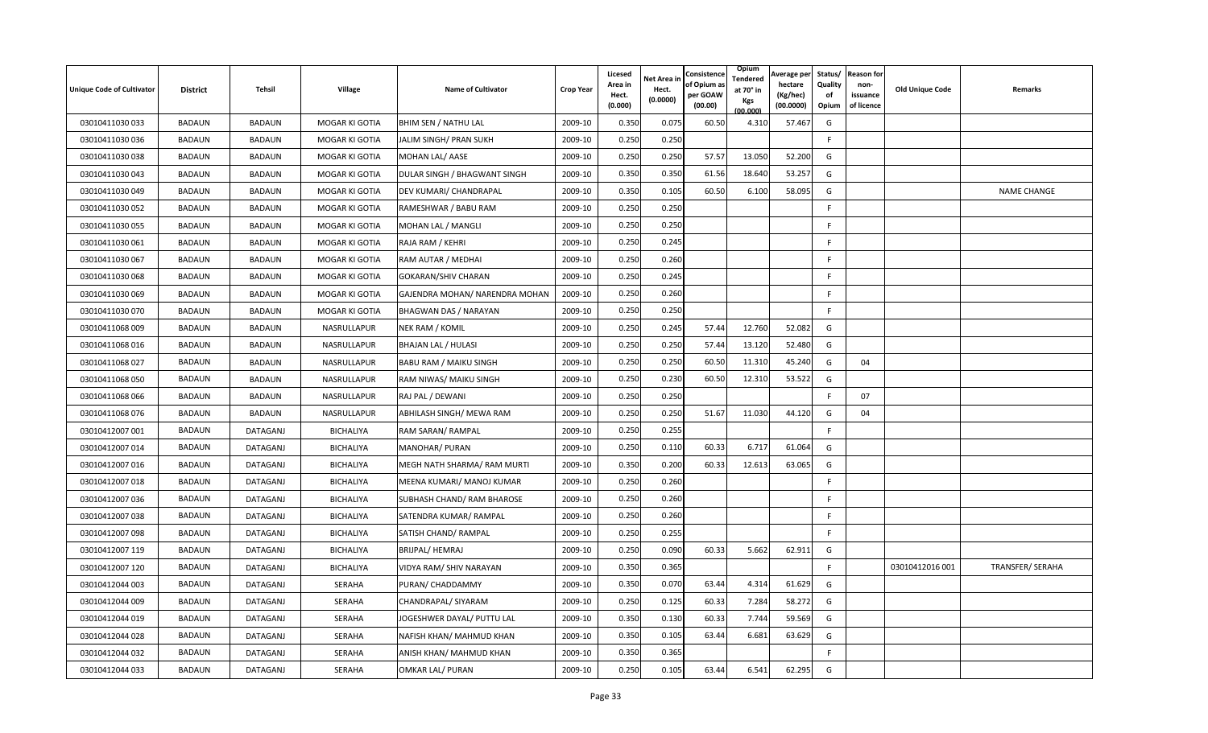| Unique Code of Cultivator | District | Tehsil | Village | Name of Cultivator | Crop Year | Licesed Area in Hect. (0.000) | Net Area in Hect. (0.0000) | Consistence of Opium as per GOAW (00.00) | Opium Tendered at 70° in Kgs (00.000) | Average per hectare (Kg/hec) (00.0000) | Status/ Quality of Opium | Reason for non-issuance of licence | Old Unique Code | Remarks |
|---|---|---|---|---|---|---|---|---|---|---|---|---|---|---|
| 03010411030 033 | BADAUN | BADAUN | MOGAR KI GOTIA | BHIM SEN / NATHU LAL | 2009-10 | 0.350 | 0.075 | 60.50 | 4.310 | 57.467 | G | | | |
| 03010411030 036 | BADAUN | BADAUN | MOGAR KI GOTIA | JALIM SINGH/ PRAN SUKH | 2009-10 | 0.250 | 0.250 | | | | F | | | |
| 03010411030 038 | BADAUN | BADAUN | MOGAR KI GOTIA | MOHAN LAL/ AASE | 2009-10 | 0.250 | 0.250 | 57.57 | 13.050 | 52.200 | G | | | |
| 03010411030 043 | BADAUN | BADAUN | MOGAR KI GOTIA | DULAR SINGH / BHAGWANT SINGH | 2009-10 | 0.350 | 0.350 | 61.56 | 18.640 | 53.257 | G | | | |
| 03010411030 049 | BADAUN | BADAUN | MOGAR KI GOTIA | DEV KUMARI/ CHANDRAPAL | 2009-10 | 0.350 | 0.105 | 60.50 | 6.100 | 58.095 | G | | | NAME CHANGE |
| 03010411030 052 | BADAUN | BADAUN | MOGAR KI GOTIA | RAMESHWAR / BABU RAM | 2009-10 | 0.250 | 0.250 | | | | F | | | |
| 03010411030 055 | BADAUN | BADAUN | MOGAR KI GOTIA | MOHAN LAL / MANGLI | 2009-10 | 0.250 | 0.250 | | | | F | | | |
| 03010411030 061 | BADAUN | BADAUN | MOGAR KI GOTIA | RAJA RAM / KEHRI | 2009-10 | 0.250 | 0.245 | | | | F | | | |
| 03010411030 067 | BADAUN | BADAUN | MOGAR KI GOTIA | RAM AUTAR / MEDHAI | 2009-10 | 0.250 | 0.260 | | | | F | | | |
| 03010411030 068 | BADAUN | BADAUN | MOGAR KI GOTIA | GOKARAN/SHIV CHARAN | 2009-10 | 0.250 | 0.245 | | | | F | | | |
| 03010411030 069 | BADAUN | BADAUN | MOGAR KI GOTIA | GAJENDRA MOHAN/ NARENDRA MOHAN | 2009-10 | 0.250 | 0.260 | | | | F | | | |
| 03010411030 070 | BADAUN | BADAUN | MOGAR KI GOTIA | BHAGWAN DAS / NARAYAN | 2009-10 | 0.250 | 0.250 | | | | F | | | |
| 03010411068 009 | BADAUN | BADAUN | NASRULLAPUR | NEK RAM / KOMIL | 2009-10 | 0.250 | 0.245 | 57.44 | 12.760 | 52.082 | G | | | |
| 03010411068 016 | BADAUN | BADAUN | NASRULLAPUR | BHAJAN LAL / HULASI | 2009-10 | 0.250 | 0.250 | 57.44 | 13.120 | 52.480 | G | | | |
| 03010411068 027 | BADAUN | BADAUN | NASRULLAPUR | BABU RAM / MAIKU SINGH | 2009-10 | 0.250 | 0.250 | 60.50 | 11.310 | 45.240 | G | 04 | | |
| 03010411068 050 | BADAUN | BADAUN | NASRULLAPUR | RAM NIWAS/ MAIKU SINGH | 2009-10 | 0.250 | 0.230 | 60.50 | 12.310 | 53.522 | G | | | |
| 03010411068 066 | BADAUN | BADAUN | NASRULLAPUR | RAJ PAL / DEWANI | 2009-10 | 0.250 | 0.250 | | | | F | 07 | | |
| 03010411068 076 | BADAUN | BADAUN | NASRULLAPUR | ABHILASH SINGH/ MEWA RAM | 2009-10 | 0.250 | 0.250 | 51.67 | 11.030 | 44.120 | G | 04 | | |
| 03010412007 001 | BADAUN | DATAGANJ | BICHALIYA | RAM SARAN/ RAMPAL | 2009-10 | 0.250 | 0.255 | | | | F | | | |
| 03010412007 014 | BADAUN | DATAGANJ | BICHALIYA | MANOHAR/ PURAN | 2009-10 | 0.250 | 0.110 | 60.33 | 6.717 | 61.064 | G | | | |
| 03010412007 016 | BADAUN | DATAGANJ | BICHALIYA | MEGH NATH SHARMA/ RAM MURTI | 2009-10 | 0.350 | 0.200 | 60.33 | 12.613 | 63.065 | G | | | |
| 03010412007 018 | BADAUN | DATAGANJ | BICHALIYA | MEENA KUMARI/ MANOJ KUMAR | 2009-10 | 0.250 | 0.260 | | | | F | | | |
| 03010412007 036 | BADAUN | DATAGANJ | BICHALIYA | SUBHASH CHAND/ RAM BHAROSE | 2009-10 | 0.250 | 0.260 | | | | F | | | |
| 03010412007 038 | BADAUN | DATAGANJ | BICHALIYA | SATENDRA KUMAR/ RAMPAL | 2009-10 | 0.250 | 0.260 | | | | F | | | |
| 03010412007 098 | BADAUN | DATAGANJ | BICHALIYA | SATISH CHAND/ RAMPAL | 2009-10 | 0.250 | 0.255 | | | | F | | | |
| 03010412007 119 | BADAUN | DATAGANJ | BICHALIYA | BRIJPAL/ HEMRAJ | 2009-10 | 0.250 | 0.090 | 60.33 | 5.662 | 62.911 | G | | | |
| 03010412007 120 | BADAUN | DATAGANJ | BICHALIYA | VIDYA RAM/ SHIV NARAYAN | 2009-10 | 0.350 | 0.365 | | | | F | | 03010412016 001 | TRANSFER/ SERAHA |
| 03010412044 003 | BADAUN | DATAGANJ | SERAHA | PURAN/ CHADDAMMY | 2009-10 | 0.350 | 0.070 | 63.44 | 4.314 | 61.629 | G | | | |
| 03010412044 009 | BADAUN | DATAGANJ | SERAHA | CHANDRAPAL/ SIYARAM | 2009-10 | 0.250 | 0.125 | 60.33 | 7.284 | 58.272 | G | | | |
| 03010412044 019 | BADAUN | DATAGANJ | SERAHA | JOGESHWER DAYAL/ PUTTU LAL | 2009-10 | 0.350 | 0.130 | 60.33 | 7.744 | 59.569 | G | | | |
| 03010412044 028 | BADAUN | DATAGANJ | SERAHA | NAFISH KHAN/ MAHMUD KHAN | 2009-10 | 0.350 | 0.105 | 63.44 | 6.681 | 63.629 | G | | | |
| 03010412044 032 | BADAUN | DATAGANJ | SERAHA | ANISH KHAN/ MAHMUD KHAN | 2009-10 | 0.350 | 0.365 | | | | F | | | |
| 03010412044 033 | BADAUN | DATAGANJ | SERAHA | OMKAR LAL/ PURAN | 2009-10 | 0.250 | 0.105 | 63.44 | 6.541 | 62.295 | G | | | |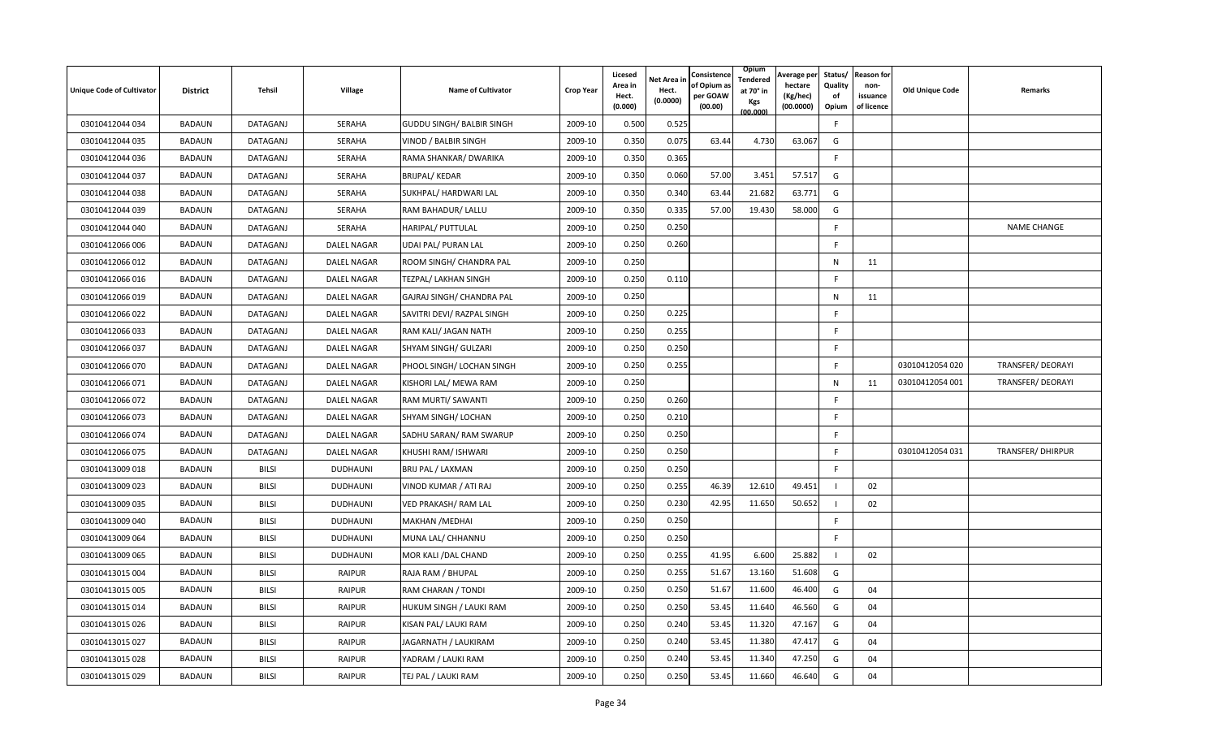| Unique Code of Cultivator | District | Tehsil | Village | Name of Cultivator | Crop Year | Licesed Area in Hect. (0.000) | Net Area in Hect. (0.0000) | Consistence of Opium as per GOAW (00.00) | Opium Tendered at 70° in Kgs (00.000) | Average per hectare (Kg/hec) (00.0000) | Status/ Quality of Opium | Reason for non-issuance of licence | Old Unique Code | Remarks |
|---|---|---|---|---|---|---|---|---|---|---|---|---|---|---|
| 03010412044 034 | BADAUN | DATAGANJ | SERAHA | GUDDU SINGH/ BALBIR SINGH | 2009-10 | 0.500 | 0.525 | | | | F | | | |
| 03010412044 035 | BADAUN | DATAGANJ | SERAHA | VINOD / BALBIR SINGH | 2009-10 | 0.350 | 0.075 | 63.44 | 4.730 | 63.067 | G | | | |
| 03010412044 036 | BADAUN | DATAGANJ | SERAHA | RAMA SHANKAR/ DWARIKA | 2009-10 | 0.350 | 0.365 | | | | F | | | |
| 03010412044 037 | BADAUN | DATAGANJ | SERAHA | BRIJPAL/ KEDAR | 2009-10 | 0.350 | 0.060 | 57.00 | 3.451 | 57.517 | G | | | |
| 03010412044 038 | BADAUN | DATAGANJ | SERAHA | SUKHPAL/ HARDWARI LAL | 2009-10 | 0.350 | 0.340 | 63.44 | 21.682 | 63.771 | G | | | |
| 03010412044 039 | BADAUN | DATAGANJ | SERAHA | RAM BAHADUR/ LALLU | 2009-10 | 0.350 | 0.335 | 57.00 | 19.430 | 58.000 | G | | | |
| 03010412044 040 | BADAUN | DATAGANJ | SERAHA | HARIPAL/ PUTTULAL | 2009-10 | 0.250 | 0.250 | | | | F | | | NAME CHANGE |
| 03010412066 006 | BADAUN | DATAGANJ | DALEL NAGAR | UDAI PAL/ PURAN LAL | 2009-10 | 0.250 | 0.260 | | | | F | | | |
| 03010412066 012 | BADAUN | DATAGANJ | DALEL NAGAR | ROOM SINGH/ CHANDRA PAL | 2009-10 | 0.250 | | | | | N | 11 | | |
| 03010412066 016 | BADAUN | DATAGANJ | DALEL NAGAR | TEZPAL/ LAKHAN SINGH | 2009-10 | 0.250 | 0.110 | | | | F | | | |
| 03010412066 019 | BADAUN | DATAGANJ | DALEL NAGAR | GAJRAJ SINGH/ CHANDRA PAL | 2009-10 | 0.250 | | | | | N | 11 | | |
| 03010412066 022 | BADAUN | DATAGANJ | DALEL NAGAR | SAVITRI DEVI/ RAZPAL SINGH | 2009-10 | 0.250 | 0.225 | | | | F | | | |
| 03010412066 033 | BADAUN | DATAGANJ | DALEL NAGAR | RAM KALI/ JAGAN NATH | 2009-10 | 0.250 | 0.255 | | | | F | | | |
| 03010412066 037 | BADAUN | DATAGANJ | DALEL NAGAR | SHYAM SINGH/ GULZARI | 2009-10 | 0.250 | 0.250 | | | | F | | | |
| 03010412066 070 | BADAUN | DATAGANJ | DALEL NAGAR | PHOOL SINGH/ LOCHAN SINGH | 2009-10 | 0.250 | 0.255 | | | | F | | 03010412054 020 | TRANSFER/ DEORAYI |
| 03010412066 071 | BADAUN | DATAGANJ | DALEL NAGAR | KISHORI LAL/ MEWA RAM | 2009-10 | 0.250 | | | | | N | 11 | 03010412054 001 | TRANSFER/ DEORAYI |
| 03010412066 072 | BADAUN | DATAGANJ | DALEL NAGAR | RAM MURTI/ SAWANTI | 2009-10 | 0.250 | 0.260 | | | | F | | | |
| 03010412066 073 | BADAUN | DATAGANJ | DALEL NAGAR | SHYAM SINGH/ LOCHAN | 2009-10 | 0.250 | 0.210 | | | | F | | | |
| 03010412066 074 | BADAUN | DATAGANJ | DALEL NAGAR | SADHU SARAN/ RAM SWARUP | 2009-10 | 0.250 | 0.250 | | | | F | | | |
| 03010412066 075 | BADAUN | DATAGANJ | DALEL NAGAR | KHUSHI RAM/ ISHWARI | 2009-10 | 0.250 | 0.250 | | | | F | | 03010412054 031 | TRANSFER/ DHIRPUR |
| 03010413009 018 | BADAUN | BILSI | DUDHAUNI | BRIJ PAL / LAXMAN | 2009-10 | 0.250 | 0.250 | | | | F | | | |
| 03010413009 023 | BADAUN | BILSI | DUDHAUNI | VINOD KUMAR / ATI RAJ | 2009-10 | 0.250 | 0.255 | 46.39 | 12.610 | 49.451 | I | 02 | | |
| 03010413009 035 | BADAUN | BILSI | DUDHAUNI | VED PRAKASH/ RAM LAL | 2009-10 | 0.250 | 0.230 | 42.95 | 11.650 | 50.652 | I | 02 | | |
| 03010413009 040 | BADAUN | BILSI | DUDHAUNI | MAKHAN /MEDHAI | 2009-10 | 0.250 | 0.250 | | | | F | | | |
| 03010413009 064 | BADAUN | BILSI | DUDHAUNI | MUNA LAL/ CHHANNU | 2009-10 | 0.250 | 0.250 | | | | F | | | |
| 03010413009 065 | BADAUN | BILSI | DUDHAUNI | MOR KALI /DAL CHAND | 2009-10 | 0.250 | 0.255 | 41.95 | 6.600 | 25.882 | I | 02 | | |
| 03010413015 004 | BADAUN | BILSI | RAIPUR | RAJA RAM / BHUPAL | 2009-10 | 0.250 | 0.255 | 51.67 | 13.160 | 51.608 | G | | | |
| 03010413015 005 | BADAUN | BILSI | RAIPUR | RAM CHARAN / TONDI | 2009-10 | 0.250 | 0.250 | 51.67 | 11.600 | 46.400 | G | 04 | | |
| 03010413015 014 | BADAUN | BILSI | RAIPUR | HUKUM SINGH / LAUKI RAM | 2009-10 | 0.250 | 0.250 | 53.45 | 11.640 | 46.560 | G | 04 | | |
| 03010413015 026 | BADAUN | BILSI | RAIPUR | KISAN PAL/ LAUKI RAM | 2009-10 | 0.250 | 0.240 | 53.45 | 11.320 | 47.167 | G | 04 | | |
| 03010413015 027 | BADAUN | BILSI | RAIPUR | JAGARNATH / LAUKIRAM | 2009-10 | 0.250 | 0.240 | 53.45 | 11.380 | 47.417 | G | 04 | | |
| 03010413015 028 | BADAUN | BILSI | RAIPUR | YADRAM / LAUKI RAM | 2009-10 | 0.250 | 0.240 | 53.45 | 11.340 | 47.250 | G | 04 | | |
| 03010413015 029 | BADAUN | BILSI | RAIPUR | TEJ PAL / LAUKI RAM | 2009-10 | 0.250 | 0.250 | 53.45 | 11.660 | 46.640 | G | 04 | | |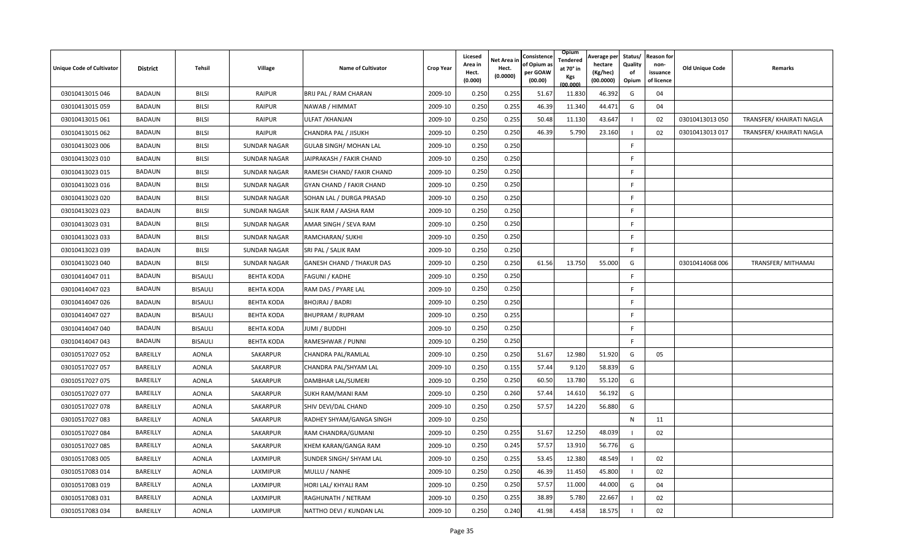| Unique Code of Cultivator | District | Tehsil | Village | Name of Cultivator | Crop Year | Licesed Area in Hect. (0.000) | Net Area in Hect. (0.0000) | Consistence of Opium as per GOAW (00.00) | Opium Tendered at 70° in Kgs (00.000) | Average per hectare (Kg/hec) (00.0000) | Status/ Quality of Opium | Reason for non-issuance of licence | Old Unique Code | Remarks |
|---|---|---|---|---|---|---|---|---|---|---|---|---|---|---|
| 03010413015 046 | BADAUN | BILSI | RAIPUR | BRIJ PAL / RAM CHARAN | 2009-10 | 0.250 | 0.255 | 51.67 | 11.830 | 46.392 | G | 04 | | |
| 03010413015 059 | BADAUN | BILSI | RAIPUR | NAWAB / HIMMAT | 2009-10 | 0.250 | 0.255 | 46.39 | 11.340 | 44.471 | G | 04 | | |
| 03010413015 061 | BADAUN | BILSI | RAIPUR | ULFAT /KHANJAN | 2009-10 | 0.250 | 0.255 | 50.48 | 11.130 | 43.647 | I | 02 | 03010413013 050 | TRANSFER/ KHAIRATI NAGLA |
| 03010413015 062 | BADAUN | BILSI | RAIPUR | CHANDRA PAL / JISUKH | 2009-10 | 0.250 | 0.250 | 46.39 | 5.790 | 23.160 | I | 02 | 03010413013 017 | TRANSFER/ KHAIRATI NAGLA |
| 03010413023 006 | BADAUN | BILSI | SUNDAR NAGAR | GULAB SINGH/ MOHAN LAL | 2009-10 | 0.250 | 0.250 | | | | F | | | |
| 03010413023 010 | BADAUN | BILSI | SUNDAR NAGAR | JAIPRAKASH / FAKIR CHAND | 2009-10 | 0.250 | 0.250 | | | | F | | | |
| 03010413023 015 | BADAUN | BILSI | SUNDAR NAGAR | RAMESH CHAND/ FAKIR CHAND | 2009-10 | 0.250 | 0.250 | | | | F | | | |
| 03010413023 016 | BADAUN | BILSI | SUNDAR NAGAR | GYAN CHAND / FAKIR CHAND | 2009-10 | 0.250 | 0.250 | | | | F | | | |
| 03010413023 020 | BADAUN | BILSI | SUNDAR NAGAR | SOHAN LAL / DURGA PRASAD | 2009-10 | 0.250 | 0.250 | | | | F | | | |
| 03010413023 023 | BADAUN | BILSI | SUNDAR NAGAR | SALIK RAM / AASHA RAM | 2009-10 | 0.250 | 0.250 | | | | F | | | |
| 03010413023 031 | BADAUN | BILSI | SUNDAR NAGAR | AMAR SINGH / SEVA RAM | 2009-10 | 0.250 | 0.250 | | | | F | | | |
| 03010413023 033 | BADAUN | BILSI | SUNDAR NAGAR | RAMCHARAN/ SUKHI | 2009-10 | 0.250 | 0.250 | | | | F | | | |
| 03010413023 039 | BADAUN | BILSI | SUNDAR NAGAR | SRI PAL / SALIK RAM | 2009-10 | 0.250 | 0.250 | | | | F | | | |
| 03010413023 040 | BADAUN | BILSI | SUNDAR NAGAR | GANESH CHAND / THAKUR DAS | 2009-10 | 0.250 | 0.250 | 61.56 | 13.750 | 55.000 | G | | 03010414068 006 | TRANSFER/ MITHAMAI |
| 03010414047 011 | BADAUN | BISAULI | BEHTA KODA | FAGUNI / KADHE | 2009-10 | 0.250 | 0.250 | | | | F | | | |
| 03010414047 023 | BADAUN | BISAULI | BEHTA KODA | RAM DAS / PYARE LAL | 2009-10 | 0.250 | 0.250 | | | | F | | | |
| 03010414047 026 | BADAUN | BISAULI | BEHTA KODA | BHOJRAJ / BADRI | 2009-10 | 0.250 | 0.250 | | | | F | | | |
| 03010414047 027 | BADAUN | BISAULI | BEHTA KODA | BHUPRAM / RUPRAM | 2009-10 | 0.250 | 0.255 | | | | F | | | |
| 03010414047 040 | BADAUN | BISAULI | BEHTA KODA | JUMI / BUDDHI | 2009-10 | 0.250 | 0.250 | | | | F | | | |
| 03010414047 043 | BADAUN | BISAULI | BEHTA KODA | RAMESHWAR / PUNNI | 2009-10 | 0.250 | 0.250 | | | | F | | | |
| 03010517027 052 | BAREILLY | AONLA | SAKARPUR | CHANDRA PAL/RAMLAL | 2009-10 | 0.250 | 0.250 | 51.67 | 12.980 | 51.920 | G | 05 | | |
| 03010517027 057 | BAREILLY | AONLA | SAKARPUR | CHANDRA PAL/SHYAM LAL | 2009-10 | 0.250 | 0.155 | 57.44 | 9.120 | 58.839 | G | | | |
| 03010517027 075 | BAREILLY | AONLA | SAKARPUR | DAMBHAR LAL/SUMERI | 2009-10 | 0.250 | 0.250 | 60.50 | 13.780 | 55.120 | G | | | |
| 03010517027 077 | BAREILLY | AONLA | SAKARPUR | SUKH RAM/MANI RAM | 2009-10 | 0.250 | 0.260 | 57.44 | 14.610 | 56.192 | G | | | |
| 03010517027 078 | BAREILLY | AONLA | SAKARPUR | SHIV DEVI/DAL CHAND | 2009-10 | 0.250 | 0.250 | 57.57 | 14.220 | 56.880 | G | | | |
| 03010517027 083 | BAREILLY | AONLA | SAKARPUR | RADHEY SHYAM/GANGA SINGH | 2009-10 | 0.250 | | | | | N | 11 | | |
| 03010517027 084 | BAREILLY | AONLA | SAKARPUR | RAM CHANDRA/GUMANI | 2009-10 | 0.250 | 0.255 | 51.67 | 12.250 | 48.039 | I | 02 | | |
| 03010517027 085 | BAREILLY | AONLA | SAKARPUR | KHEM KARAN/GANGA RAM | 2009-10 | 0.250 | 0.245 | 57.57 | 13.910 | 56.776 | G | | | |
| 03010517083 005 | BAREILLY | AONLA | LAXMIPUR | SUNDER SINGH/ SHYAM LAL | 2009-10 | 0.250 | 0.255 | 53.45 | 12.380 | 48.549 | I | 02 | | |
| 03010517083 014 | BAREILLY | AONLA | LAXMIPUR | MULLU / NANHE | 2009-10 | 0.250 | 0.250 | 46.39 | 11.450 | 45.800 | I | 02 | | |
| 03010517083 019 | BAREILLY | AONLA | LAXMIPUR | HORI LAL/ KHYALI RAM | 2009-10 | 0.250 | 0.250 | 57.57 | 11.000 | 44.000 | G | 04 | | |
| 03010517083 031 | BAREILLY | AONLA | LAXMIPUR | RAGHUNATH / NETRAM | 2009-10 | 0.250 | 0.255 | 38.89 | 5.780 | 22.667 | I | 02 | | |
| 03010517083 034 | BAREILLY | AONLA | LAXMIPUR | NATTHO DEVI / KUNDAN LAL | 2009-10 | 0.250 | 0.240 | 41.98 | 4.458 | 18.575 | I | 02 | | |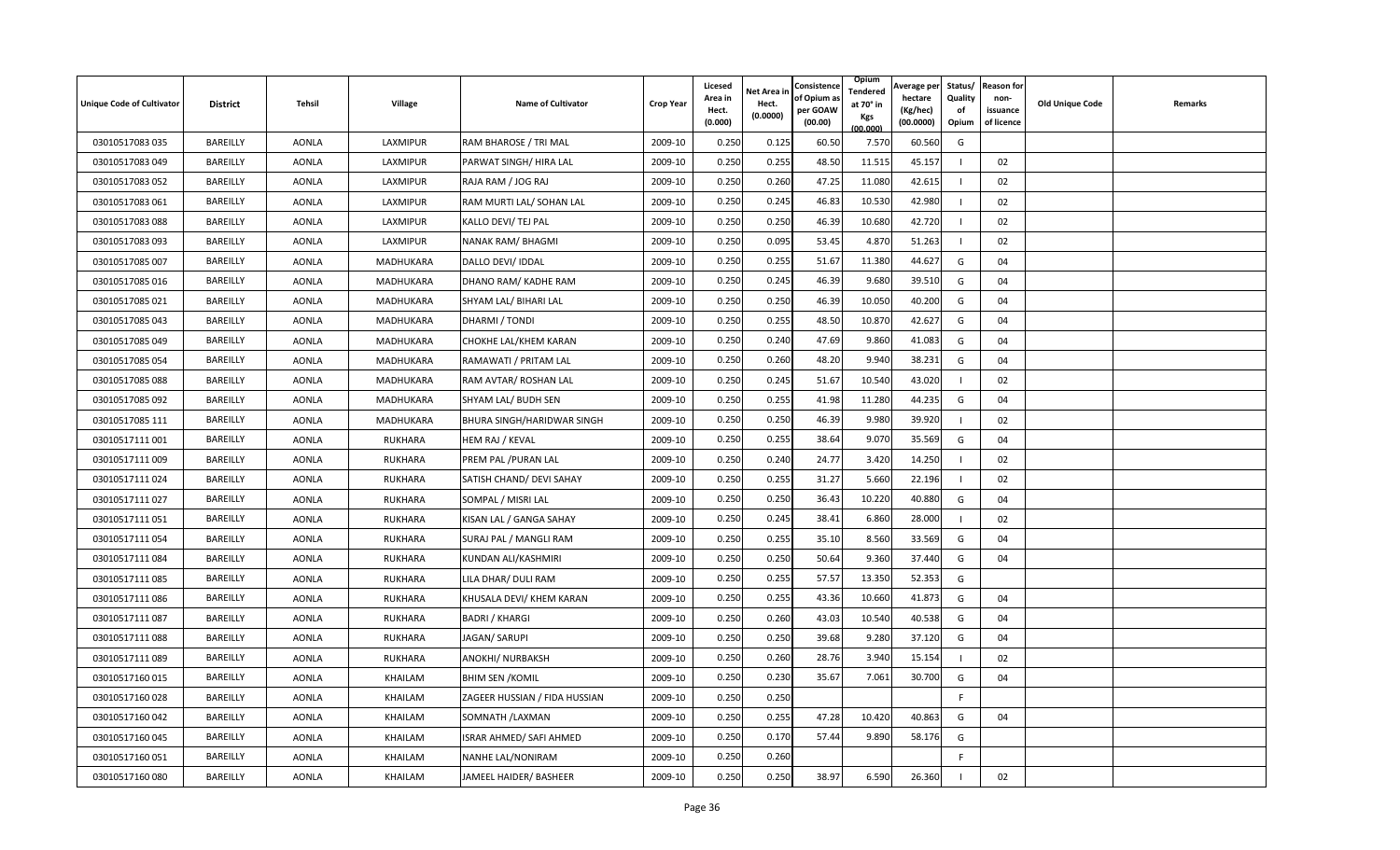| Unique Code of Cultivator | District | Tehsil | Village | Name of Cultivator | Crop Year | Licesed Area in Hect. (0.000) | Net Area in Hect. (0.0000) | Consistence of Opium as per GOAW (00.00) | Opium Tendered at 70° in Kgs (00.000) | Average per hectare (Kg/hec) (00.0000) | Status/ Quality of Opium | Reason for non-issuance of licence | Old Unique Code | Remarks |
|---|---|---|---|---|---|---|---|---|---|---|---|---|---|---|
| 03010517083 035 | BAREILLY | AONLA | LAXMIPUR | RAM BHAROSE / TRI MAL | 2009-10 | 0.250 | 0.125 | 60.50 | 7.570 | 60.560 | G | | | |
| 03010517083 049 | BAREILLY | AONLA | LAXMIPUR | PARWAT SINGH/ HIRA LAL | 2009-10 | 0.250 | 0.255 | 48.50 | 11.515 | 45.157 | I | 02 | | |
| 03010517083 052 | BAREILLY | AONLA | LAXMIPUR | RAJA RAM / JOG RAJ | 2009-10 | 0.250 | 0.260 | 47.25 | 11.080 | 42.615 | I | 02 | | |
| 03010517083 061 | BAREILLY | AONLA | LAXMIPUR | RAM MURTI LAL/ SOHAN LAL | 2009-10 | 0.250 | 0.245 | 46.83 | 10.530 | 42.980 | I | 02 | | |
| 03010517083 088 | BAREILLY | AONLA | LAXMIPUR | KALLO DEVI/ TEJ PAL | 2009-10 | 0.250 | 0.250 | 46.39 | 10.680 | 42.720 | I | 02 | | |
| 03010517083 093 | BAREILLY | AONLA | LAXMIPUR | NANAK RAM/ BHAGMI | 2009-10 | 0.250 | 0.095 | 53.45 | 4.870 | 51.263 | I | 02 | | |
| 03010517085 007 | BAREILLY | AONLA | MADHUKARA | DALLO DEVI/ IDDAL | 2009-10 | 0.250 | 0.255 | 51.67 | 11.380 | 44.627 | G | 04 | | |
| 03010517085 016 | BAREILLY | AONLA | MADHUKARA | DHANO RAM/ KADHE RAM | 2009-10 | 0.250 | 0.245 | 46.39 | 9.680 | 39.510 | G | 04 | | |
| 03010517085 021 | BAREILLY | AONLA | MADHUKARA | SHYAM LAL/ BIHARI LAL | 2009-10 | 0.250 | 0.250 | 46.39 | 10.050 | 40.200 | G | 04 | | |
| 03010517085 043 | BAREILLY | AONLA | MADHUKARA | DHARMI / TONDI | 2009-10 | 0.250 | 0.255 | 48.50 | 10.870 | 42.627 | G | 04 | | |
| 03010517085 049 | BAREILLY | AONLA | MADHUKARA | CHOKHE LAL/KHEM KARAN | 2009-10 | 0.250 | 0.240 | 47.69 | 9.860 | 41.083 | G | 04 | | |
| 03010517085 054 | BAREILLY | AONLA | MADHUKARA | RAMAWATI / PRITAM LAL | 2009-10 | 0.250 | 0.260 | 48.20 | 9.940 | 38.231 | G | 04 | | |
| 03010517085 088 | BAREILLY | AONLA | MADHUKARA | RAM AVTAR/ ROSHAN LAL | 2009-10 | 0.250 | 0.245 | 51.67 | 10.540 | 43.020 | I | 02 | | |
| 03010517085 092 | BAREILLY | AONLA | MADHUKARA | SHYAM LAL/ BUDH SEN | 2009-10 | 0.250 | 0.255 | 41.98 | 11.280 | 44.235 | G | 04 | | |
| 03010517085 111 | BAREILLY | AONLA | MADHUKARA | BHURA SINGH/HARIDWAR SINGH | 2009-10 | 0.250 | 0.250 | 46.39 | 9.980 | 39.920 | I | 02 | | |
| 03010517111 001 | BAREILLY | AONLA | RUKHARA | HEM RAJ / KEVAL | 2009-10 | 0.250 | 0.255 | 38.64 | 9.070 | 35.569 | G | 04 | | |
| 03010517111 009 | BAREILLY | AONLA | RUKHARA | PREM PAL /PURAN LAL | 2009-10 | 0.250 | 0.240 | 24.77 | 3.420 | 14.250 | I | 02 | | |
| 03010517111 024 | BAREILLY | AONLA | RUKHARA | SATISH CHAND/ DEVI SAHAY | 2009-10 | 0.250 | 0.255 | 31.27 | 5.660 | 22.196 | I | 02 | | |
| 03010517111 027 | BAREILLY | AONLA | RUKHARA | SOMPAL / MISRI LAL | 2009-10 | 0.250 | 0.250 | 36.43 | 10.220 | 40.880 | G | 04 | | |
| 03010517111 051 | BAREILLY | AONLA | RUKHARA | KISAN LAL / GANGA SAHAY | 2009-10 | 0.250 | 0.245 | 38.41 | 6.860 | 28.000 | I | 02 | | |
| 03010517111 054 | BAREILLY | AONLA | RUKHARA | SURAJ PAL / MANGLI RAM | 2009-10 | 0.250 | 0.255 | 35.10 | 8.560 | 33.569 | G | 04 | | |
| 03010517111 084 | BAREILLY | AONLA | RUKHARA | KUNDAN ALI/KASHMIRI | 2009-10 | 0.250 | 0.250 | 50.64 | 9.360 | 37.440 | G | 04 | | |
| 03010517111 085 | BAREILLY | AONLA | RUKHARA | LILA DHAR/ DULI RAM | 2009-10 | 0.250 | 0.255 | 57.57 | 13.350 | 52.353 | G | | | |
| 03010517111 086 | BAREILLY | AONLA | RUKHARA | KHUSALA DEVI/ KHEM KARAN | 2009-10 | 0.250 | 0.255 | 43.36 | 10.660 | 41.873 | G | 04 | | |
| 03010517111 087 | BAREILLY | AONLA | RUKHARA | BADRI / KHARGI | 2009-10 | 0.250 | 0.260 | 43.03 | 10.540 | 40.538 | G | 04 | | |
| 03010517111 088 | BAREILLY | AONLA | RUKHARA | JAGAN/ SARUPI | 2009-10 | 0.250 | 0.250 | 39.68 | 9.280 | 37.120 | G | 04 | | |
| 03010517111 089 | BAREILLY | AONLA | RUKHARA | ANOKHI/ NURBAKSH | 2009-10 | 0.250 | 0.260 | 28.76 | 3.940 | 15.154 | I | 02 | | |
| 03010517160 015 | BAREILLY | AONLA | KHAILAM | BHIM SEN /KOMIL | 2009-10 | 0.250 | 0.230 | 35.67 | 7.061 | 30.700 | G | 04 | | |
| 03010517160 028 | BAREILLY | AONLA | KHAILAM | ZAGEER HUSSIAN / FIDA HUSSIAN | 2009-10 | 0.250 | 0.250 | | | | F | | | |
| 03010517160 042 | BAREILLY | AONLA | KHAILAM | SOMNATH /LAXMAN | 2009-10 | 0.250 | 0.255 | 47.28 | 10.420 | 40.863 | G | 04 | | |
| 03010517160 045 | BAREILLY | AONLA | KHAILAM | ISRAR AHMED/ SAFI AHMED | 2009-10 | 0.250 | 0.170 | 57.44 | 9.890 | 58.176 | G | | | |
| 03010517160 051 | BAREILLY | AONLA | KHAILAM | NANHE LAL/NONIRAM | 2009-10 | 0.250 | 0.260 | | | | F | | | |
| 03010517160 080 | BAREILLY | AONLA | KHAILAM | JAMEEL HAIDER/ BASHEER | 2009-10 | 0.250 | 0.250 | 38.97 | 6.590 | 26.360 | I | 02 | | |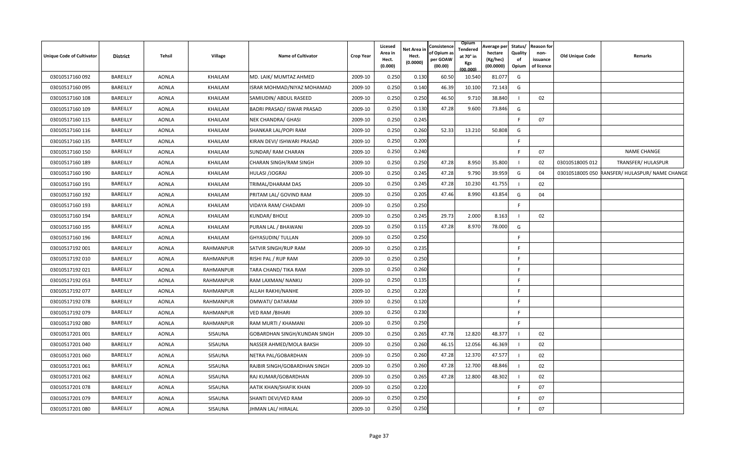| Unique Code of Cultivator | District | Tehsil | Village | Name of Cultivator | Crop Year | Licesed Area in Hect. (0.000) | Net Area in Hect. (0.0000) | Consistence of Opium as per GOAW (00.00) | Opium Tendered at 70° in Kgs (00.000) | Average per hectare (Kg/hec) (00.0000) | Status/ Quality of Opium | Reason for non-issuance of licence | Old Unique Code | Remarks |
|---|---|---|---|---|---|---|---|---|---|---|---|---|---|---|
| 03010517160 092 | BAREILLY | AONLA | KHAILAM | MD. LAIK/ MUMTAZ AHMED | 2009-10 | 0.250 | 0.130 | 60.50 | 10.540 | 81.077 | G | | | |
| 03010517160 095 | BAREILLY | AONLA | KHAILAM | ISRAR MOHMAD/NIYAZ MOHAMAD | 2009-10 | 0.250 | 0.140 | 46.39 | 10.100 | 72.143 | G | | | |
| 03010517160 108 | BAREILLY | AONLA | KHAILAM | SAMIUDIN/ ABDUL RASEED | 2009-10 | 0.250 | 0.250 | 46.50 | 9.710 | 38.840 | I | 02 | | |
| 03010517160 109 | BAREILLY | AONLA | KHAILAM | BADRI PRASAD/ ISWAR PRASAD | 2009-10 | 0.250 | 0.130 | 47.28 | 9.600 | 73.846 | G | | | |
| 03010517160 115 | BAREILLY | AONLA | KHAILAM | NEK CHANDRA/ GHASI | 2009-10 | 0.250 | 0.245 | | | | F | 07 | | |
| 03010517160 116 | BAREILLY | AONLA | KHAILAM | SHANKAR LAL/POPI RAM | 2009-10 | 0.250 | 0.260 | 52.33 | 13.210 | 50.808 | G | | | |
| 03010517160 135 | BAREILLY | AONLA | KHAILAM | KIRAN DEVI/ ISHWARI PRASAD | 2009-10 | 0.250 | 0.200 | | | | F | | | |
| 03010517160 150 | BAREILLY | AONLA | KHAILAM | SUNDAR/ RAM CHARAN | 2009-10 | 0.250 | 0.240 | | | | F | 07 | | NAME CHANGE |
| 03010517160 189 | BAREILLY | AONLA | KHAILAM | CHARAN SINGH/RAM SINGH | 2009-10 | 0.250 | 0.250 | 47.28 | 8.950 | 35.800 | I | 02 | 03010518005 012 | TRANSFER/ HULASPUR |
| 03010517160 190 | BAREILLY | AONLA | KHAILAM | HULASI /JOGRAJ | 2009-10 | 0.250 | 0.245 | 47.28 | 9.790 | 39.959 | G | 04 | 03010518005 050 | TRANSFER/ HULASPUR/ NAME CHANGE |
| 03010517160 191 | BAREILLY | AONLA | KHAILAM | TRIMAL/DHARAM DAS | 2009-10 | 0.250 | 0.245 | 47.28 | 10.230 | 41.755 | I | 02 | | |
| 03010517160 192 | BAREILLY | AONLA | KHAILAM | PRITAM LAL/ GOVIND RAM | 2009-10 | 0.250 | 0.205 | 47.46 | 8.990 | 43.854 | G | 04 | | |
| 03010517160 193 | BAREILLY | AONLA | KHAILAM | VIDAYA RAM/ CHADAMI | 2009-10 | 0.250 | 0.250 | | | | F | | | |
| 03010517160 194 | BAREILLY | AONLA | KHAILAM | KUNDAR/ BHOLE | 2009-10 | 0.250 | 0.245 | 29.73 | 2.000 | 8.163 | I | 02 | | |
| 03010517160 195 | BAREILLY | AONLA | KHAILAM | PURAN LAL / BHAWANI | 2009-10 | 0.250 | 0.115 | 47.28 | 8.970 | 78.000 | G | | | |
| 03010517160 196 | BAREILLY | AONLA | KHAILAM | GHYASUDIN/ TULLAN | 2009-10 | 0.250 | 0.250 | | | | F | | | |
| 03010517192 001 | BAREILLY | AONLA | RAHMANPUR | SATVIR SINGH/RUP RAM | 2009-10 | 0.250 | 0.235 | | | | F | | | |
| 03010517192 010 | BAREILLY | AONLA | RAHMANPUR | RISHI PAL / RUP RAM | 2009-10 | 0.250 | 0.250 | | | | F | | | |
| 03010517192 021 | BAREILLY | AONLA | RAHMANPUR | TARA CHAND/ TIKA RAM | 2009-10 | 0.250 | 0.260 | | | | F | | | |
| 03010517192 053 | BAREILLY | AONLA | RAHMANPUR | RAM LAXMAN/ NANKU | 2009-10 | 0.250 | 0.135 | | | | F | | | |
| 03010517192 077 | BAREILLY | AONLA | RAHMANPUR | ALLAH RAKHI/NANHE | 2009-10 | 0.250 | 0.220 | | | | F | | | |
| 03010517192 078 | BAREILLY | AONLA | RAHMANPUR | OMWATI/ DATARAM | 2009-10 | 0.250 | 0.120 | | | | F | | | |
| 03010517192 079 | BAREILLY | AONLA | RAHMANPUR | VED RAM /BIHARI | 2009-10 | 0.250 | 0.230 | | | | F | | | |
| 03010517192 080 | BAREILLY | AONLA | RAHMANPUR | RAM MURTI / KHAMANI | 2009-10 | 0.250 | 0.250 | | | | F | | | |
| 03010517201 001 | BAREILLY | AONLA | SISAUNA | GOBARDHAN SINGH/KUNDAN SINGH | 2009-10 | 0.250 | 0.265 | 47.78 | 12.820 | 48.377 | I | 02 | | |
| 03010517201 040 | BAREILLY | AONLA | SISAUNA | NASSER AHMED/MOLA BAKSH | 2009-10 | 0.250 | 0.260 | 46.15 | 12.056 | 46.369 | I | 02 | | |
| 03010517201 060 | BAREILLY | AONLA | SISAUNA | NETRA PAL/GOBARDHAN | 2009-10 | 0.250 | 0.260 | 47.28 | 12.370 | 47.577 | I | 02 | | |
| 03010517201 061 | BAREILLY | AONLA | SISAUNA | RAJBIR SINGH/GOBARDHAN SINGH | 2009-10 | 0.250 | 0.260 | 47.28 | 12.700 | 48.846 | I | 02 | | |
| 03010517201 062 | BAREILLY | AONLA | SISAUNA | RAJ KUMAR/GOBARDHAN | 2009-10 | 0.250 | 0.265 | 47.28 | 12.800 | 48.302 | I | 02 | | |
| 03010517201 078 | BAREILLY | AONLA | SISAUNA | AATIK KHAN/SHAFIK KHAN | 2009-10 | 0.250 | 0.220 | | | | F | 07 | | |
| 03010517201 079 | BAREILLY | AONLA | SISAUNA | SHANTI DEVI/VED RAM | 2009-10 | 0.250 | 0.250 | | | | F | 07 | | |
| 03010517201 080 | BAREILLY | AONLA | SISAUNA | JHMAN LAL/ HIRALAL | 2009-10 | 0.250 | 0.250 | | | | F | 07 | | |